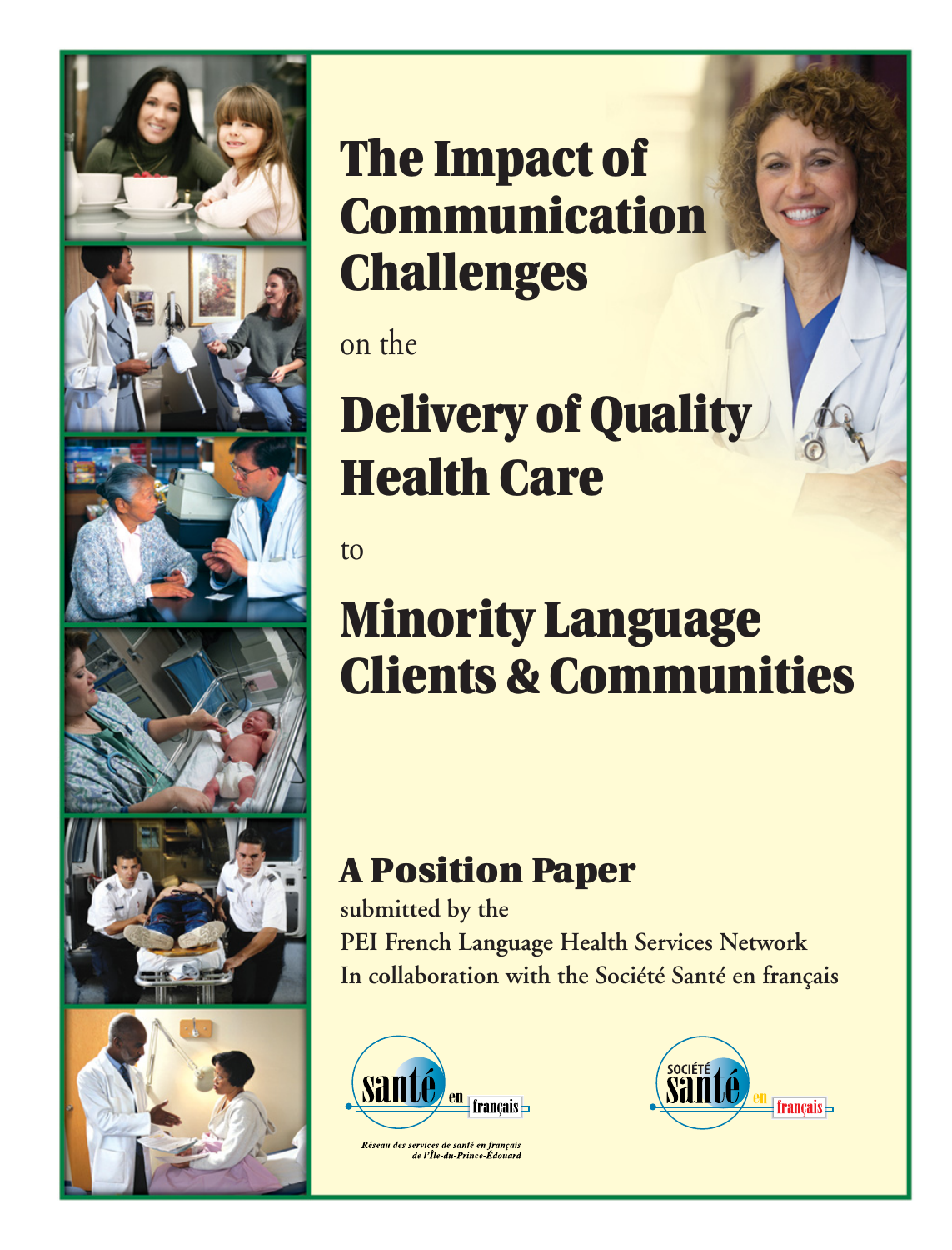# The Impact of Communication Challenges

on the

# Delivery of Quality Health Care

to

# Minority Language Clients & Communities

## A Position Paper

**submitted by the**
**PEI French Language Health Services Network**
**In collaboration with the Société Santé en français**

santé en français

*Réseau des services de santé en français de l'Île-du-Prince-Édouard*

Société santé en français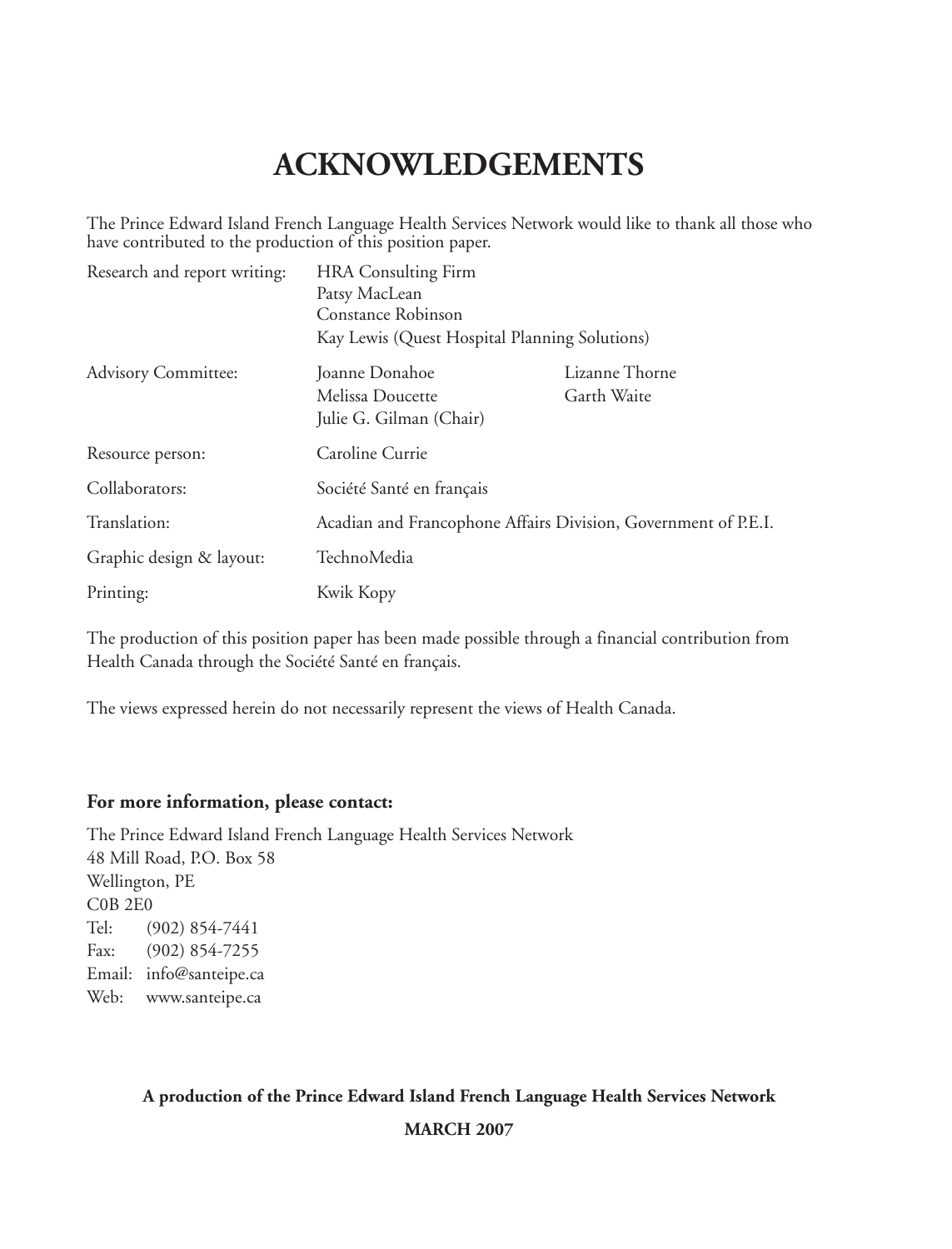# ACKNOWLEDGEMENTS

The Prince Edward Island French Language Health Services Network would like to thank all those who have contributed to the production of this position paper.

| | | |
|---|---|---|
| Research and report writing: | HRA Consulting Firm<br>Patsy MacLean<br>Constance Robinson<br>Kay Lewis (Quest Hospital Planning Solutions) | |
| Advisory Committee: | Joanne Donahoe<br>Melissa Doucette<br>Julie G. Gilman (Chair) | Lizanne Thorne<br>Garth Waite |
| Resource person: | Caroline Currie | |
| Collaborators: | Société Santé en français | |
| Translation: | Acadian and Francophone Affairs Division, Government of P.E.I. | |
| Graphic design & layout: | TechnoMedia | |
| Printing: | Kwik Kopy | |

The production of this position paper has been made possible through a financial contribution from Health Canada through the Société Santé en français.

The views expressed herein do not necessarily represent the views of Health Canada.

**For more information, please contact:**

The Prince Edward Island French Language Health Services Network
48 Mill Road, P.O. Box 58
Wellington, PE
C0B 2E0
Tel: (902) 854-7441
Fax: (902) 854-7255
Email: info@santeipe.ca
Web: www.santeipe.ca

**A production of the Prince Edward Island French Language Health Services Network**

**MARCH 2007**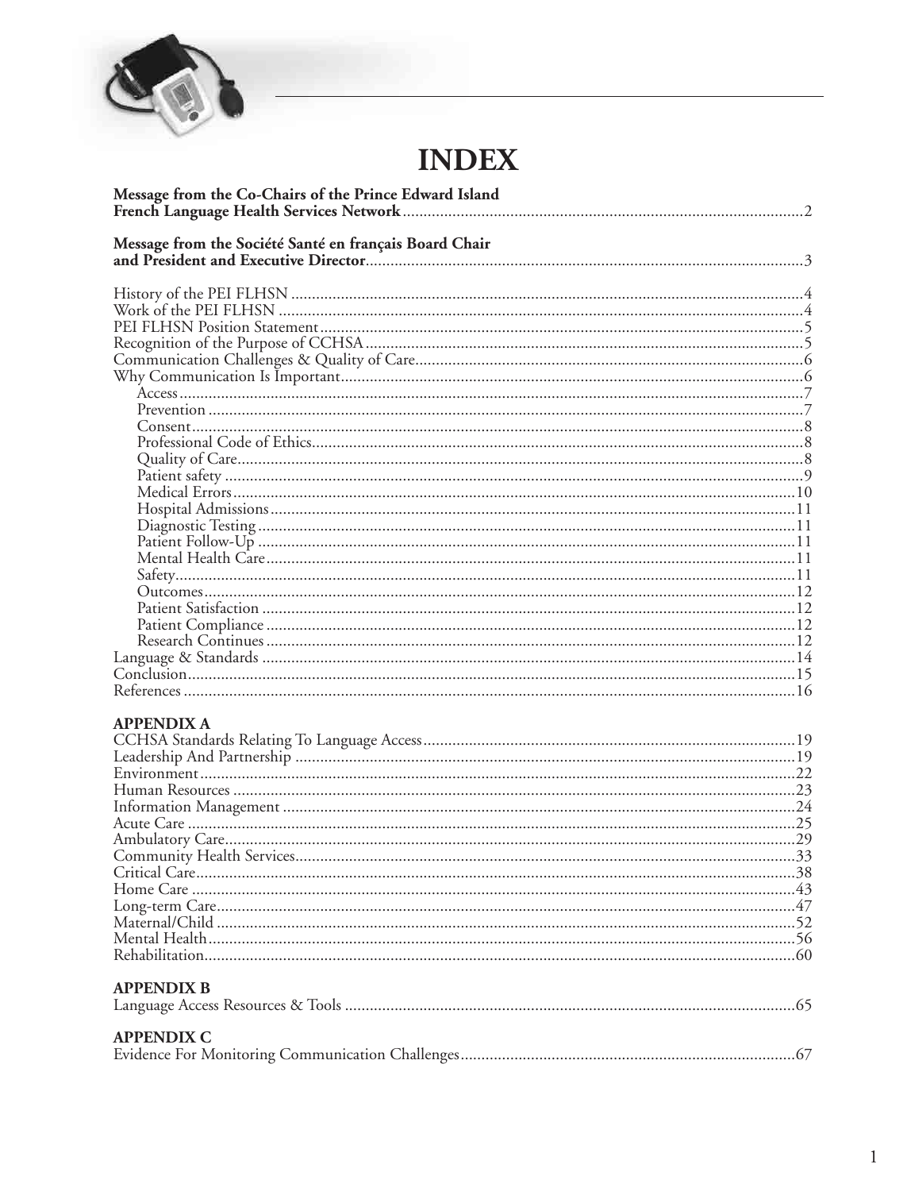# INDEX

**Message from the Co-Chairs of the Prince Edward Island French Language Health Services Network** ..... 2

**Message from the Société Santé en français Board Chair and President and Executive Director** ..... 3

History of the PEI FLHSN ..... 4
Work of the PEI FLHSN ..... 4
PEI FLHSN Position Statement ..... 5
Recognition of the Purpose of CCHSA ..... 5
Communication Challenges & Quality of Care ..... 6
Why Communication Is Important ..... 6
- Access ..... 7
- Prevention ..... 7
- Consent ..... 8
- Professional Code of Ethics ..... 8
- Quality of Care ..... 8
- Patient safety ..... 9
- Medical Errors ..... 10
- Hospital Admissions ..... 11
- Diagnostic Testing ..... 11
- Patient Follow-Up ..... 11
- Mental Health Care ..... 11
- Safety ..... 11
- Outcomes ..... 12
- Patient Satisfaction ..... 12
- Patient Compliance ..... 12
- Research Continues ..... 12

Language & Standards ..... 14
Conclusion ..... 15
References ..... 16

**APPENDIX A**
CCHSA Standards Relating To Language Access ..... 19
Leadership And Partnership ..... 19
Environment ..... 22
Human Resources ..... 23
Information Management ..... 24
Acute Care ..... 25
Ambulatory Care ..... 29
Community Health Services ..... 33
Critical Care ..... 38
Home Care ..... 43
Long-term Care ..... 47
Maternal/Child ..... 52
Mental Health ..... 56
Rehabilitation ..... 60

**APPENDIX B**
Language Access Resources & Tools ..... 65

**APPENDIX C**
Evidence For Monitoring Communication Challenges ..... 67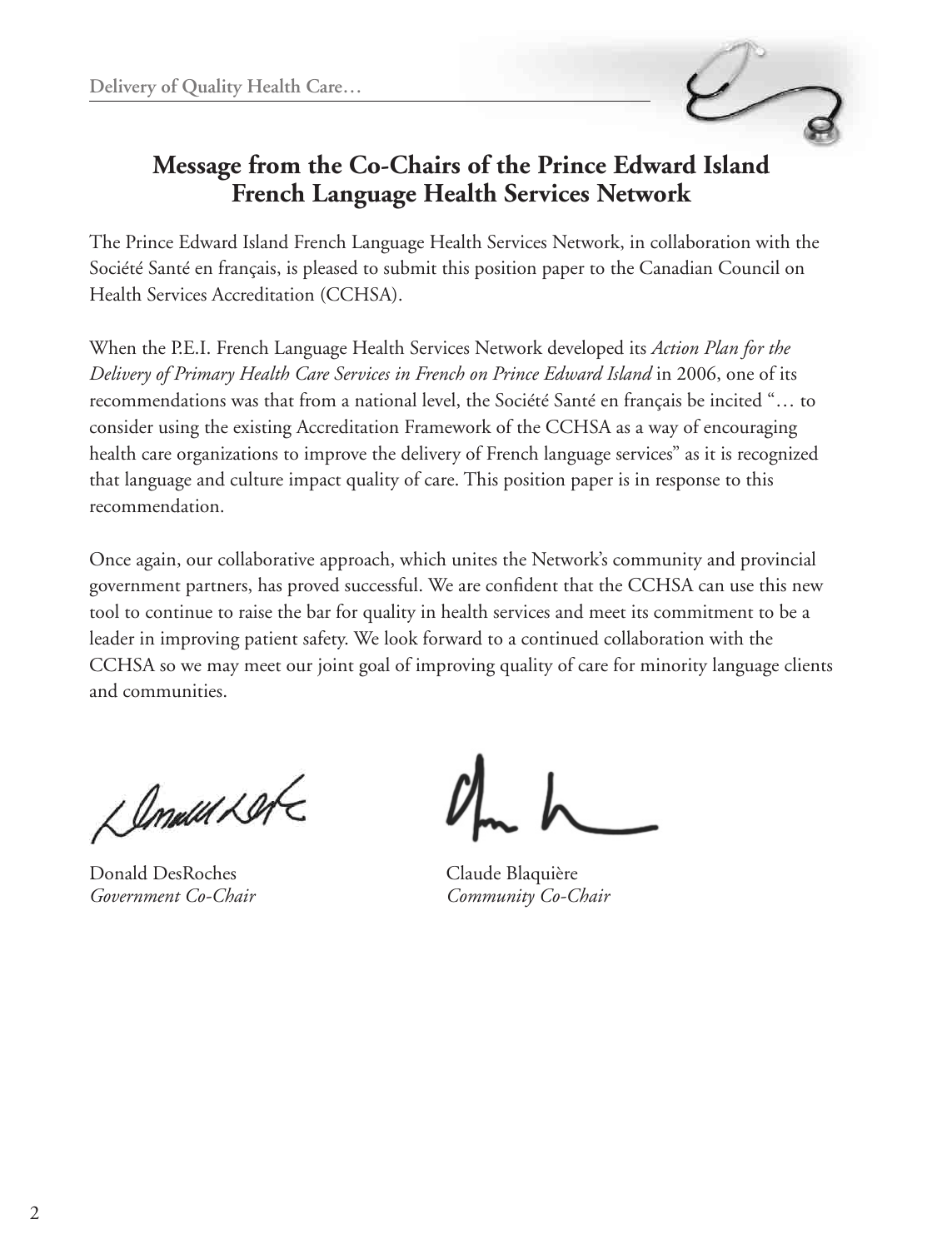## Message from the Co-Chairs of the Prince Edward Island French Language Health Services Network

The Prince Edward Island French Language Health Services Network, in collaboration with the Société Santé en français, is pleased to submit this position paper to the Canadian Council on Health Services Accreditation (CCHSA).

When the P.E.I. French Language Health Services Network developed its *Action Plan for the Delivery of Primary Health Care Services in French on Prince Edward Island* in 2006, one of its recommendations was that from a national level, the Société Santé en français be incited "… to consider using the existing Accreditation Framework of the CCHSA as a way of encouraging health care organizations to improve the delivery of French language services" as it is recognized that language and culture impact quality of care. This position paper is in response to this recommendation.

Once again, our collaborative approach, which unites the Network's community and provincial government partners, has proved successful. We are confident that the CCHSA can use this new tool to continue to raise the bar for quality in health services and meet its commitment to be a leader in improving patient safety. We look forward to a continued collaboration with the CCHSA so we may meet our joint goal of improving quality of care for minority language clients and communities.

Donald DesRoches
*Government Co-Chair*

Claude Blaquière
*Community Co-Chair*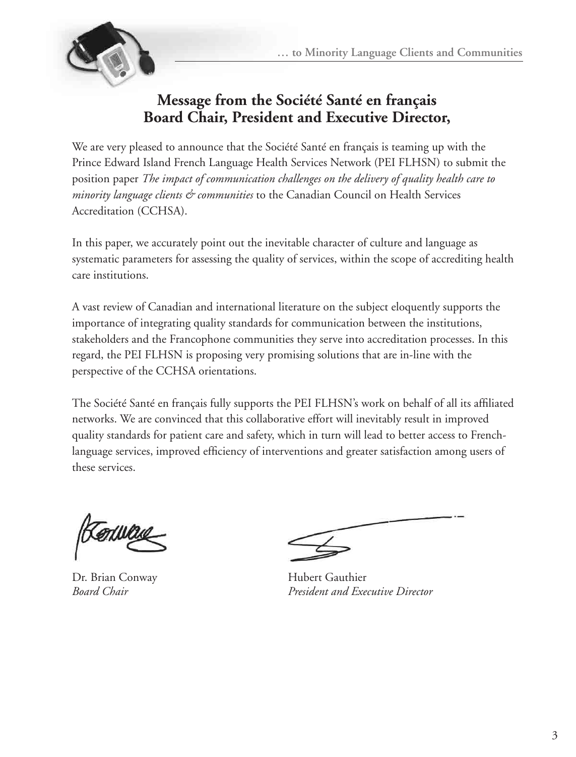## Message from the Société Santé en français Board Chair, President and Executive Director,

We are very pleased to announce that the Société Santé en français is teaming up with the Prince Edward Island French Language Health Services Network (PEI FLHSN) to submit the position paper *The impact of communication challenges on the delivery of quality health care to minority language clients & communities* to the Canadian Council on Health Services Accreditation (CCHSA).

In this paper, we accurately point out the inevitable character of culture and language as systematic parameters for assessing the quality of services, within the scope of accrediting health care institutions.

A vast review of Canadian and international literature on the subject eloquently supports the importance of integrating quality standards for communication between the institutions, stakeholders and the Francophone communities they serve into accreditation processes. In this regard, the PEI FLHSN is proposing very promising solutions that are in-line with the perspective of the CCHSA orientations.

The Société Santé en français fully supports the PEI FLHSN's work on behalf of all its affiliated networks. We are convinced that this collaborative effort will inevitably result in improved quality standards for patient care and safety, which in turn will lead to better access to French-language services, improved efficiency of interventions and greater satisfaction among users of these services.

Dr. Brian Conway
*Board Chair*

Hubert Gauthier
*President and Executive Director*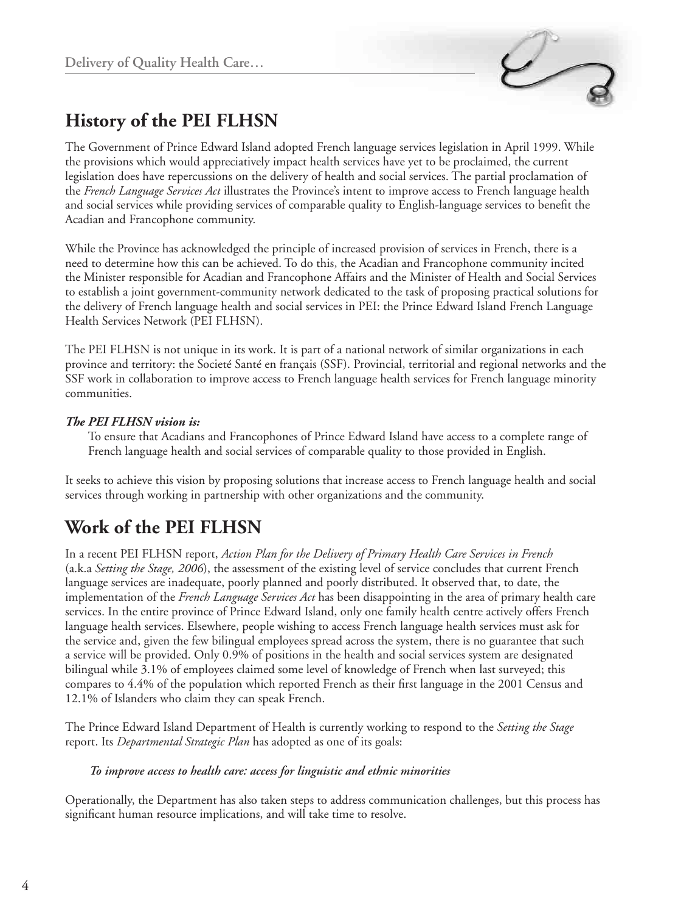## History of the PEI FLHSN

The Government of Prince Edward Island adopted French language services legislation in April 1999. While the provisions which would appreciatively impact health services have yet to be proclaimed, the current legislation does have repercussions on the delivery of health and social services. The partial proclamation of the *French Language Services Act* illustrates the Province's intent to improve access to French language health and social services while providing services of comparable quality to English-language services to benefit the Acadian and Francophone community.

While the Province has acknowledged the principle of increased provision of services in French, there is a need to determine how this can be achieved. To do this, the Acadian and Francophone community incited the Minister responsible for Acadian and Francophone Affairs and the Minister of Health and Social Services to establish a joint government-community network dedicated to the task of proposing practical solutions for the delivery of French language health and social services in PEI: the Prince Edward Island French Language Health Services Network (PEI FLHSN).

The PEI FLHSN is not unique in its work. It is part of a national network of similar organizations in each province and territory: the Societé Santé en français (SSF). Provincial, territorial and regional networks and the SSF work in collaboration to improve access to French language health services for French language minority communities.

***The PEI FLHSN vision is:***

To ensure that Acadians and Francophones of Prince Edward Island have access to a complete range of French language health and social services of comparable quality to those provided in English.

It seeks to achieve this vision by proposing solutions that increase access to French language health and social services through working in partnership with other organizations and the community.

## Work of the PEI FLHSN

In a recent PEI FLHSN report, *Action Plan for the Delivery of Primary Health Care Services in French* (a.k.a *Setting the Stage, 2006*), the assessment of the existing level of service concludes that current French language services are inadequate, poorly planned and poorly distributed. It observed that, to date, the implementation of the *French Language Services Act* has been disappointing in the area of primary health care services. In the entire province of Prince Edward Island, only one family health centre actively offers French language health services. Elsewhere, people wishing to access French language health services must ask for the service and, given the few bilingual employees spread across the system, there is no guarantee that such a service will be provided. Only 0.9% of positions in the health and social services system are designated bilingual while 3.1% of employees claimed some level of knowledge of French when last surveyed; this compares to 4.4% of the population which reported French as their first language in the 2001 Census and 12.1% of Islanders who claim they can speak French.

The Prince Edward Island Department of Health is currently working to respond to the *Setting the Stage* report. Its *Departmental Strategic Plan* has adopted as one of its goals:

***To improve access to health care: access for linguistic and ethnic minorities***

Operationally, the Department has also taken steps to address communication challenges, but this process has significant human resource implications, and will take time to resolve.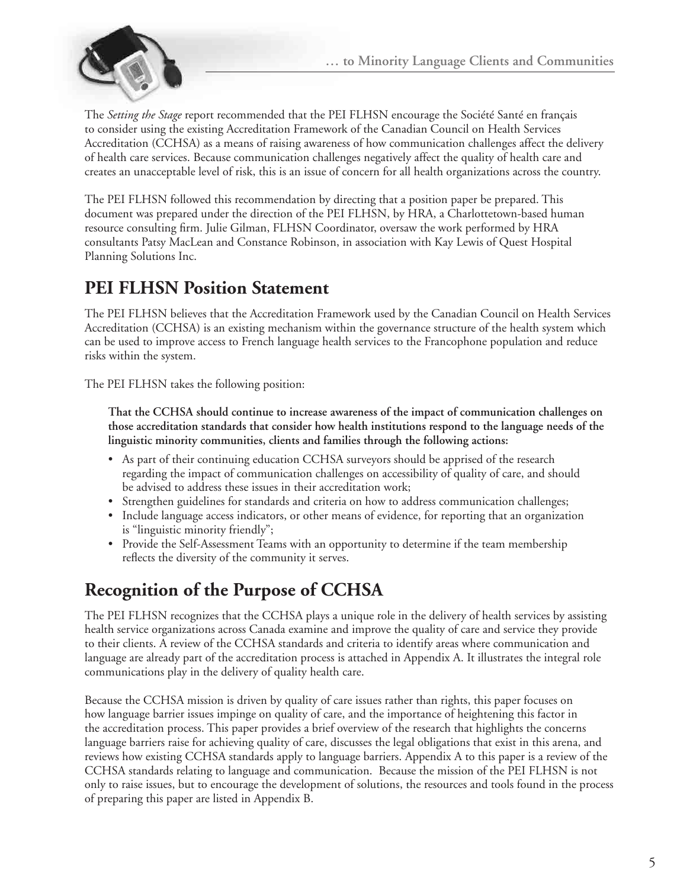The *Setting the Stage* report recommended that the PEI FLHSN encourage the Société Santé en français to consider using the existing Accreditation Framework of the Canadian Council on Health Services Accreditation (CCHSA) as a means of raising awareness of how communication challenges affect the delivery of health care services. Because communication challenges negatively affect the quality of health care and creates an unacceptable level of risk, this is an issue of concern for all health organizations across the country.

The PEI FLHSN followed this recommendation by directing that a position paper be prepared. This document was prepared under the direction of the PEI FLHSN, by HRA, a Charlottetown-based human resource consulting firm. Julie Gilman, FLHSN Coordinator, oversaw the work performed by HRA consultants Patsy MacLean and Constance Robinson, in association with Kay Lewis of Quest Hospital Planning Solutions Inc.

## PEI FLHSN Position Statement

The PEI FLHSN believes that the Accreditation Framework used by the Canadian Council on Health Services Accreditation (CCHSA) is an existing mechanism within the governance structure of the health system which can be used to improve access to French language health services to the Francophone population and reduce risks within the system.

The PEI FLHSN takes the following position:

**That the CCHSA should continue to increase awareness of the impact of communication challenges on those accreditation standards that consider how health institutions respond to the language needs of the linguistic minority communities, clients and families through the following actions:**

- As part of their continuing education CCHSA surveyors should be apprised of the research regarding the impact of communication challenges on accessibility of quality of care, and should be advised to address these issues in their accreditation work;
- Strengthen guidelines for standards and criteria on how to address communication challenges;
- Include language access indicators, or other means of evidence, for reporting that an organization is "linguistic minority friendly";
- Provide the Self-Assessment Teams with an opportunity to determine if the team membership reflects the diversity of the community it serves.

## Recognition of the Purpose of CCHSA

The PEI FLHSN recognizes that the CCHSA plays a unique role in the delivery of health services by assisting health service organizations across Canada examine and improve the quality of care and service they provide to their clients. A review of the CCHSA standards and criteria to identify areas where communication and language are already part of the accreditation process is attached in Appendix A. It illustrates the integral role communications play in the delivery of quality health care.

Because the CCHSA mission is driven by quality of care issues rather than rights, this paper focuses on how language barrier issues impinge on quality of care, and the importance of heightening this factor in the accreditation process. This paper provides a brief overview of the research that highlights the concerns language barriers raise for achieving quality of care, discusses the legal obligations that exist in this arena, and reviews how existing CCHSA standards apply to language barriers. Appendix A to this paper is a review of the CCHSA standards relating to language and communication. Because the mission of the PEI FLHSN is not only to raise issues, but to encourage the development of solutions, the resources and tools found in the process of preparing this paper are listed in Appendix B.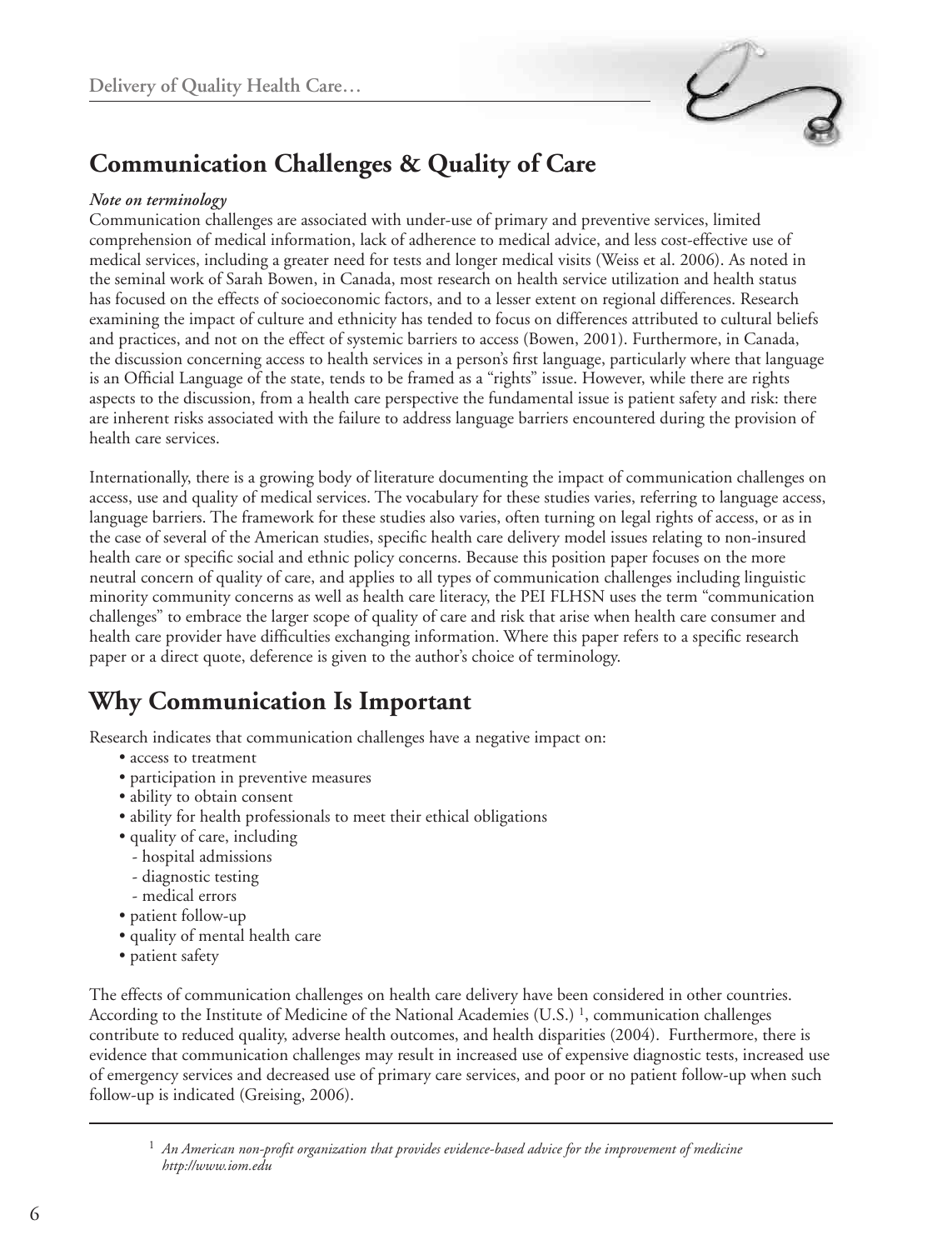## Communication Challenges & Quality of Care

*Note on terminology*

Communication challenges are associated with under-use of primary and preventive services, limited comprehension of medical information, lack of adherence to medical advice, and less cost-effective use of medical services, including a greater need for tests and longer medical visits (Weiss et al. 2006). As noted in the seminal work of Sarah Bowen, in Canada, most research on health service utilization and health status has focused on the effects of socioeconomic factors, and to a lesser extent on regional differences. Research examining the impact of culture and ethnicity has tended to focus on differences attributed to cultural beliefs and practices, and not on the effect of systemic barriers to access (Bowen, 2001). Furthermore, in Canada, the discussion concerning access to health services in a person's first language, particularly where that language is an Official Language of the state, tends to be framed as a "rights" issue. However, while there are rights aspects to the discussion, from a health care perspective the fundamental issue is patient safety and risk: there are inherent risks associated with the failure to address language barriers encountered during the provision of health care services.

Internationally, there is a growing body of literature documenting the impact of communication challenges on access, use and quality of medical services. The vocabulary for these studies varies, referring to language access, language barriers. The framework for these studies also varies, often turning on legal rights of access, or as in the case of several of the American studies, specific health care delivery model issues relating to non-insured health care or specific social and ethnic policy concerns. Because this position paper focuses on the more neutral concern of quality of care, and applies to all types of communication challenges including linguistic minority community concerns as well as health care literacy, the PEI FLHSN uses the term "communication challenges" to embrace the larger scope of quality of care and risk that arise when health care consumer and health care provider have difficulties exchanging information. Where this paper refers to a specific research paper or a direct quote, deference is given to the author's choice of terminology.

## Why Communication Is Important

Research indicates that communication challenges have a negative impact on:

- access to treatment
- participation in preventive measures
- ability to obtain consent
- ability for health professionals to meet their ethical obligations
- quality of care, including
  - hospital admissions
  - diagnostic testing
  - medical errors
- patient follow-up
- quality of mental health care
- patient safety

The effects of communication challenges on health care delivery have been considered in other countries. According to the Institute of Medicine of the National Academies (U.S.) [1], communication challenges contribute to reduced quality, adverse health outcomes, and health disparities (2004). Furthermore, there is evidence that communication challenges may result in increased use of expensive diagnostic tests, increased use of emergency services and decreased use of primary care services, and poor or no patient follow-up when such follow-up is indicated (Greising, 2006).

---

[1] *An American non-profit organization that provides evidence-based advice for the improvement of medicine http://www.iom.edu*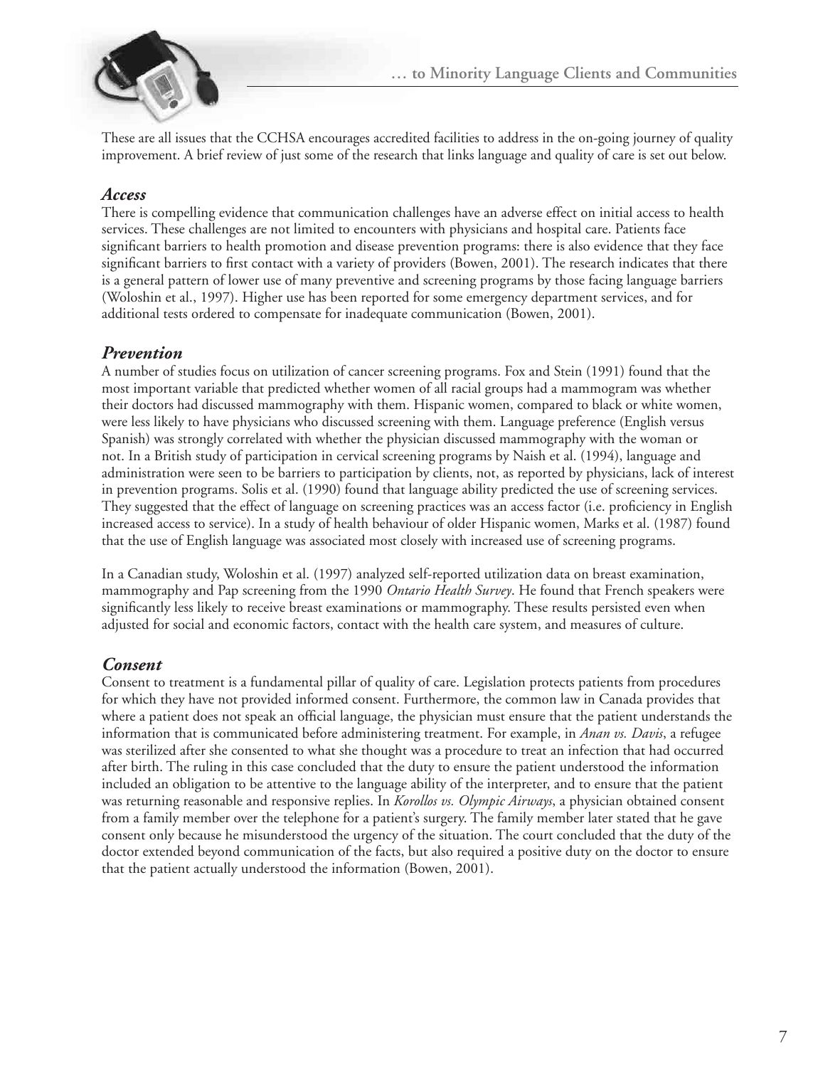These are all issues that the CCHSA encourages accredited facilities to address in the on-going journey of quality improvement. A brief review of just some of the research that links language and quality of care is set out below.

### *Access*

There is compelling evidence that communication challenges have an adverse effect on initial access to health services. These challenges are not limited to encounters with physicians and hospital care. Patients face significant barriers to health promotion and disease prevention programs: there is also evidence that they face significant barriers to first contact with a variety of providers (Bowen, 2001). The research indicates that there is a general pattern of lower use of many preventive and screening programs by those facing language barriers (Woloshin et al., 1997). Higher use has been reported for some emergency department services, and for additional tests ordered to compensate for inadequate communication (Bowen, 2001).

### *Prevention*

A number of studies focus on utilization of cancer screening programs. Fox and Stein (1991) found that the most important variable that predicted whether women of all racial groups had a mammogram was whether their doctors had discussed mammography with them. Hispanic women, compared to black or white women, were less likely to have physicians who discussed screening with them. Language preference (English versus Spanish) was strongly correlated with whether the physician discussed mammography with the woman or not. In a British study of participation in cervical screening programs by Naish et al. (1994), language and administration were seen to be barriers to participation by clients, not, as reported by physicians, lack of interest in prevention programs. Solis et al. (1990) found that language ability predicted the use of screening services. They suggested that the effect of language on screening practices was an access factor (i.e. proficiency in English increased access to service). In a study of health behaviour of older Hispanic women, Marks et al. (1987) found that the use of English language was associated most closely with increased use of screening programs.

In a Canadian study, Woloshin et al. (1997) analyzed self-reported utilization data on breast examination, mammography and Pap screening from the 1990 *Ontario Health Survey*. He found that French speakers were significantly less likely to receive breast examinations or mammography. These results persisted even when adjusted for social and economic factors, contact with the health care system, and measures of culture.

### *Consent*

Consent to treatment is a fundamental pillar of quality of care. Legislation protects patients from procedures for which they have not provided informed consent. Furthermore, the common law in Canada provides that where a patient does not speak an official language, the physician must ensure that the patient understands the information that is communicated before administering treatment. For example, in *Anan vs. Davis*, a refugee was sterilized after she consented to what she thought was a procedure to treat an infection that had occurred after birth. The ruling in this case concluded that the duty to ensure the patient understood the information included an obligation to be attentive to the language ability of the interpreter, and to ensure that the patient was returning reasonable and responsive replies. In *Korollos vs. Olympic Airways*, a physician obtained consent from a family member over the telephone for a patient's surgery. The family member later stated that he gave consent only because he misunderstood the urgency of the situation. The court concluded that the duty of the doctor extended beyond communication of the facts, but also required a positive duty on the doctor to ensure that the patient actually understood the information (Bowen, 2001).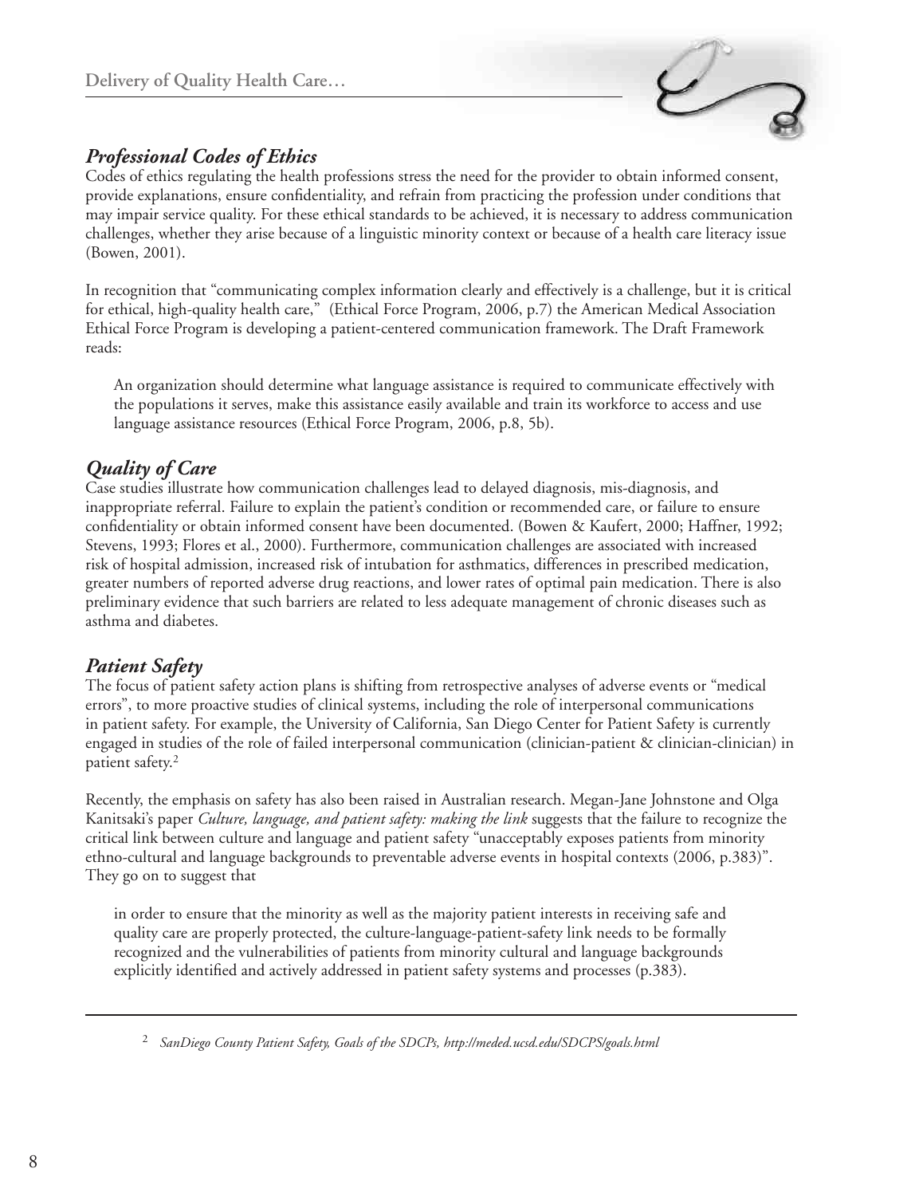## *Professional Codes of Ethics*

Codes of ethics regulating the health professions stress the need for the provider to obtain informed consent, provide explanations, ensure confidentiality, and refrain from practicing the profession under conditions that may impair service quality. For these ethical standards to be achieved, it is necessary to address communication challenges, whether they arise because of a linguistic minority context or because of a health care literacy issue (Bowen, 2001).

In recognition that "communicating complex information clearly and effectively is a challenge, but it is critical for ethical, high-quality health care," (Ethical Force Program, 2006, p.7) the American Medical Association Ethical Force Program is developing a patient-centered communication framework. The Draft Framework reads:

> An organization should determine what language assistance is required to communicate effectively with the populations it serves, make this assistance easily available and train its workforce to access and use language assistance resources (Ethical Force Program, 2006, p.8, 5b).

## *Quality of Care*

Case studies illustrate how communication challenges lead to delayed diagnosis, mis-diagnosis, and inappropriate referral. Failure to explain the patient's condition or recommended care, or failure to ensure confidentiality or obtain informed consent have been documented. (Bowen & Kaufert, 2000; Haffner, 1992; Stevens, 1993; Flores et al., 2000). Furthermore, communication challenges are associated with increased risk of hospital admission, increased risk of intubation for asthmatics, differences in prescribed medication, greater numbers of reported adverse drug reactions, and lower rates of optimal pain medication. There is also preliminary evidence that such barriers are related to less adequate management of chronic diseases such as asthma and diabetes.

## *Patient Safety*

The focus of patient safety action plans is shifting from retrospective analyses of adverse events or "medical errors", to more proactive studies of clinical systems, including the role of interpersonal communications in patient safety. For example, the University of California, San Diego Center for Patient Safety is currently engaged in studies of the role of failed interpersonal communication (clinician-patient & clinician-clinician) in patient safety.[2]

Recently, the emphasis on safety has also been raised in Australian research. Megan-Jane Johnstone and Olga Kanitsaki's paper *Culture, language, and patient safety: making the link* suggests that the failure to recognize the critical link between culture and language and patient safety "unacceptably exposes patients from minority ethno-cultural and language backgrounds to preventable adverse events in hospital contexts (2006, p.383)". They go on to suggest that

> in order to ensure that the minority as well as the majority patient interests in receiving safe and quality care are properly protected, the culture-language-patient-safety link needs to be formally recognized and the vulnerabilities of patients from minority cultural and language backgrounds explicitly identified and actively addressed in patient safety systems and processes (p.383).

---

[2] *SanDiego County Patient Safety, Goals of the SDCPs, http://meded.ucsd.edu/SDCPS/goals.html*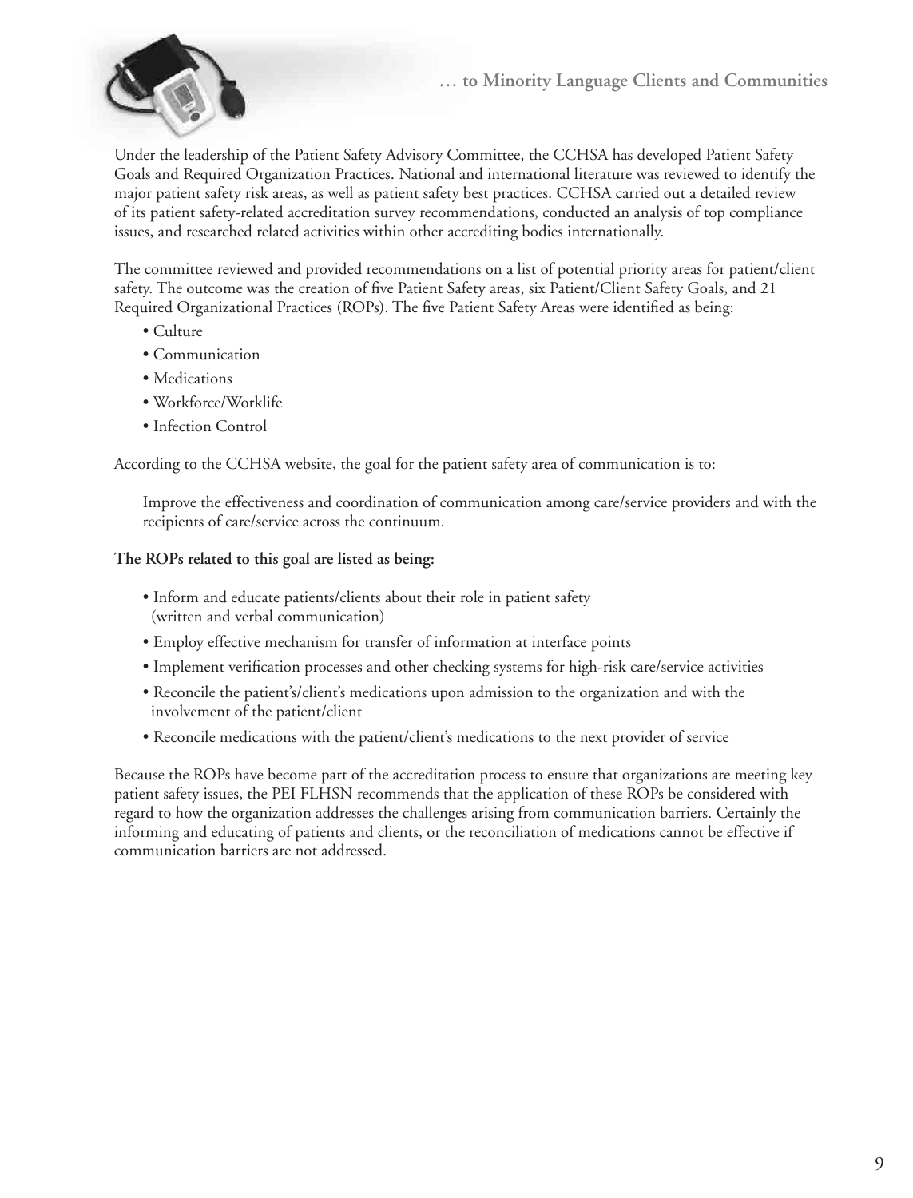Under the leadership of the Patient Safety Advisory Committee, the CCHSA has developed Patient Safety Goals and Required Organization Practices. National and international literature was reviewed to identify the major patient safety risk areas, as well as patient safety best practices. CCHSA carried out a detailed review of its patient safety-related accreditation survey recommendations, conducted an analysis of top compliance issues, and researched related activities within other accrediting bodies internationally.

The committee reviewed and provided recommendations on a list of potential priority areas for patient/client safety. The outcome was the creation of five Patient Safety areas, six Patient/Client Safety Goals, and 21 Required Organizational Practices (ROPs). The five Patient Safety Areas were identified as being:

- Culture
- Communication
- Medications
- Workforce/Worklife
- Infection Control

According to the CCHSA website, the goal for the patient safety area of communication is to:

> Improve the effectiveness and coordination of communication among care/service providers and with the recipients of care/service across the continuum.

**The ROPs related to this goal are listed as being:**

- Inform and educate patients/clients about their role in patient safety (written and verbal communication)
- Employ effective mechanism for transfer of information at interface points
- Implement verification processes and other checking systems for high-risk care/service activities
- Reconcile the patient's/client's medications upon admission to the organization and with the involvement of the patient/client
- Reconcile medications with the patient/client's medications to the next provider of service

Because the ROPs have become part of the accreditation process to ensure that organizations are meeting key patient safety issues, the PEI FLHSN recommends that the application of these ROPs be considered with regard to how the organization addresses the challenges arising from communication barriers. Certainly the informing and educating of patients and clients, or the reconciliation of medications cannot be effective if communication barriers are not addressed.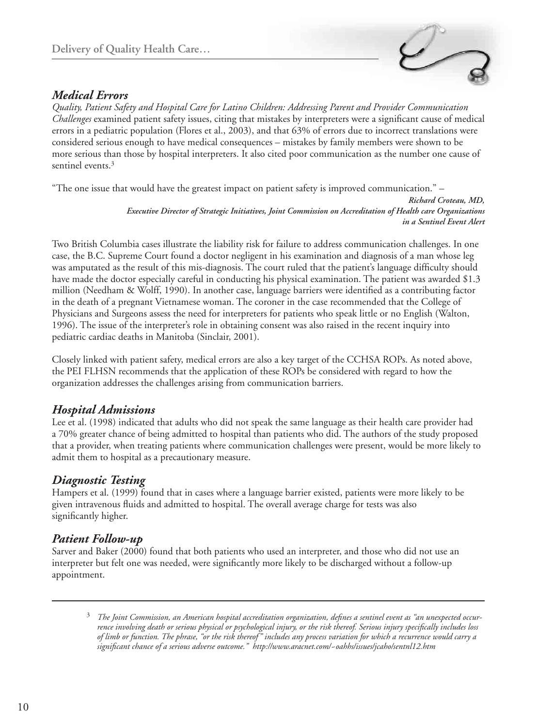## *Medical Errors*

*Quality, Patient Safety and Hospital Care for Latino Children: Addressing Parent and Provider Communication Challenges* examined patient safety issues, citing that mistakes by interpreters were a significant cause of medical errors in a pediatric population (Flores et al., 2003), and that 63% of errors due to incorrect translations were considered serious enough to have medical consequences – mistakes by family members were shown to be more serious than those by hospital interpreters. It also cited poor communication as the number one cause of sentinel events.[3]

"The one issue that would have the greatest impact on patient safety is improved communication." –

> ***Richard Croteau, MD,***
> ***Executive Director of Strategic Initiatives, Joint Commission on Accreditation of Health care Organizations in a Sentinel Event Alert***

Two British Columbia cases illustrate the liability risk for failure to address communication challenges. In one case, the B.C. Supreme Court found a doctor negligent in his examination and diagnosis of a man whose leg was amputated as the result of this mis-diagnosis. The court ruled that the patient's language difficulty should have made the doctor especially careful in conducting his physical examination. The patient was awarded $1.3 million (Needham & Wolff, 1990). In another case, language barriers were identified as a contributing factor in the death of a pregnant Vietnamese woman. The coroner in the case recommended that the College of Physicians and Surgeons assess the need for interpreters for patients who speak little or no English (Walton, 1996). The issue of the interpreter's role in obtaining consent was also raised in the recent inquiry into pediatric cardiac deaths in Manitoba (Sinclair, 2001).

Closely linked with patient safety, medical errors are also a key target of the CCHSA ROPs. As noted above, the PEI FLHSN recommends that the application of these ROPs be considered with regard to how the organization addresses the challenges arising from communication barriers.

## *Hospital Admissions*

Lee et al. (1998) indicated that adults who did not speak the same language as their health care provider had a 70% greater chance of being admitted to hospital than patients who did. The authors of the study proposed that a provider, when treating patients where communication challenges were present, would be more likely to admit them to hospital as a precautionary measure.

## *Diagnostic Testing*

Hampers et al. (1999) found that in cases where a language barrier existed, patients were more likely to be given intravenous fluids and admitted to hospital. The overall average charge for tests was also significantly higher.

## *Patient Follow-up*

Sarver and Baker (2000) found that both patients who used an interpreter, and those who did not use an interpreter but felt one was needed, were significantly more likely to be discharged without a follow-up appointment.

---

[3] *The Joint Commission, an American hospital accreditation organization, defines a sentinel event as "an unexpected occurrence involving death or serious physical or psychological injury, or the risk thereof. Serious injury specifically includes loss of limb or function. The phrase, "or the risk thereof" includes any process variation for which a recurrence would carry a significant chance of a serious adverse outcome." http://www.aracnet.com/~oahhs/issues/jcaho/sentnl12.htm*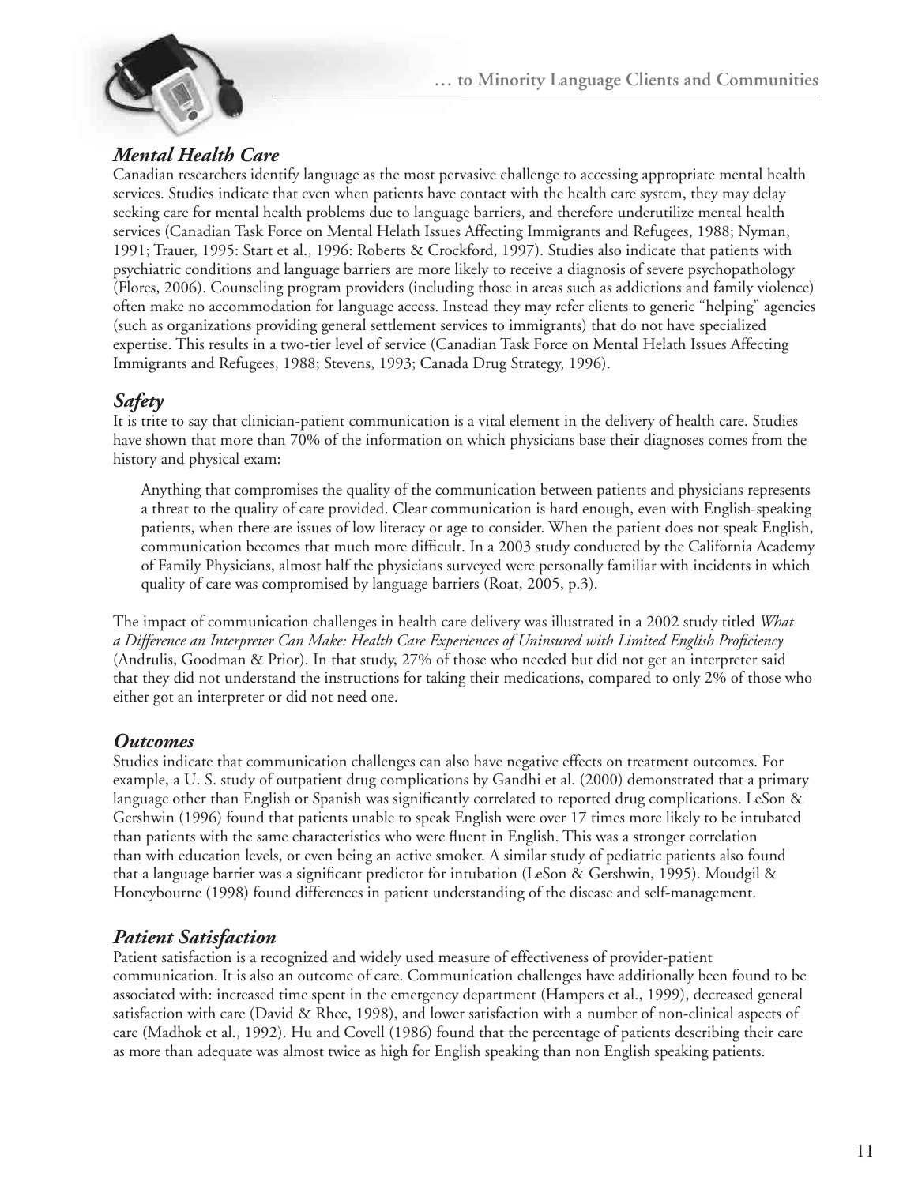## *Mental Health Care*

Canadian researchers identify language as the most pervasive challenge to accessing appropriate mental health services. Studies indicate that even when patients have contact with the health care system, they may delay seeking care for mental health problems due to language barriers, and therefore underutilize mental health services (Canadian Task Force on Mental Helath Issues Affecting Immigrants and Refugees, 1988; Nyman, 1991; Trauer, 1995: Start et al., 1996: Roberts & Crockford, 1997). Studies also indicate that patients with psychiatric conditions and language barriers are more likely to receive a diagnosis of severe psychopathology (Flores, 2006). Counseling program providers (including those in areas such as addictions and family violence) often make no accommodation for language access. Instead they may refer clients to generic "helping" agencies (such as organizations providing general settlement services to immigrants) that do not have specialized expertise. This results in a two-tier level of service (Canadian Task Force on Mental Helath Issues Affecting Immigrants and Refugees, 1988; Stevens, 1993; Canada Drug Strategy, 1996).

## *Safety*

It is trite to say that clinician-patient communication is a vital element in the delivery of health care. Studies have shown that more than 70% of the information on which physicians base their diagnoses comes from the history and physical exam:

> Anything that compromises the quality of the communication between patients and physicians represents a threat to the quality of care provided. Clear communication is hard enough, even with English-speaking patients, when there are issues of low literacy or age to consider. When the patient does not speak English, communication becomes that much more difficult. In a 2003 study conducted by the California Academy of Family Physicians, almost half the physicians surveyed were personally familiar with incidents in which quality of care was compromised by language barriers (Roat, 2005, p.3).

The impact of communication challenges in health care delivery was illustrated in a 2002 study titled *What a Difference an Interpreter Can Make: Health Care Experiences of Uninsured with Limited English Proficiency* (Andrulis, Goodman & Prior). In that study, 27% of those who needed but did not get an interpreter said that they did not understand the instructions for taking their medications, compared to only 2% of those who either got an interpreter or did not need one.

## *Outcomes*

Studies indicate that communication challenges can also have negative effects on treatment outcomes. For example, a U. S. study of outpatient drug complications by Gandhi et al. (2000) demonstrated that a primary language other than English or Spanish was significantly correlated to reported drug complications. LeSon & Gershwin (1996) found that patients unable to speak English were over 17 times more likely to be intubated than patients with the same characteristics who were fluent in English. This was a stronger correlation than with education levels, or even being an active smoker. A similar study of pediatric patients also found that a language barrier was a significant predictor for intubation (LeSon & Gershwin, 1995). Moudgil & Honeybourne (1998) found differences in patient understanding of the disease and self-management.

## *Patient Satisfaction*

Patient satisfaction is a recognized and widely used measure of effectiveness of provider-patient communication. It is also an outcome of care. Communication challenges have additionally been found to be associated with: increased time spent in the emergency department (Hampers et al., 1999), decreased general satisfaction with care (David & Rhee, 1998), and lower satisfaction with a number of non-clinical aspects of care (Madhok et al., 1992). Hu and Covell (1986) found that the percentage of patients describing their care as more than adequate was almost twice as high for English speaking than non English speaking patients.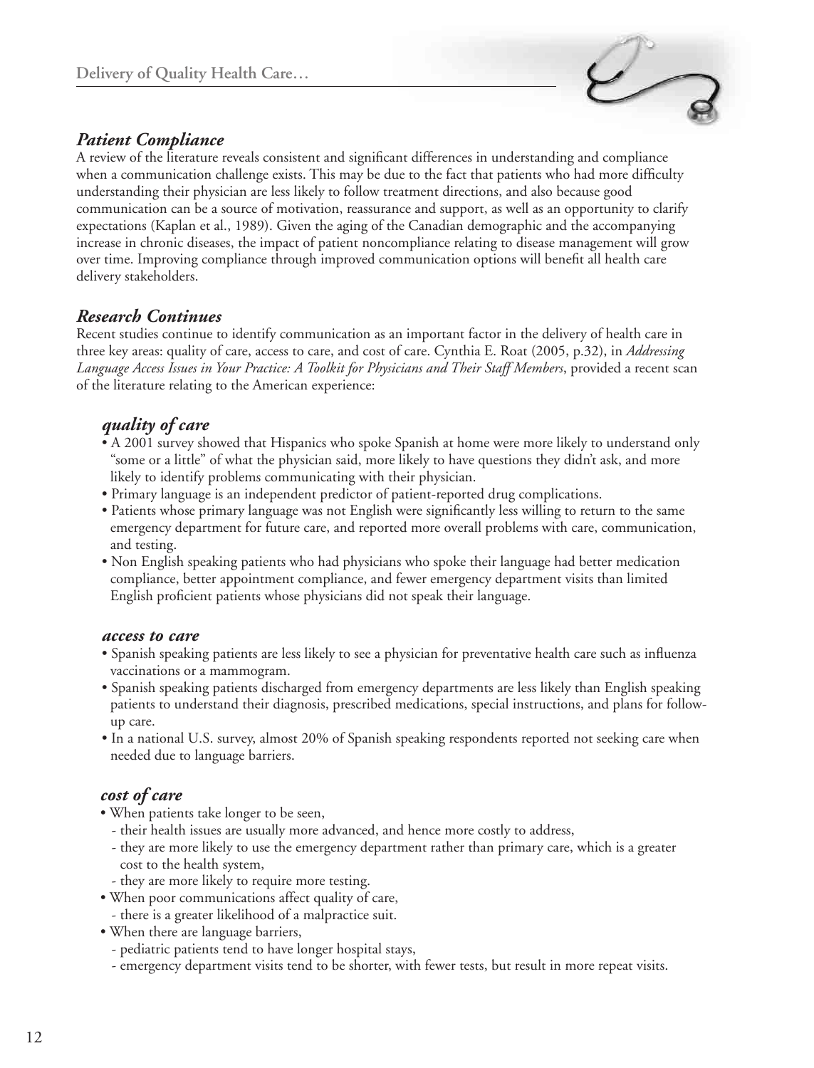## *Patient Compliance*

A review of the literature reveals consistent and significant differences in understanding and compliance when a communication challenge exists. This may be due to the fact that patients who had more difficulty understanding their physician are less likely to follow treatment directions, and also because good communication can be a source of motivation, reassurance and support, as well as an opportunity to clarify expectations (Kaplan et al., 1989). Given the aging of the Canadian demographic and the accompanying increase in chronic diseases, the impact of patient noncompliance relating to disease management will grow over time. Improving compliance through improved communication options will benefit all health care delivery stakeholders.

## *Research Continues*

Recent studies continue to identify communication as an important factor in the delivery of health care in three key areas: quality of care, access to care, and cost of care. Cynthia E. Roat (2005, p.32), in *Addressing Language Access Issues in Your Practice: A Toolkit for Physicians and Their Staff Members*, provided a recent scan of the literature relating to the American experience:

### *quality of care*

- A 2001 survey showed that Hispanics who spoke Spanish at home were more likely to understand only "some or a little" of what the physician said, more likely to have questions they didn't ask, and more likely to identify problems communicating with their physician.
- Primary language is an independent predictor of patient-reported drug complications.
- Patients whose primary language was not English were significantly less willing to return to the same emergency department for future care, and reported more overall problems with care, communication, and testing.
- Non English speaking patients who had physicians who spoke their language had better medication compliance, better appointment compliance, and fewer emergency department visits than limited English proficient patients whose physicians did not speak their language.

### *access to care*

- Spanish speaking patients are less likely to see a physician for preventative health care such as influenza vaccinations or a mammogram.
- Spanish speaking patients discharged from emergency departments are less likely than English speaking patients to understand their diagnosis, prescribed medications, special instructions, and plans for follow-up care.
- In a national U.S. survey, almost 20% of Spanish speaking respondents reported not seeking care when needed due to language barriers.

### *cost of care*

- When patients take longer to be seen,
  - their health issues are usually more advanced, and hence more costly to address,
  - they are more likely to use the emergency department rather than primary care, which is a greater cost to the health system,
  - they are more likely to require more testing.
- When poor communications affect quality of care,
  - there is a greater likelihood of a malpractice suit.
- When there are language barriers,
  - pediatric patients tend to have longer hospital stays,
  - emergency department visits tend to be shorter, with fewer tests, but result in more repeat visits.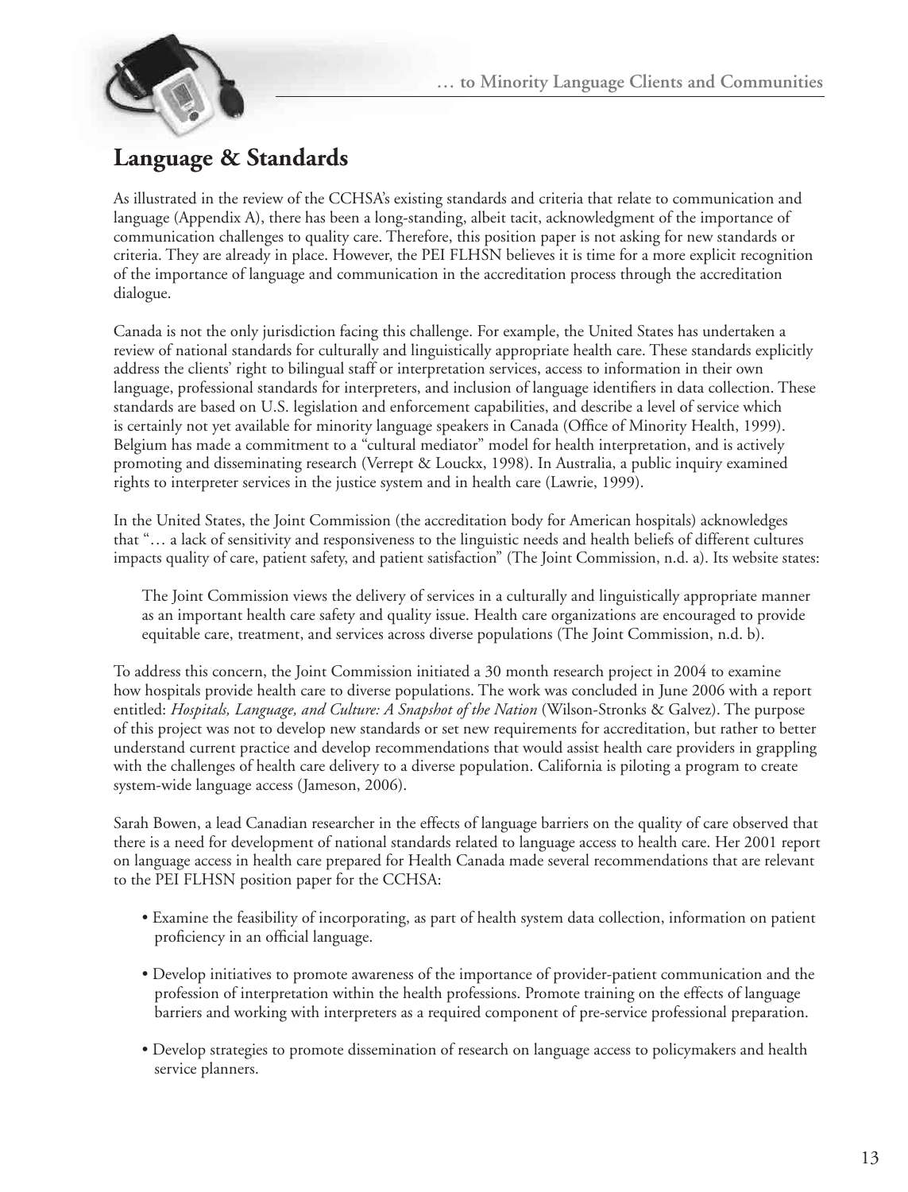## Language & Standards

As illustrated in the review of the CCHSA's existing standards and criteria that relate to communication and language (Appendix A), there has been a long-standing, albeit tacit, acknowledgment of the importance of communication challenges to quality care. Therefore, this position paper is not asking for new standards or criteria. They are already in place. However, the PEI FLHSN believes it is time for a more explicit recognition of the importance of language and communication in the accreditation process through the accreditation dialogue.

Canada is not the only jurisdiction facing this challenge. For example, the United States has undertaken a review of national standards for culturally and linguistically appropriate health care. These standards explicitly address the clients' right to bilingual staff or interpretation services, access to information in their own language, professional standards for interpreters, and inclusion of language identifiers in data collection. These standards are based on U.S. legislation and enforcement capabilities, and describe a level of service which is certainly not yet available for minority language speakers in Canada (Office of Minority Health, 1999). Belgium has made a commitment to a "cultural mediator" model for health interpretation, and is actively promoting and disseminating research (Verrept & Louckx, 1998). In Australia, a public inquiry examined rights to interpreter services in the justice system and in health care (Lawrie, 1999).

In the United States, the Joint Commission (the accreditation body for American hospitals) acknowledges that "… a lack of sensitivity and responsiveness to the linguistic needs and health beliefs of different cultures impacts quality of care, patient safety, and patient satisfaction" (The Joint Commission, n.d. a). Its website states:

> The Joint Commission views the delivery of services in a culturally and linguistically appropriate manner as an important health care safety and quality issue. Health care organizations are encouraged to provide equitable care, treatment, and services across diverse populations (The Joint Commission, n.d. b).

To address this concern, the Joint Commission initiated a 30 month research project in 2004 to examine how hospitals provide health care to diverse populations. The work was concluded in June 2006 with a report entitled: *Hospitals, Language, and Culture: A Snapshot of the Nation* (Wilson-Stronks & Galvez). The purpose of this project was not to develop new standards or set new requirements for accreditation, but rather to better understand current practice and develop recommendations that would assist health care providers in grappling with the challenges of health care delivery to a diverse population. California is piloting a program to create system-wide language access (Jameson, 2006).

Sarah Bowen, a lead Canadian researcher in the effects of language barriers on the quality of care observed that there is a need for development of national standards related to language access to health care. Her 2001 report on language access in health care prepared for Health Canada made several recommendations that are relevant to the PEI FLHSN position paper for the CCHSA:

- Examine the feasibility of incorporating, as part of health system data collection, information on patient proficiency in an official language.
- Develop initiatives to promote awareness of the importance of provider-patient communication and the profession of interpretation within the health professions. Promote training on the effects of language barriers and working with interpreters as a required component of pre-service professional preparation.
- Develop strategies to promote dissemination of research on language access to policymakers and health service planners.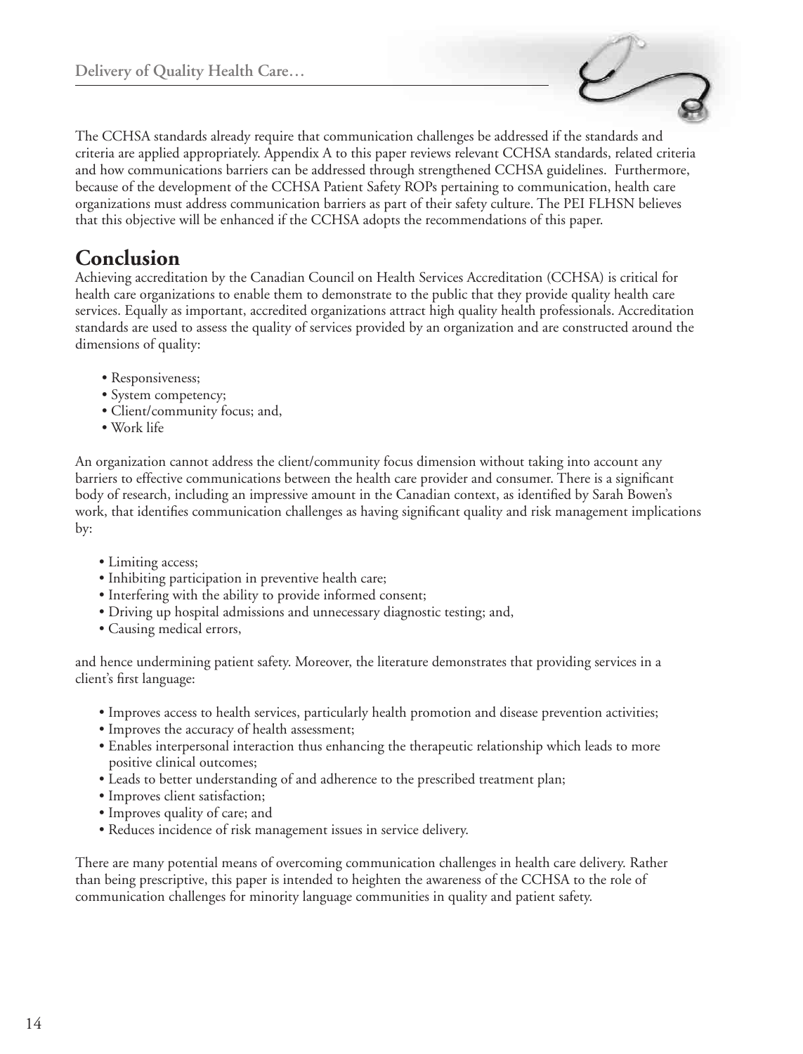The CCHSA standards already require that communication challenges be addressed if the standards and criteria are applied appropriately. Appendix A to this paper reviews relevant CCHSA standards, related criteria and how communications barriers can be addressed through strengthened CCHSA guidelines. Furthermore, because of the development of the CCHSA Patient Safety ROPs pertaining to communication, health care organizations must address communication barriers as part of their safety culture. The PEI FLHSN believes that this objective will be enhanced if the CCHSA adopts the recommendations of this paper.

## Conclusion

Achieving accreditation by the Canadian Council on Health Services Accreditation (CCHSA) is critical for health care organizations to enable them to demonstrate to the public that they provide quality health care services. Equally as important, accredited organizations attract high quality health professionals. Accreditation standards are used to assess the quality of services provided by an organization and are constructed around the dimensions of quality:

- Responsiveness;
- System competency;
- Client/community focus; and,
- Work life

An organization cannot address the client/community focus dimension without taking into account any barriers to effective communications between the health care provider and consumer. There is a significant body of research, including an impressive amount in the Canadian context, as identified by Sarah Bowen's work, that identifies communication challenges as having significant quality and risk management implications by:

- Limiting access;
- Inhibiting participation in preventive health care;
- Interfering with the ability to provide informed consent;
- Driving up hospital admissions and unnecessary diagnostic testing; and,
- Causing medical errors,

and hence undermining patient safety. Moreover, the literature demonstrates that providing services in a client's first language:

- Improves access to health services, particularly health promotion and disease prevention activities;
- Improves the accuracy of health assessment;
- Enables interpersonal interaction thus enhancing the therapeutic relationship which leads to more positive clinical outcomes;
- Leads to better understanding of and adherence to the prescribed treatment plan;
- Improves client satisfaction;
- Improves quality of care; and
- Reduces incidence of risk management issues in service delivery.

There are many potential means of overcoming communication challenges in health care delivery. Rather than being prescriptive, this paper is intended to heighten the awareness of the CCHSA to the role of communication challenges for minority language communities in quality and patient safety.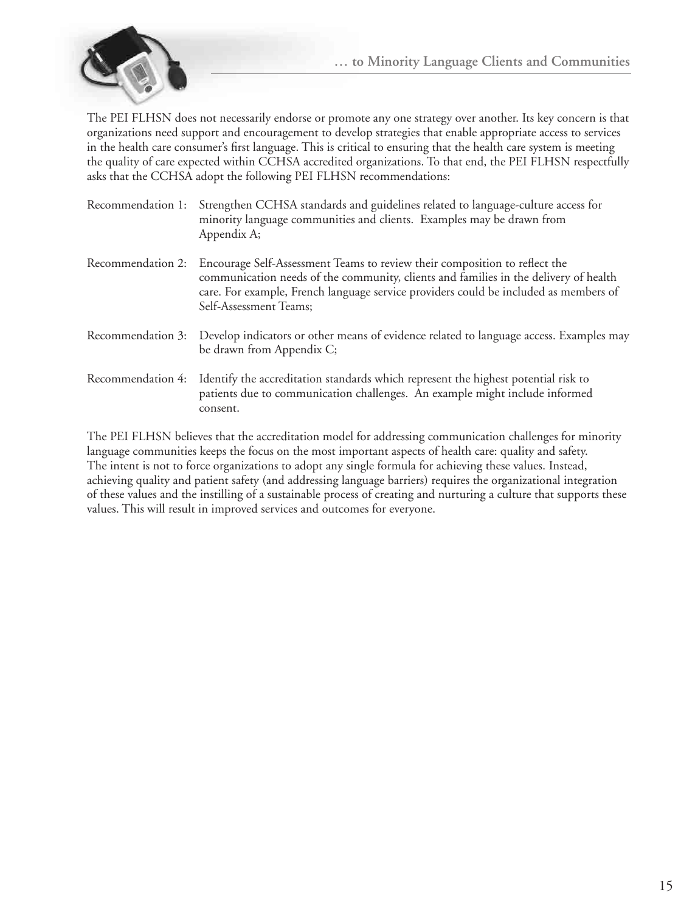The PEI FLHSN does not necessarily endorse or promote any one strategy over another. Its key concern is that organizations need support and encouragement to develop strategies that enable appropriate access to services in the health care consumer's first language. This is critical to ensuring that the health care system is meeting the quality of care expected within CCHSA accredited organizations. To that end, the PEI FLHSN respectfully asks that the CCHSA adopt the following PEI FLHSN recommendations:

Recommendation 1: Strengthen CCHSA standards and guidelines related to language-culture access for minority language communities and clients. Examples may be drawn from Appendix A;

Recommendation 2: Encourage Self-Assessment Teams to review their composition to reflect the communication needs of the community, clients and families in the delivery of health care. For example, French language service providers could be included as members of Self-Assessment Teams;

Recommendation 3: Develop indicators or other means of evidence related to language access. Examples may be drawn from Appendix C;

Recommendation 4: Identify the accreditation standards which represent the highest potential risk to patients due to communication challenges. An example might include informed consent.

The PEI FLHSN believes that the accreditation model for addressing communication challenges for minority language communities keeps the focus on the most important aspects of health care: quality and safety. The intent is not to force organizations to adopt any single formula for achieving these values. Instead, achieving quality and patient safety (and addressing language barriers) requires the organizational integration of these values and the instilling of a sustainable process of creating and nurturing a culture that supports these values. This will result in improved services and outcomes for everyone.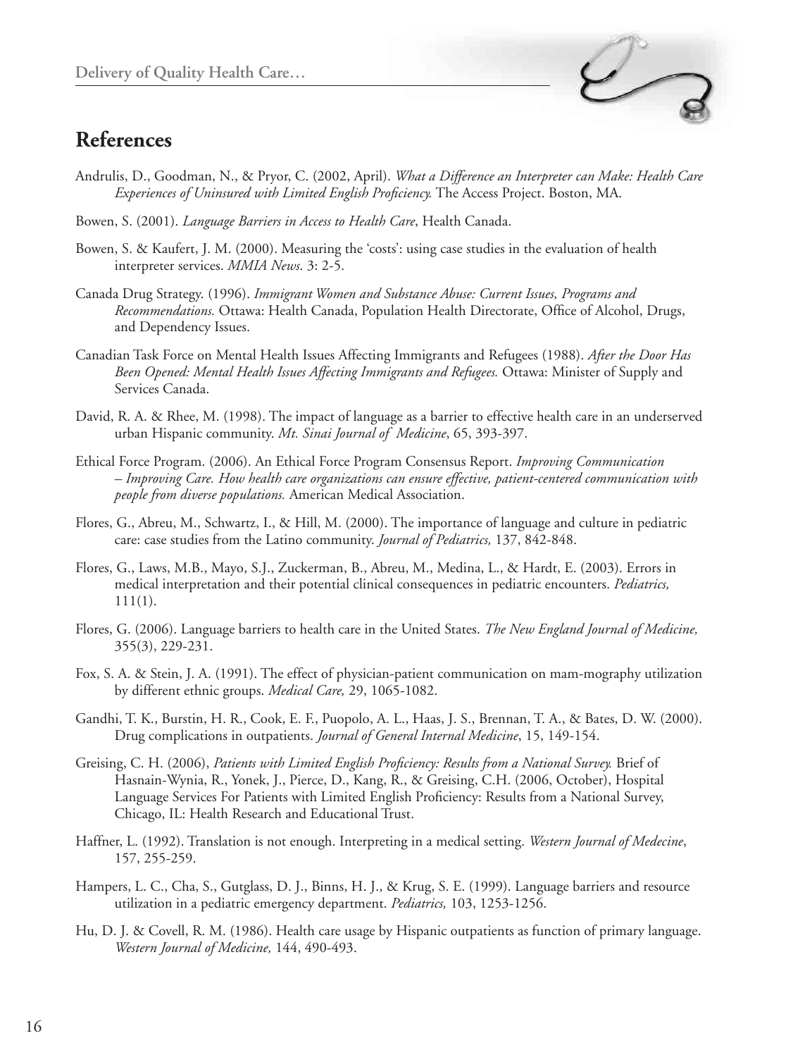## References

Andrulis, D., Goodman, N., & Pryor, C. (2002, April). *What a Difference an Interpreter can Make: Health Care Experiences of Uninsured with Limited English Proficiency.* The Access Project. Boston, MA.

Bowen, S. (2001). *Language Barriers in Access to Health Care*, Health Canada.

Bowen, S. & Kaufert, J. M. (2000). Measuring the 'costs': using case studies in the evaluation of health interpreter services. *MMIA News*. 3: 2-5.

Canada Drug Strategy. (1996). *Immigrant Women and Substance Abuse: Current Issues, Programs and Recommendations.* Ottawa: Health Canada, Population Health Directorate, Office of Alcohol, Drugs, and Dependency Issues.

Canadian Task Force on Mental Health Issues Affecting Immigrants and Refugees (1988). *After the Door Has Been Opened: Mental Health Issues Affecting Immigrants and Refugees.* Ottawa: Minister of Supply and Services Canada.

David, R. A. & Rhee, M. (1998). The impact of language as a barrier to effective health care in an underserved urban Hispanic community. *Mt. Sinai Journal of Medicine*, 65, 393-397.

Ethical Force Program. (2006). An Ethical Force Program Consensus Report. *Improving Communication – Improving Care. How health care organizations can ensure effective, patient-centered communication with people from diverse populations.* American Medical Association.

Flores, G., Abreu, M., Schwartz, I., & Hill, M. (2000). The importance of language and culture in pediatric care: case studies from the Latino community. *Journal of Pediatrics,* 137, 842-848.

Flores, G., Laws, M.B., Mayo, S.J., Zuckerman, B., Abreu, M., Medina, L., & Hardt, E. (2003). Errors in medical interpretation and their potential clinical consequences in pediatric encounters. *Pediatrics,* 111(1).

Flores, G. (2006). Language barriers to health care in the United States. *The New England Journal of Medicine,* 355(3), 229-231.

Fox, S. A. & Stein, J. A. (1991). The effect of physician-patient communication on mam-mography utilization by different ethnic groups. *Medical Care,* 29, 1065-1082.

Gandhi, T. K., Burstin, H. R., Cook, E. F., Puopolo, A. L., Haas, J. S., Brennan, T. A., & Bates, D. W. (2000). Drug complications in outpatients. *Journal of General Internal Medicine*, 15, 149-154.

Greising, C. H. (2006), *Patients with Limited English Proficiency: Results from a National Survey.* Brief of Hasnain-Wynia, R., Yonek, J., Pierce, D., Kang, R., & Greising, C.H. (2006, October), Hospital Language Services For Patients with Limited English Proficiency: Results from a National Survey, Chicago, IL: Health Research and Educational Trust.

Haffner, L. (1992). Translation is not enough. Interpreting in a medical setting. *Western Journal of Medecine*, 157, 255-259.

Hampers, L. C., Cha, S., Gutglass, D. J., Binns, H. J., & Krug, S. E. (1999). Language barriers and resource utilization in a pediatric emergency department. *Pediatrics,* 103, 1253-1256.

Hu, D. J. & Covell, R. M. (1986). Health care usage by Hispanic outpatients as function of primary language. *Western Journal of Medicine,* 144, 490-493.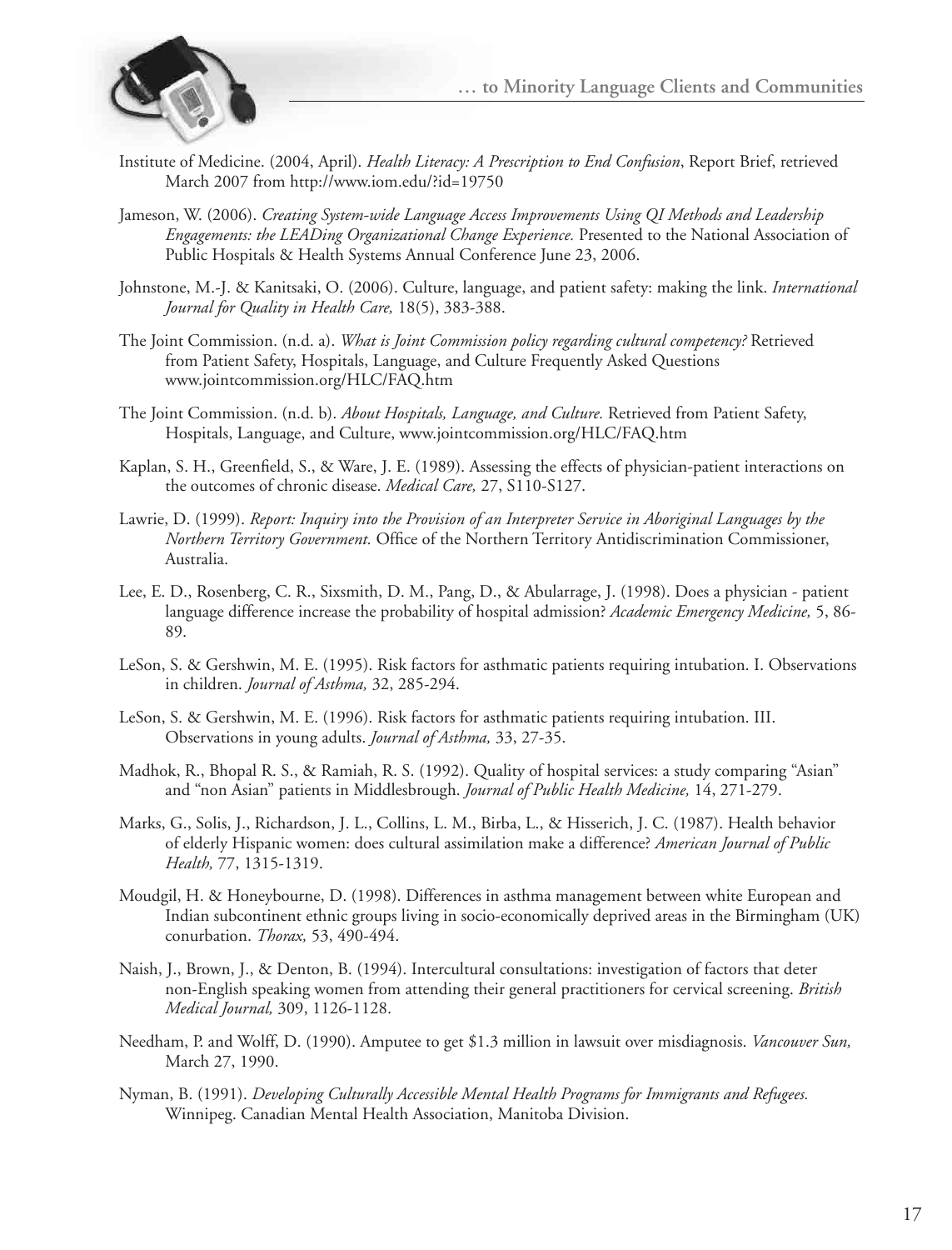Institute of Medicine. (2004, April). *Health Literacy: A Prescription to End Confusion*, Report Brief, retrieved March 2007 from http://www.iom.edu/?id=19750

Jameson, W. (2006). *Creating System-wide Language Access Improvements Using QI Methods and Leadership Engagements: the LEADing Organizational Change Experience.* Presented to the National Association of Public Hospitals & Health Systems Annual Conference June 23, 2006.

Johnstone, M.-J. & Kanitsaki, O. (2006). Culture, language, and patient safety: making the link. *International Journal for Quality in Health Care,* 18(5), 383-388.

The Joint Commission. (n.d. a). *What is Joint Commission policy regarding cultural competency?* Retrieved from Patient Safety, Hospitals, Language, and Culture Frequently Asked Questions www.jointcommission.org/HLC/FAQ.htm

The Joint Commission. (n.d. b). *About Hospitals, Language, and Culture.* Retrieved from Patient Safety, Hospitals, Language, and Culture, www.jointcommission.org/HLC/FAQ.htm

Kaplan, S. H., Greenfield, S., & Ware, J. E. (1989). Assessing the effects of physician-patient interactions on the outcomes of chronic disease. *Medical Care,* 27, S110-S127.

Lawrie, D. (1999). *Report: Inquiry into the Provision of an Interpreter Service in Aboriginal Languages by the Northern Territory Government.* Office of the Northern Territory Antidiscrimination Commissioner, Australia.

Lee, E. D., Rosenberg, C. R., Sixsmith, D. M., Pang, D., & Abularrage, J. (1998). Does a physician - patient language difference increase the probability of hospital admission? *Academic Emergency Medicine,* 5, 86-89.

LeSon, S. & Gershwin, M. E. (1995). Risk factors for asthmatic patients requiring intubation. I. Observations in children. *Journal of Asthma,* 32, 285-294.

LeSon, S. & Gershwin, M. E. (1996). Risk factors for asthmatic patients requiring intubation. III. Observations in young adults. *Journal of Asthma,* 33, 27-35.

Madhok, R., Bhopal R. S., & Ramiah, R. S. (1992). Quality of hospital services: a study comparing "Asian" and "non Asian" patients in Middlesbrough. *Journal of Public Health Medicine,* 14, 271-279.

Marks, G., Solis, J., Richardson, J. L., Collins, L. M., Birba, L., & Hisserich, J. C. (1987). Health behavior of elderly Hispanic women: does cultural assimilation make a difference? *American Journal of Public Health,* 77, 1315-1319.

Moudgil, H. & Honeybourne, D. (1998). Differences in asthma management between white European and Indian subcontinent ethnic groups living in socio-economically deprived areas in the Birmingham (UK) conurbation. *Thorax,* 53, 490-494.

Naish, J., Brown, J., & Denton, B. (1994). Intercultural consultations: investigation of factors that deter non-English speaking women from attending their general practitioners for cervical screening. *British Medical Journal,* 309, 1126-1128.

Needham, P. and Wolff, D. (1990). Amputee to get $1.3 million in lawsuit over misdiagnosis. *Vancouver Sun,* March 27, 1990.

Nyman, B. (1991). *Developing Culturally Accessible Mental Health Programs for Immigrants and Refugees.* Winnipeg. Canadian Mental Health Association, Manitoba Division.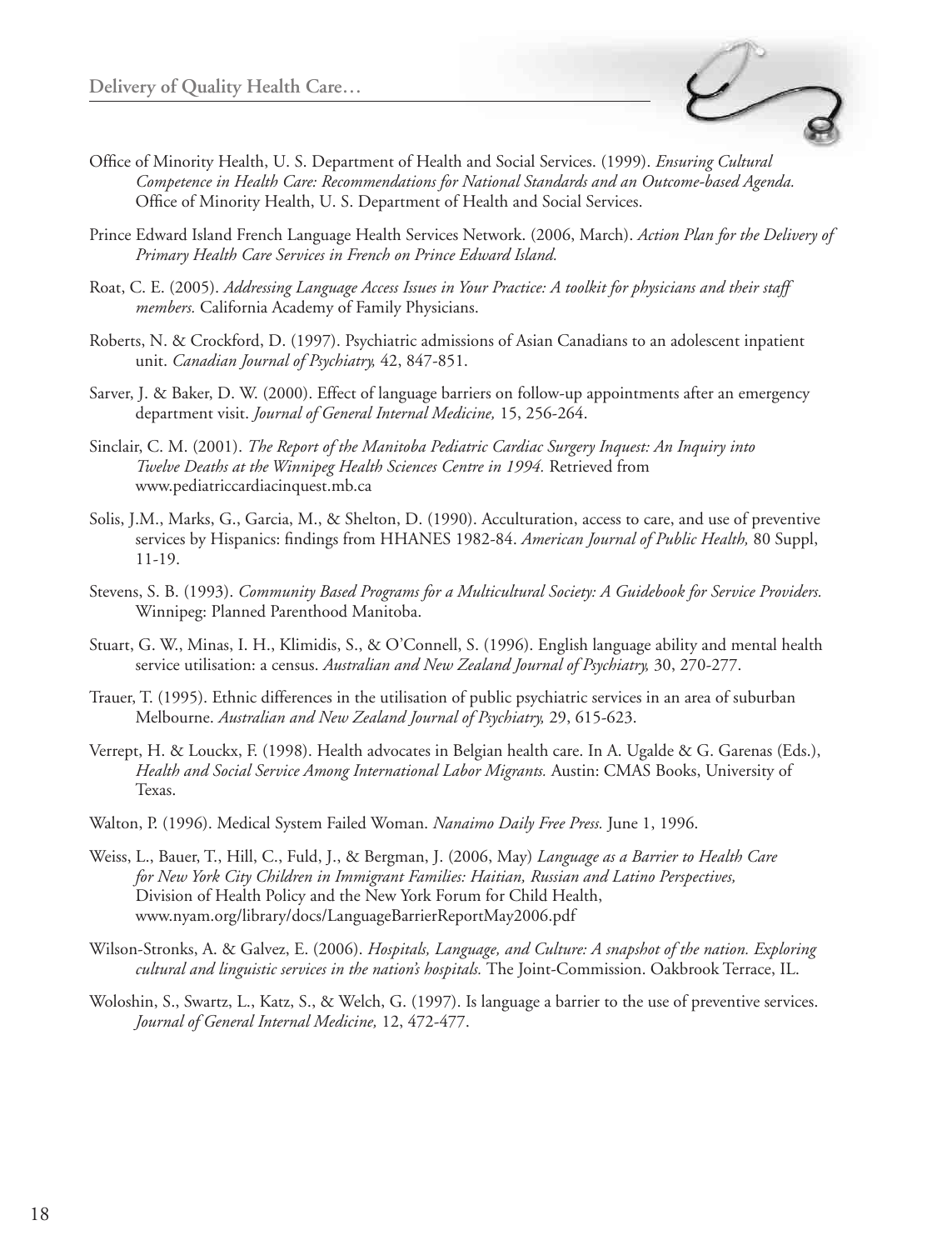Office of Minority Health, U. S. Department of Health and Social Services. (1999). *Ensuring Cultural Competence in Health Care: Recommendations for National Standards and an Outcome-based Agenda.* Office of Minority Health, U. S. Department of Health and Social Services.

Prince Edward Island French Language Health Services Network. (2006, March). *Action Plan for the Delivery of Primary Health Care Services in French on Prince Edward Island.*

Roat, C. E. (2005). *Addressing Language Access Issues in Your Practice: A toolkit for physicians and their staff members.* California Academy of Family Physicians.

Roberts, N. & Crockford, D. (1997). Psychiatric admissions of Asian Canadians to an adolescent inpatient unit. *Canadian Journal of Psychiatry,* 42, 847-851.

Sarver, J. & Baker, D. W. (2000). Effect of language barriers on follow-up appointments after an emergency department visit. *Journal of General Internal Medicine,* 15, 256-264.

Sinclair, C. M. (2001). *The Report of the Manitoba Pediatric Cardiac Surgery Inquest: An Inquiry into Twelve Deaths at the Winnipeg Health Sciences Centre in 1994.* Retrieved from www.pediatriccardiacinquest.mb.ca

Solis, J.M., Marks, G., Garcia, M., & Shelton, D. (1990). Acculturation, access to care, and use of preventive services by Hispanics: findings from HHANES 1982-84. *American Journal of Public Health,* 80 Suppl, 11-19.

Stevens, S. B. (1993). *Community Based Programs for a Multicultural Society: A Guidebook for Service Providers.* Winnipeg: Planned Parenthood Manitoba.

Stuart, G. W., Minas, I. H., Klimidis, S., & O'Connell, S. (1996). English language ability and mental health service utilisation: a census. *Australian and New Zealand Journal of Psychiatry,* 30, 270-277.

Trauer, T. (1995). Ethnic differences in the utilisation of public psychiatric services in an area of suburban Melbourne. *Australian and New Zealand Journal of Psychiatry,* 29, 615-623.

Verrept, H. & Louckx, F. (1998). Health advocates in Belgian health care. In A. Ugalde & G. Garenas (Eds.), *Health and Social Service Among International Labor Migrants.* Austin: CMAS Books, University of Texas.

Walton, P. (1996). Medical System Failed Woman. *Nanaimo Daily Free Press.* June 1, 1996.

Weiss, L., Bauer, T., Hill, C., Fuld, J., & Bergman, J. (2006, May) *Language as a Barrier to Health Care for New York City Children in Immigrant Families: Haitian, Russian and Latino Perspectives,* Division of Health Policy and the New York Forum for Child Health, www.nyam.org/library/docs/LanguageBarrierReportMay2006.pdf

Wilson-Stronks, A. & Galvez, E. (2006). *Hospitals, Language, and Culture: A snapshot of the nation. Exploring cultural and linguistic services in the nation's hospitals.* The Joint-Commission. Oakbrook Terrace, IL.

Woloshin, S., Swartz, L., Katz, S., & Welch, G. (1997). Is language a barrier to the use of preventive services. *Journal of General Internal Medicine,* 12, 472-477.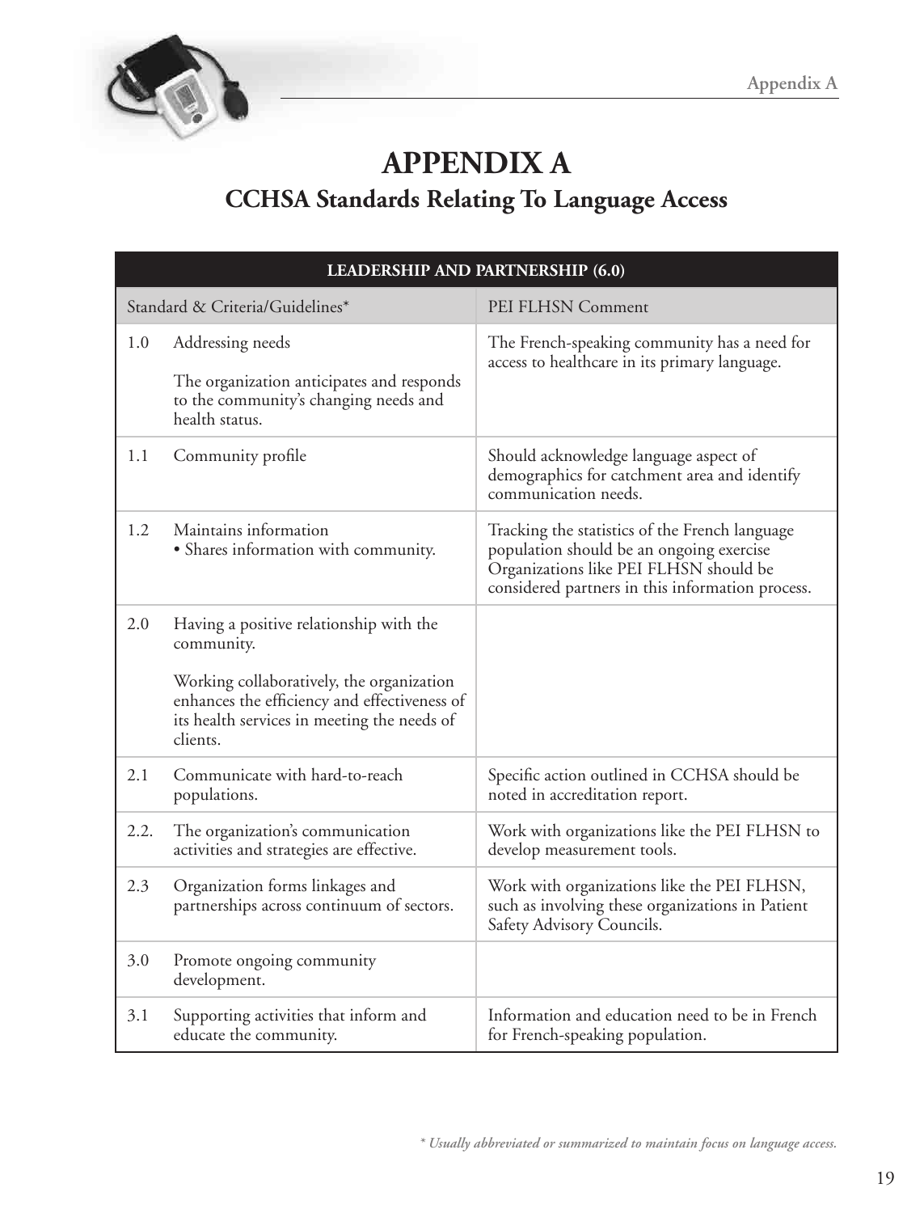# APPENDIX A

## CCHSA Standards Relating To Language Access

| LEADERSHIP AND PARTNERSHIP (6.0) | | |
|---|---|---|
| | Standard & Criteria/Guidelines* | PEI FLHSN Comment |
| 1.0 | Addressing needs<br><br>The organization anticipates and responds to the community's changing needs and health status. | The French-speaking community has a need for access to healthcare in its primary language. |
| 1.1 | Community profile | Should acknowledge language aspect of demographics for catchment area and identify communication needs. |
| 1.2 | Maintains information<br>• Shares information with community. | Tracking the statistics of the French language population should be an ongoing exercise Organizations like PEI FLHSN should be considered partners in this information process. |
| 2.0 | Having a positive relationship with the community.<br><br>Working collaboratively, the organization enhances the efficiency and effectiveness of its health services in meeting the needs of clients. | |
| 2.1 | Communicate with hard-to-reach populations. | Specific action outlined in CCHSA should be noted in accreditation report. |
| 2.2. | The organization's communication activities and strategies are effective. | Work with organizations like the PEI FLHSN to develop measurement tools. |
| 2.3 | Organization forms linkages and partnerships across continuum of sectors. | Work with organizations like the PEI FLHSN, such as involving these organizations in Patient Safety Advisory Councils. |
| 3.0 | Promote ongoing community development. | |
| 3.1 | Supporting activities that inform and educate the community. | Information and education need to be in French for French-speaking population. |

*\* Usually abbreviated or summarized to maintain focus on language access.*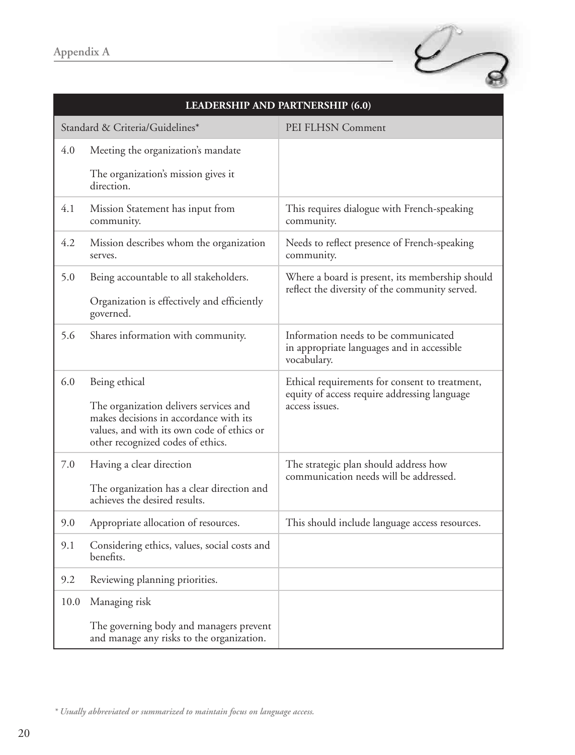| LEADERSHIP AND PARTNERSHIP (6.0) | | |
|---|---|---|
| Standard & Criteria/Guidelines* | | PEI FLHSN Comment |
| 4.0 | Meeting the organization's mandate<br><br>The organization's mission gives it direction. | |
| 4.1 | Mission Statement has input from community. | This requires dialogue with French-speaking community. |
| 4.2 | Mission describes whom the organization serves. | Needs to reflect presence of French-speaking community. |
| 5.0 | Being accountable to all stakeholders.<br><br>Organization is effectively and efficiently governed. | Where a board is present, its membership should reflect the diversity of the community served. |
| 5.6 | Shares information with community. | Information needs to be communicated in appropriate languages and in accessible vocabulary. |
| 6.0 | Being ethical<br><br>The organization delivers services and makes decisions in accordance with its values, and with its own code of ethics or other recognized codes of ethics. | Ethical requirements for consent to treatment, equity of access require addressing language access issues. |
| 7.0 | Having a clear direction<br><br>The organization has a clear direction and achieves the desired results. | The strategic plan should address how communication needs will be addressed. |
| 9.0 | Appropriate allocation of resources. | This should include language access resources. |
| 9.1 | Considering ethics, values, social costs and benefits. | |
| 9.2 | Reviewing planning priorities. | |
| 10.0 | Managing risk<br><br>The governing body and managers prevent and manage any risks to the organization. | |

*\* Usually abbreviated or summarized to maintain focus on language access.*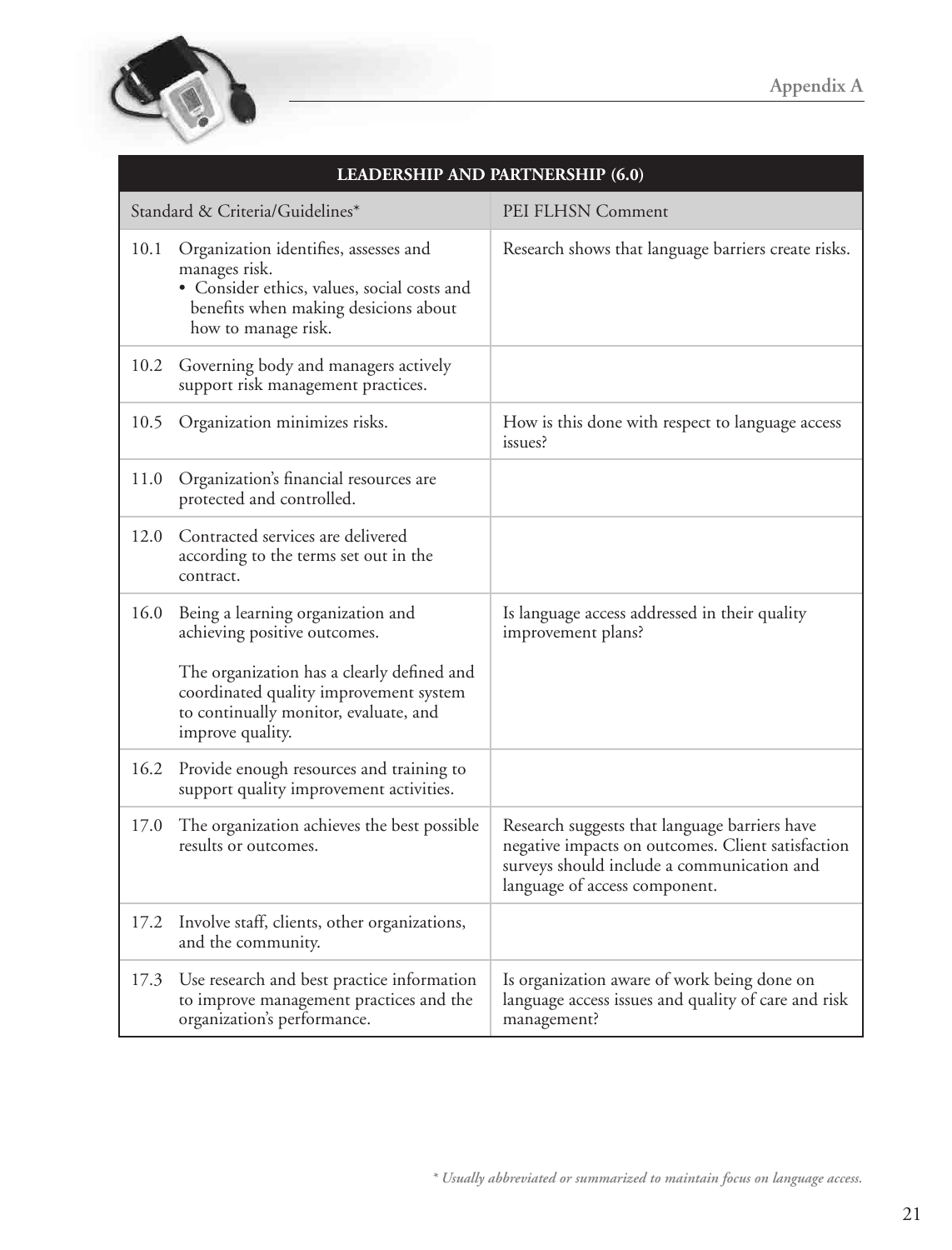| LEADERSHIP AND PARTNERSHIP (6.0) | |
|---|---|
| Standard & Criteria/Guidelines* | PEI FLHSN Comment |
| 10.1 Organization identifies, assesses and manages risk.<br>• Consider ethics, values, social costs and benefits when making desicions about how to manage risk. | Research shows that language barriers create risks. |
| 10.2 Governing body and managers actively support risk management practices. | |
| 10.5 Organization minimizes risks. | How is this done with respect to language access issues? |
| 11.0 Organization's financial resources are protected and controlled. | |
| 12.0 Contracted services are delivered according to the terms set out in the contract. | |
| 16.0 Being a learning organization and achieving positive outcomes.<br><br>The organization has a clearly defined and coordinated quality improvement system to continually monitor, evaluate, and improve quality. | Is language access addressed in their quality improvement plans? |
| 16.2 Provide enough resources and training to support quality improvement activities. | |
| 17.0 The organization achieves the best possible results or outcomes. | Research suggests that language barriers have negative impacts on outcomes. Client satisfaction surveys should include a communication and language of access component. |
| 17.2 Involve staff, clients, other organizations, and the community. | |
| 17.3 Use research and best practice information to improve management practices and the organization's performance. | Is organization aware of work being done on language access issues and quality of care and risk management? |

*\* Usually abbreviated or summarized to maintain focus on language access.*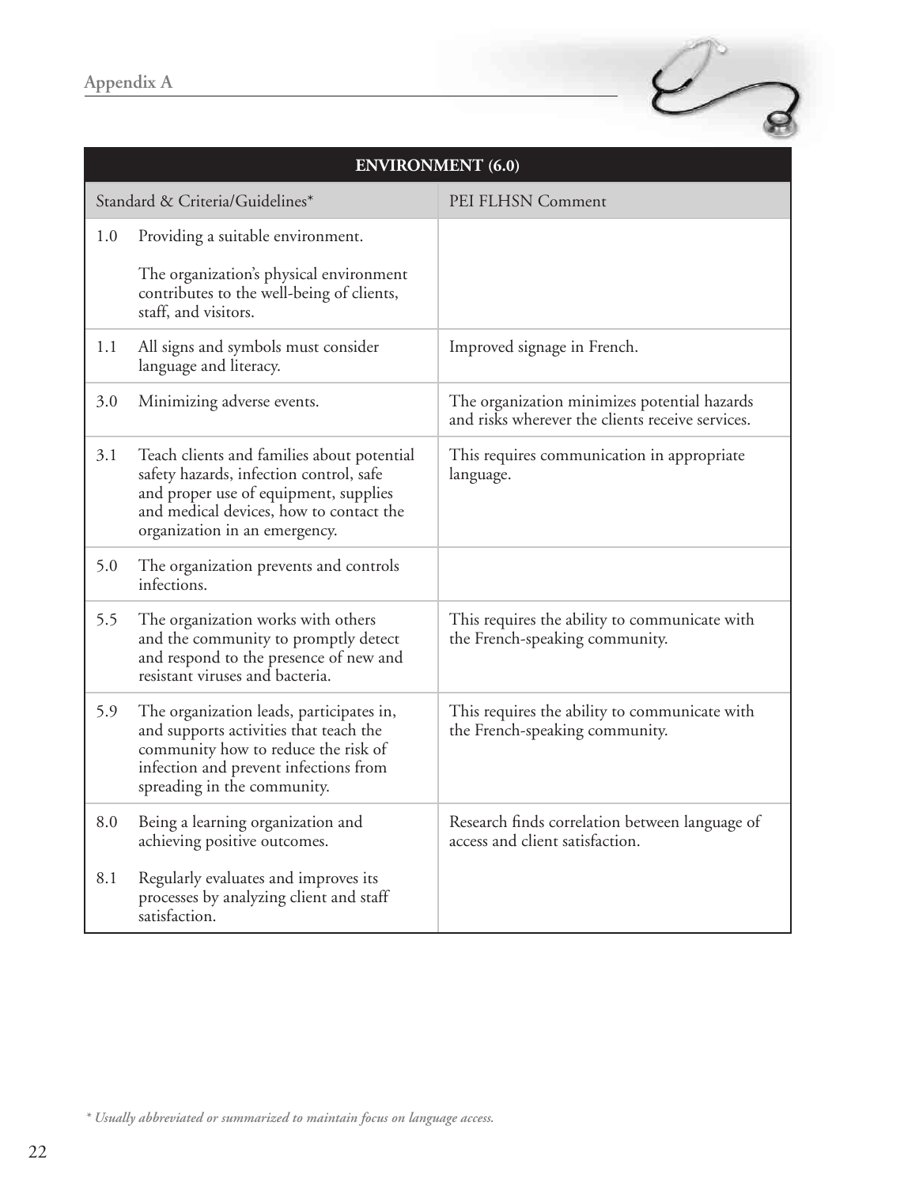| ENVIRONMENT (6.0) | | |
|---|---|---|
| Standard & Criteria/Guidelines* | | PEI FLHSN Comment |
| 1.0 | Providing a suitable environment.<br><br>The organization's physical environment contributes to the well-being of clients, staff, and visitors. | |
| 1.1 | All signs and symbols must consider language and literacy. | Improved signage in French. |
| 3.0 | Minimizing adverse events. | The organization minimizes potential hazards and risks wherever the clients receive services. |
| 3.1 | Teach clients and families about potential safety hazards, infection control, safe and proper use of equipment, supplies and medical devices, how to contact the organization in an emergency. | This requires communication in appropriate language. |
| 5.0 | The organization prevents and controls infections. | |
| 5.5 | The organization works with others and the community to promptly detect and respond to the presence of new and resistant viruses and bacteria. | This requires the ability to communicate with the French-speaking community. |
| 5.9 | The organization leads, participates in, and supports activities that teach the community how to reduce the risk of infection and prevent infections from spreading in the community. | This requires the ability to communicate with the French-speaking community. |
| 8.0 | Being a learning organization and achieving positive outcomes. | Research finds correlation between language of access and client satisfaction. |
| 8.1 | Regularly evaluates and improves its processes by analyzing client and staff satisfaction. | |

*\* Usually abbreviated or summarized to maintain focus on language access.*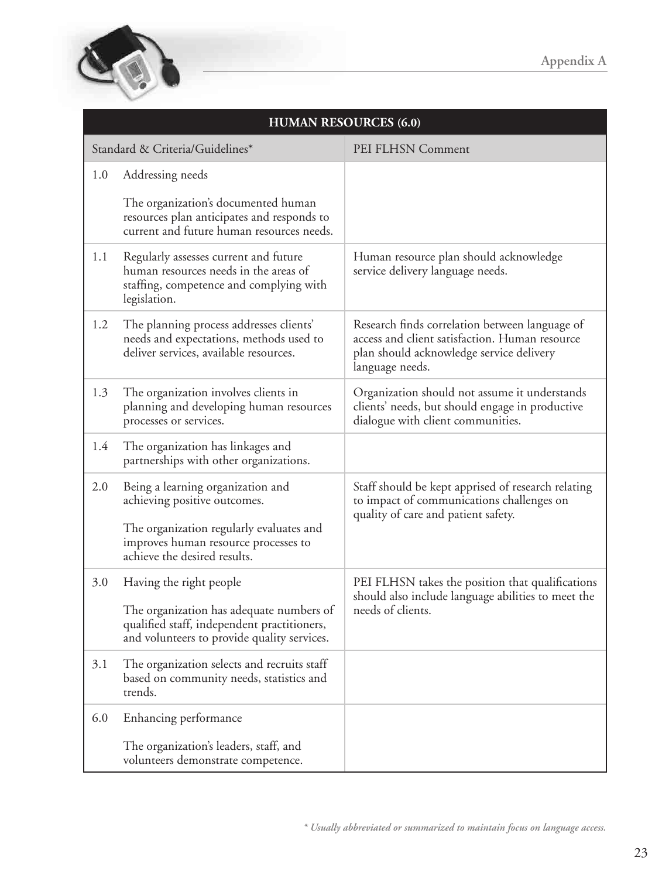| HUMAN RESOURCES (6.0) | | |
|---|---|---|
| Standard & Criteria/Guidelines* | | PEI FLHSN Comment |
| 1.0 | Addressing needs<br><br>The organization's documented human resources plan anticipates and responds to current and future human resources needs. | |
| 1.1 | Regularly assesses current and future human resources needs in the areas of staffing, competence and complying with legislation. | Human resource plan should acknowledge service delivery language needs. |
| 1.2 | The planning process addresses clients' needs and expectations, methods used to deliver services, available resources. | Research finds correlation between language of access and client satisfaction. Human resource plan should acknowledge service delivery language needs. |
| 1.3 | The organization involves clients in planning and developing human resources processes or services. | Organization should not assume it understands clients' needs, but should engage in productive dialogue with client communities. |
| 1.4 | The organization has linkages and partnerships with other organizations. | |
| 2.0 | Being a learning organization and achieving positive outcomes.<br><br>The organization regularly evaluates and improves human resource processes to achieve the desired results. | Staff should be kept apprised of research relating to impact of communications challenges on quality of care and patient safety. |
| 3.0 | Having the right people<br><br>The organization has adequate numbers of qualified staff, independent practitioners, and volunteers to provide quality services. | PEI FLHSN takes the position that qualifications should also include language abilities to meet the needs of clients. |
| 3.1 | The organization selects and recruits staff based on community needs, statistics and trends. | |
| 6.0 | Enhancing performance<br><br>The organization's leaders, staff, and volunteers demonstrate competence. | |

*\* Usually abbreviated or summarized to maintain focus on language access.*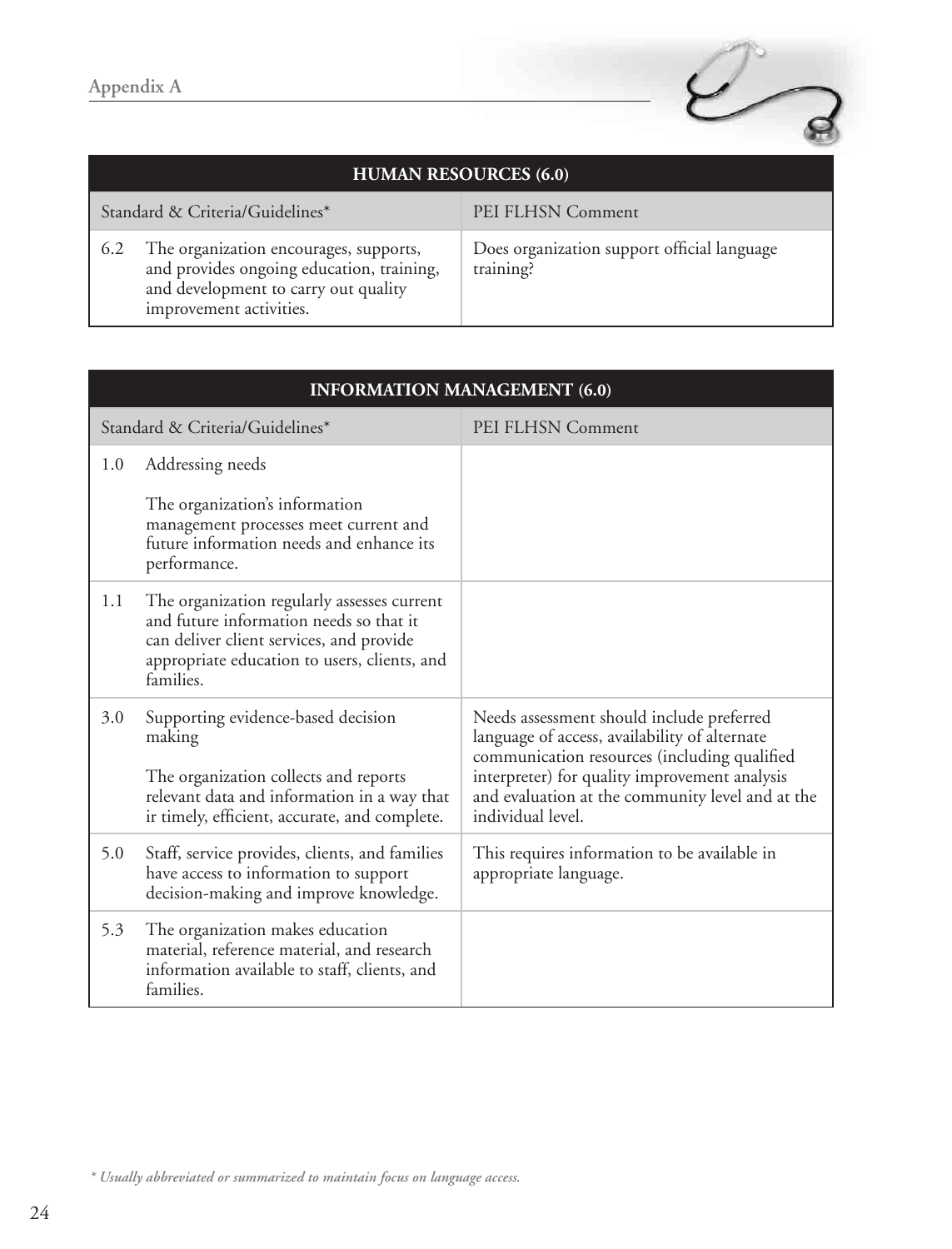| HUMAN RESOURCES (6.0) | | |
|---|---|---|
| Standard & Criteria/Guidelines* | | PEI FLHSN Comment |
| 6.2 | The organization encourages, supports, and provides ongoing education, training, and development to carry out quality improvement activities. | Does organization support official language training? |

| INFORMATION MANAGEMENT (6.0) | | |
|---|---|---|
| Standard & Criteria/Guidelines* | | PEI FLHSN Comment |
| 1.0 | Addressing needs<br><br>The organization's information management processes meet current and future information needs and enhance its performance. | |
| 1.1 | The organization regularly assesses current and future information needs so that it can deliver client services, and provide appropriate education to users, clients, and families. | |
| 3.0 | Supporting evidence-based decision making<br><br>The organization collects and reports relevant data and information in a way that ir timely, efficient, accurate, and complete. | Needs assessment should include preferred language of access, availability of alternate communication resources (including qualified interpreter) for quality improvement analysis and evaluation at the community level and at the individual level. |
| 5.0 | Staff, service provides, clients, and families have access to information to support decision-making and improve knowledge. | This requires information to be available in appropriate language. |
| 5.3 | The organization makes education material, reference material, and research information available to staff, clients, and families. | |

*\* Usually abbreviated or summarized to maintain focus on language access.*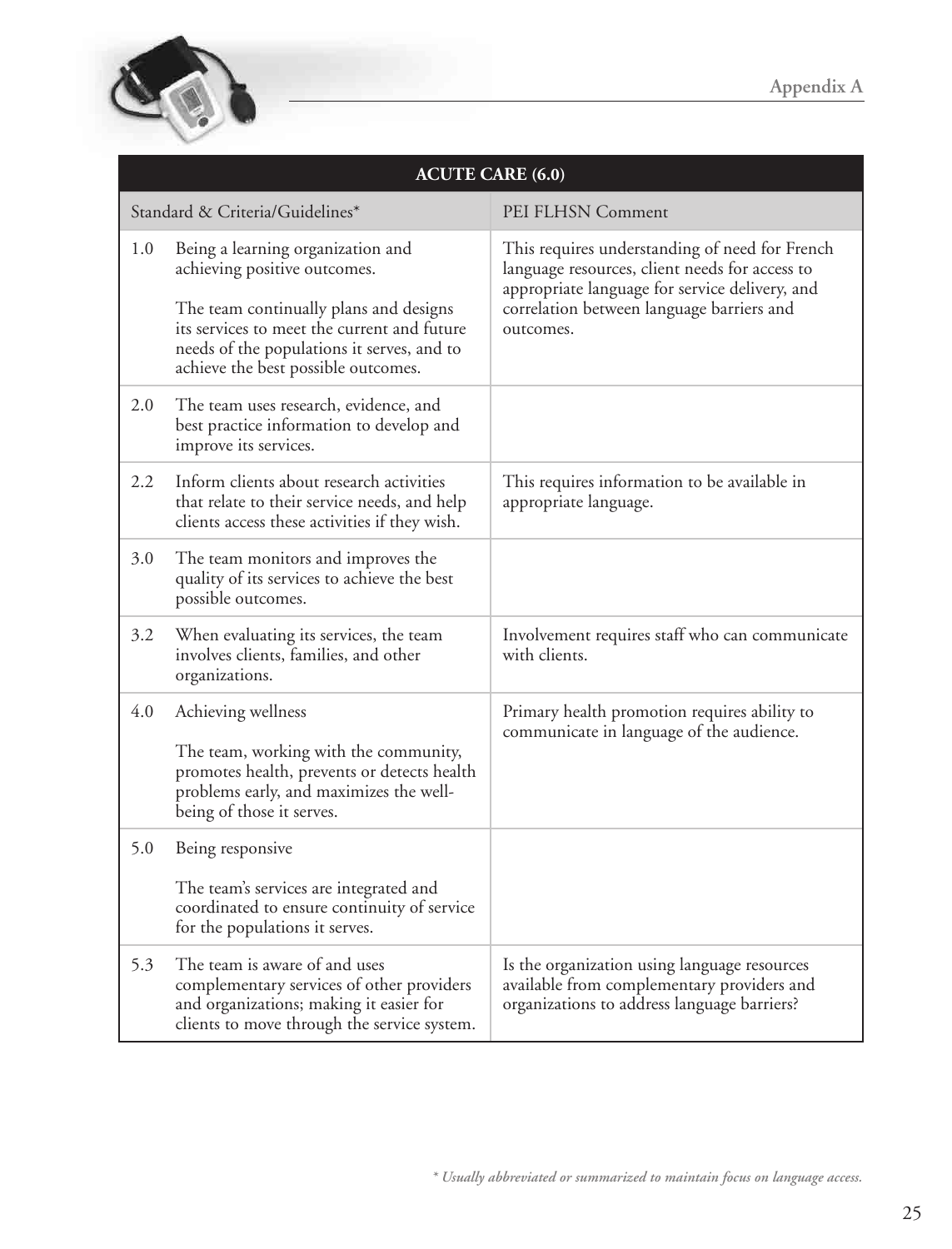| ACUTE CARE (6.0) | |
|---|---|
| Standard & Criteria/Guidelines* | PEI FLHSN Comment |
| 1.0 Being a learning organization and achieving positive outcomes.<br><br>The team continually plans and designs its services to meet the current and future needs of the populations it serves, and to achieve the best possible outcomes. | This requires understanding of need for French language resources, client needs for access to appropriate language for service delivery, and correlation between language barriers and outcomes. |
| 2.0 The team uses research, evidence, and best practice information to develop and improve its services. | |
| 2.2 Inform clients about research activities that relate to their service needs, and help clients access these activities if they wish. | This requires information to be available in appropriate language. |
| 3.0 The team monitors and improves the quality of its services to achieve the best possible outcomes. | |
| 3.2 When evaluating its services, the team involves clients, families, and other organizations. | Involvement requires staff who can communicate with clients. |
| 4.0 Achieving wellness<br><br>The team, working with the community, promotes health, prevents or detects health problems early, and maximizes the well-being of those it serves. | Primary health promotion requires ability to communicate in language of the audience. |
| 5.0 Being responsive<br><br>The team's services are integrated and coordinated to ensure continuity of service for the populations it serves. | |
| 5.3 The team is aware of and uses complementary services of other providers and organizations; making it easier for clients to move through the service system. | Is the organization using language resources available from complementary providers and organizations to address language barriers? |

*\* Usually abbreviated or summarized to maintain focus on language access.*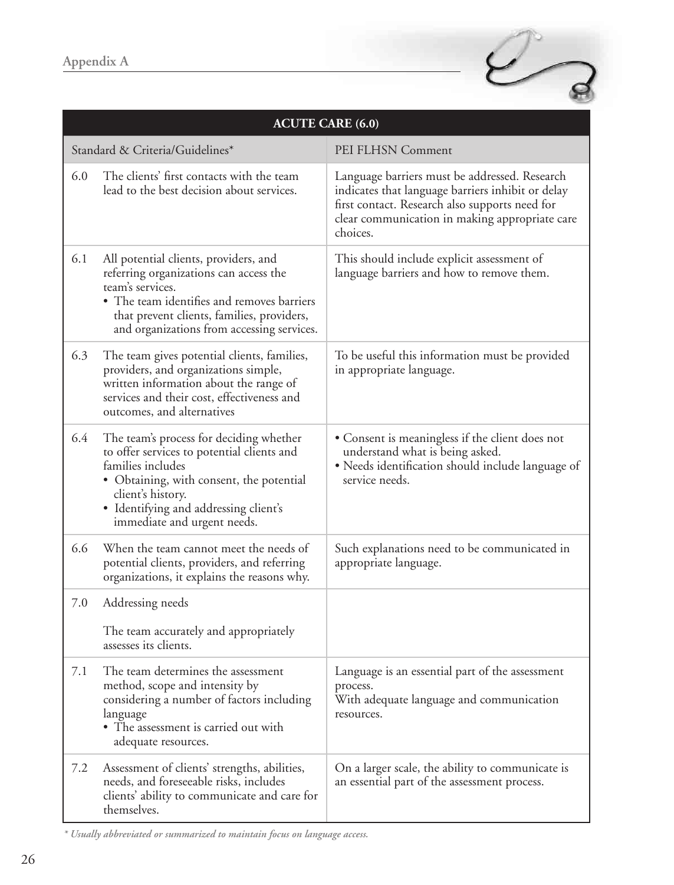| ACUTE CARE (6.0) | | |
|---|---|---|
| Standard & Criteria/Guidelines* | | PEI FLHSN Comment |
| 6.0 | The clients' first contacts with the team lead to the best decision about services. | Language barriers must be addressed. Research indicates that language barriers inhibit or delay first contact. Research also supports need for clear communication in making appropriate care choices. |
| 6.1 | All potential clients, providers, and referring organizations can access the team's services.<br>• The team identifies and removes barriers that prevent clients, families, providers, and organizations from accessing services. | This should include explicit assessment of language barriers and how to remove them. |
| 6.3 | The team gives potential clients, families, providers, and organizations simple, written information about the range of services and their cost, effectiveness and outcomes, and alternatives | To be useful this information must be provided in appropriate language. |
| 6.4 | The team's process for deciding whether to offer services to potential clients and families includes<br>• Obtaining, with consent, the potential client's history.<br>• Identifying and addressing client's immediate and urgent needs. | • Consent is meaningless if the client does not understand what is being asked.<br>• Needs identification should include language of service needs. |
| 6.6 | When the team cannot meet the needs of potential clients, providers, and referring organizations, it explains the reasons why. | Such explanations need to be communicated in appropriate language. |
| 7.0 | Addressing needs<br><br>The team accurately and appropriately assesses its clients. | |
| 7.1 | The team determines the assessment method, scope and intensity by considering a number of factors including language<br>• The assessment is carried out with adequate resources. | Language is an essential part of the assessment process.<br>With adequate language and communication resources. |
| 7.2 | Assessment of clients' strengths, abilities, needs, and foreseeable risks, includes clients' ability to communicate and care for themselves. | On a larger scale, the ability to communicate is an essential part of the assessment process. |

*\* Usually abbreviated or summarized to maintain focus on language access.*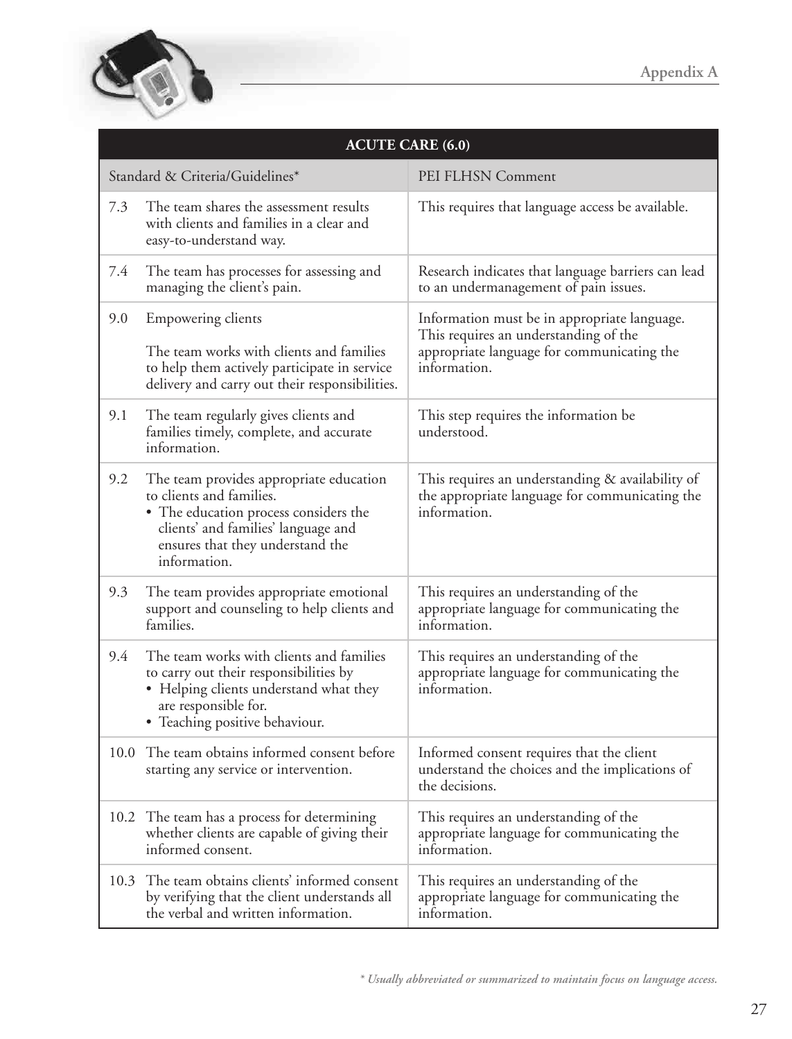| ACUTE CARE (6.0) | |
|---|---|
| **Standard & Criteria/Guidelines*** | **PEI FLHSN Comment** |
| 7.3 The team shares the assessment results with clients and families in a clear and easy-to-understand way. | This requires that language access be available. |
| 7.4 The team has processes for assessing and managing the client's pain. | Research indicates that language barriers can lead to an undermanagement of pain issues. |
| 9.0 Empowering clients<br><br>The team works with clients and families to help them actively participate in service delivery and carry out their responsibilities. | Information must be in appropriate language. This requires an understanding of the appropriate language for communicating the information. |
| 9.1 The team regularly gives clients and families timely, complete, and accurate information. | This step requires the information be understood. |
| 9.2 The team provides appropriate education to clients and families.<br>• The education process considers the clients' and families' language and ensures that they understand the information. | This requires an understanding & availability of the appropriate language for communicating the information. |
| 9.3 The team provides appropriate emotional support and counseling to help clients and families. | This requires an understanding of the appropriate language for communicating the information. |
| 9.4 The team works with clients and families to carry out their responsibilities by<br>• Helping clients understand what they are responsible for.<br>• Teaching positive behaviour. | This requires an understanding of the appropriate language for communicating the information. |
| 10.0 The team obtains informed consent before starting any service or intervention. | Informed consent requires that the client understand the choices and the implications of the decisions. |
| 10.2 The team has a process for determining whether clients are capable of giving their informed consent. | This requires an understanding of the appropriate language for communicating the information. |
| 10.3 The team obtains clients' informed consent by verifying that the client understands all the verbal and written information. | This requires an understanding of the appropriate language for communicating the information. |

*\* Usually abbreviated or summarized to maintain focus on language access.*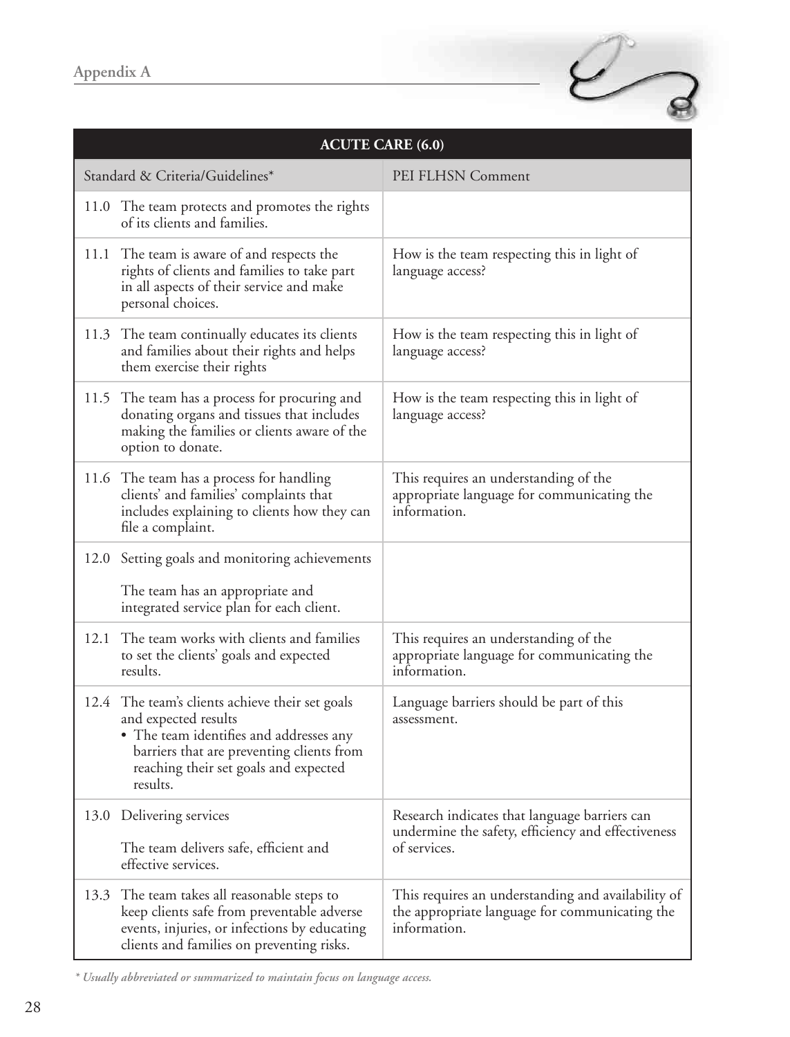| ACUTE CARE (6.0) | |
|---|---|
| Standard & Criteria/Guidelines* | PEI FLHSN Comment |
| 11.0 The team protects and promotes the rights of its clients and families. | |
| 11.1 The team is aware of and respects the rights of clients and families to take part in all aspects of their service and make personal choices. | How is the team respecting this in light of language access? |
| 11.3 The team continually educates its clients and families about their rights and helps them exercise their rights | How is the team respecting this in light of language access? |
| 11.5 The team has a process for procuring and donating organs and tissues that includes making the families or clients aware of the option to donate. | How is the team respecting this in light of language access? |
| 11.6 The team has a process for handling clients' and families' complaints that includes explaining to clients how they can file a complaint. | This requires an understanding of the appropriate language for communicating the information. |
| 12.0 Setting goals and monitoring achievements<br><br>The team has an appropriate and integrated service plan for each client. | |
| 12.1 The team works with clients and families to set the clients' goals and expected results. | This requires an understanding of the appropriate language for communicating the information. |
| 12.4 The team's clients achieve their set goals and expected results<br>• The team identifies and addresses any barriers that are preventing clients from reaching their set goals and expected results. | Language barriers should be part of this assessment. |
| 13.0 Delivering services<br><br>The team delivers safe, efficient and effective services. | Research indicates that language barriers can undermine the safety, efficiency and effectiveness of services. |
| 13.3 The team takes all reasonable steps to keep clients safe from preventable adverse events, injuries, or infections by educating clients and families on preventing risks. | This requires an understanding and availability of the appropriate language for communicating the information. |

*\* Usually abbreviated or summarized to maintain focus on language access.*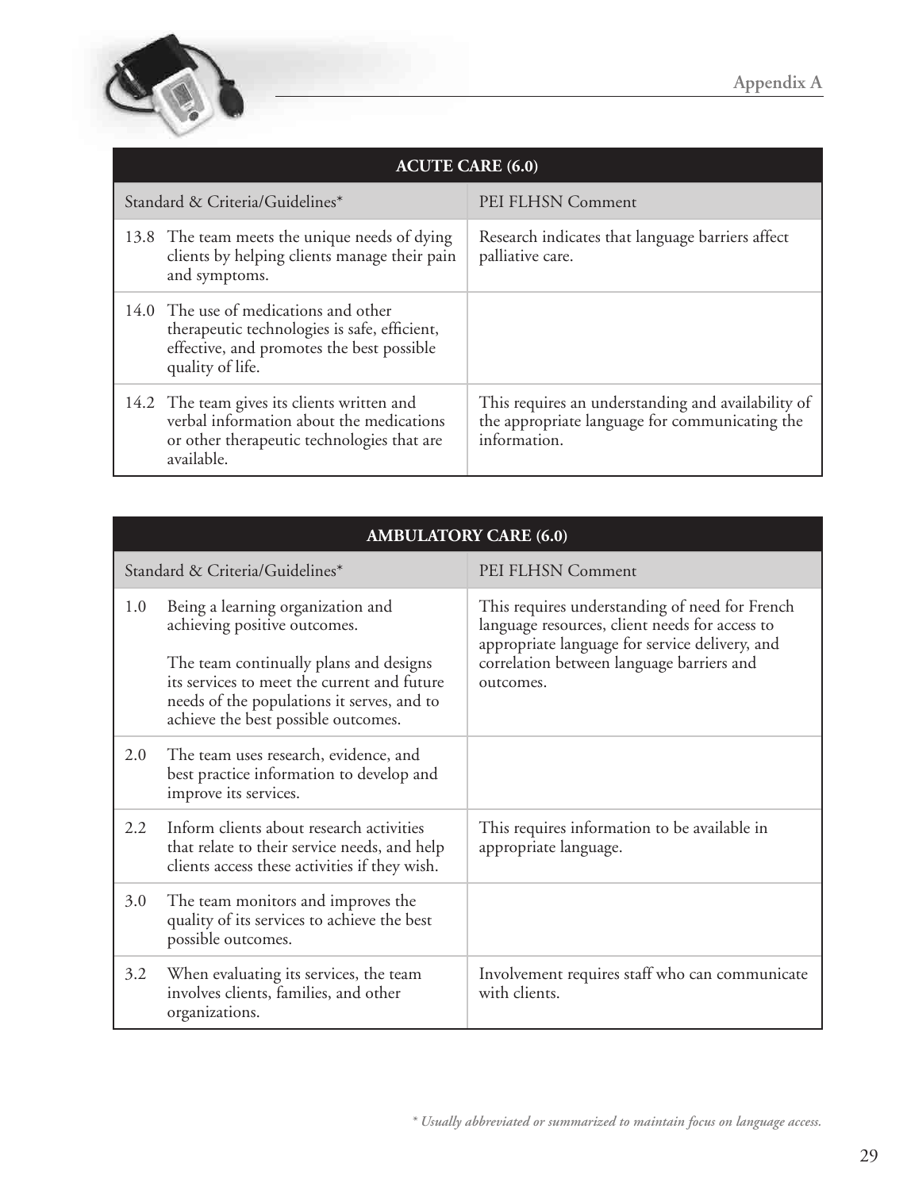| ACUTE CARE (6.0) | |
|---|---|
| Standard & Criteria/Guidelines* | PEI FLHSN Comment |
| 13.8 The team meets the unique needs of dying clients by helping clients manage their pain and symptoms. | Research indicates that language barriers affect palliative care. |
| 14.0 The use of medications and other therapeutic technologies is safe, efficient, effective, and promotes the best possible quality of life. | |
| 14.2 The team gives its clients written and verbal information about the medications or other therapeutic technologies that are available. | This requires an understanding and availability of the appropriate language for communicating the information. |

| AMBULATORY CARE (6.0) | |
|---|---|
| Standard & Criteria/Guidelines* | PEI FLHSN Comment |
| 1.0 Being a learning organization and achieving positive outcomes.<br><br>The team continually plans and designs its services to meet the current and future needs of the populations it serves, and to achieve the best possible outcomes. | This requires understanding of need for French language resources, client needs for access to appropriate language for service delivery, and correlation between language barriers and outcomes. |
| 2.0 The team uses research, evidence, and best practice information to develop and improve its services. | |
| 2.2 Inform clients about research activities that relate to their service needs, and help clients access these activities if they wish. | This requires information to be available in appropriate language. |
| 3.0 The team monitors and improves the quality of its services to achieve the best possible outcomes. | |
| 3.2 When evaluating its services, the team involves clients, families, and other organizations. | Involvement requires staff who can communicate with clients. |

*\* Usually abbreviated or summarized to maintain focus on language access.*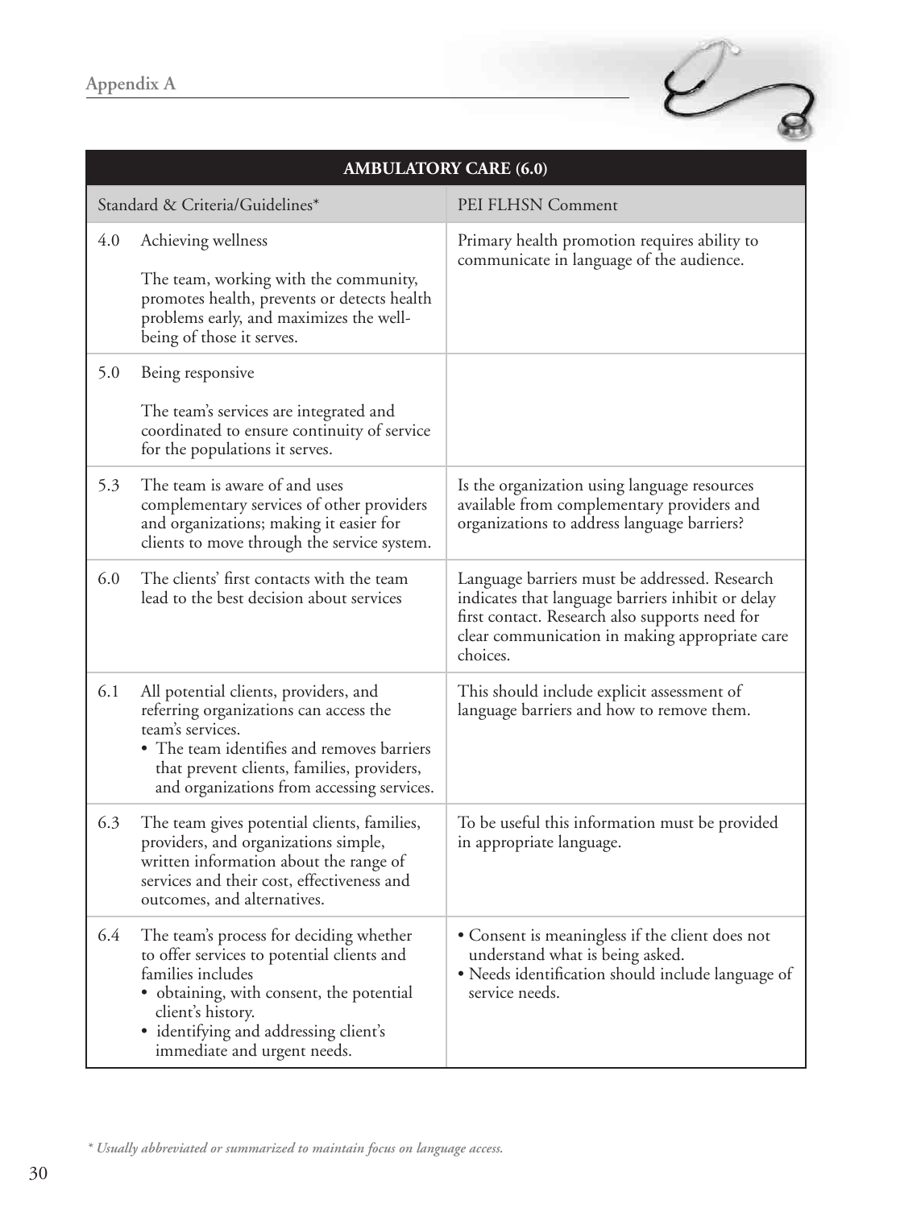| AMBULATORY CARE (6.0) | | |
|---|---|---|
| Standard & Criteria/Guidelines* | | PEI FLHSN Comment |
| 4.0 | Achieving wellness<br><br>The team, working with the community, promotes health, prevents or detects health problems early, and maximizes the well-being of those it serves. | Primary health promotion requires ability to communicate in language of the audience. |
| 5.0 | Being responsive<br><br>The team's services are integrated and coordinated to ensure continuity of service for the populations it serves. | |
| 5.3 | The team is aware of and uses complementary services of other providers and organizations; making it easier for clients to move through the service system. | Is the organization using language resources available from complementary providers and organizations to address language barriers? |
| 6.0 | The clients' first contacts with the team lead to the best decision about services | Language barriers must be addressed. Research indicates that language barriers inhibit or delay first contact. Research also supports need for clear communication in making appropriate care choices. |
| 6.1 | All potential clients, providers, and referring organizations can access the team's services.<br>• The team identifies and removes barriers that prevent clients, families, providers, and organizations from accessing services. | This should include explicit assessment of language barriers and how to remove them. |
| 6.3 | The team gives potential clients, families, providers, and organizations simple, written information about the range of services and their cost, effectiveness and outcomes, and alternatives. | To be useful this information must be provided in appropriate language. |
| 6.4 | The team's process for deciding whether to offer services to potential clients and families includes<br>• obtaining, with consent, the potential client's history.<br>• identifying and addressing client's immediate and urgent needs. | • Consent is meaningless if the client does not understand what is being asked.<br>• Needs identification should include language of service needs. |

*\* Usually abbreviated or summarized to maintain focus on language access.*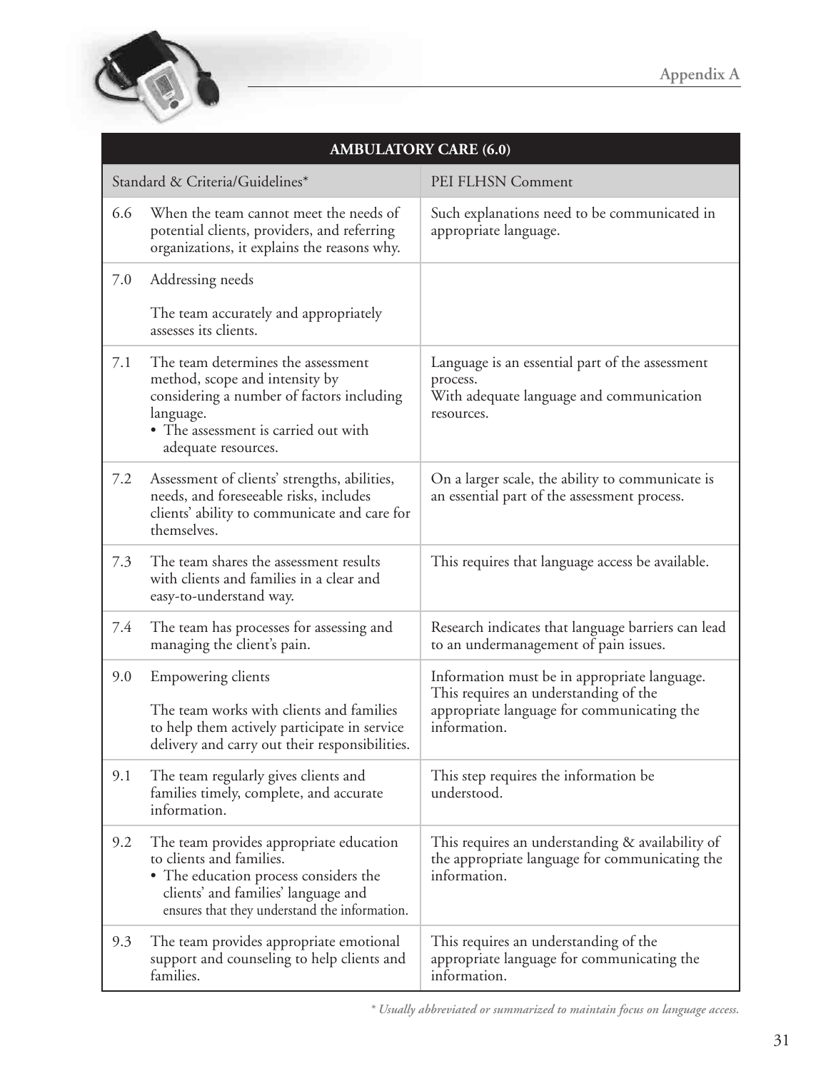| AMBULATORY CARE (6.0) | |
|---|---|
| **Standard & Criteria/Guidelines*** | **PEI FLHSN Comment** |
| 6.6 When the team cannot meet the needs of potential clients, providers, and referring organizations, it explains the reasons why. | Such explanations need to be communicated in appropriate language. |
| 7.0 Addressing needs<br><br>The team accurately and appropriately assesses its clients. | |
| 7.1 The team determines the assessment method, scope and intensity by considering a number of factors including language.<br>• The assessment is carried out with adequate resources. | Language is an essential part of the assessment process.<br>With adequate language and communication resources. |
| 7.2 Assessment of clients' strengths, abilities, needs, and foreseeable risks, includes clients' ability to communicate and care for themselves. | On a larger scale, the ability to communicate is an essential part of the assessment process. |
| 7.3 The team shares the assessment results with clients and families in a clear and easy-to-understand way. | This requires that language access be available. |
| 7.4 The team has processes for assessing and managing the client's pain. | Research indicates that language barriers can lead to an undermanagement of pain issues. |
| 9.0 Empowering clients<br><br>The team works with clients and families to help them actively participate in service delivery and carry out their responsibilities. | Information must be in appropriate language. This requires an understanding of the appropriate language for communicating the information. |
| 9.1 The team regularly gives clients and families timely, complete, and accurate information. | This step requires the information be understood. |
| 9.2 The team provides appropriate education to clients and families.<br>• The education process considers the clients' and families' language and ensures that they understand the information. | This requires an understanding & availability of the appropriate language for communicating the information. |
| 9.3 The team provides appropriate emotional support and counseling to help clients and families. | This requires an understanding of the appropriate language for communicating the information. |

*\* Usually abbreviated or summarized to maintain focus on language access.*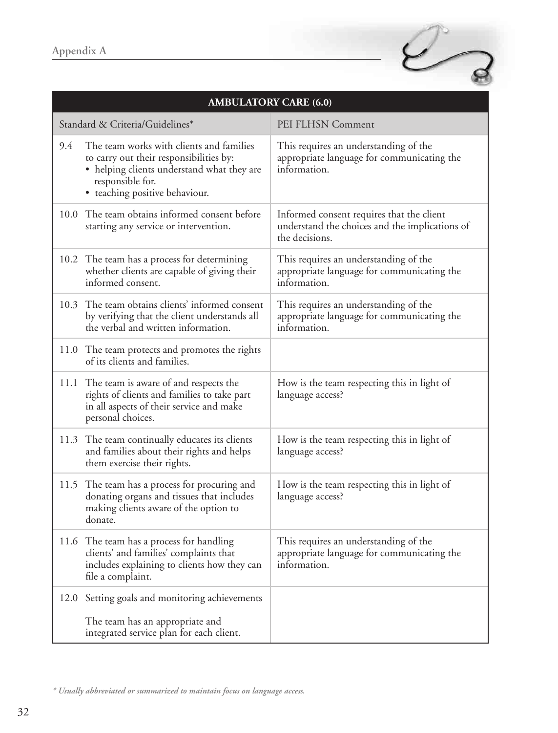| AMBULATORY CARE (6.0) | |
|---|---|
| Standard & Criteria/Guidelines* | PEI FLHSN Comment |
| 9.4 The team works with clients and families to carry out their responsibilities by: • helping clients understand what they are responsible for. • teaching positive behaviour. | This requires an understanding of the appropriate language for communicating the information. |
| 10.0 The team obtains informed consent before starting any service or intervention. | Informed consent requires that the client understand the choices and the implications of the decisions. |
| 10.2 The team has a process for determining whether clients are capable of giving their informed consent. | This requires an understanding of the appropriate language for communicating the information. |
| 10.3 The team obtains clients' informed consent by verifying that the client understands all the verbal and written information. | This requires an understanding of the appropriate language for communicating the information. |
| 11.0 The team protects and promotes the rights of its clients and families. | |
| 11.1 The team is aware of and respects the rights of clients and families to take part in all aspects of their service and make personal choices. | How is the team respecting this in light of language access? |
| 11.3 The team continually educates its clients and families about their rights and helps them exercise their rights. | How is the team respecting this in light of language access? |
| 11.5 The team has a process for procuring and donating organs and tissues that includes making clients aware of the option to donate. | How is the team respecting this in light of language access? |
| 11.6 The team has a process for handling clients' and families' complaints that includes explaining to clients how they can file a complaint. | This requires an understanding of the appropriate language for communicating the information. |
| 12.0 Setting goals and monitoring achievements<br><br>The team has an appropriate and integrated service plan for each client. | |

*\* Usually abbreviated or summarized to maintain focus on language access.*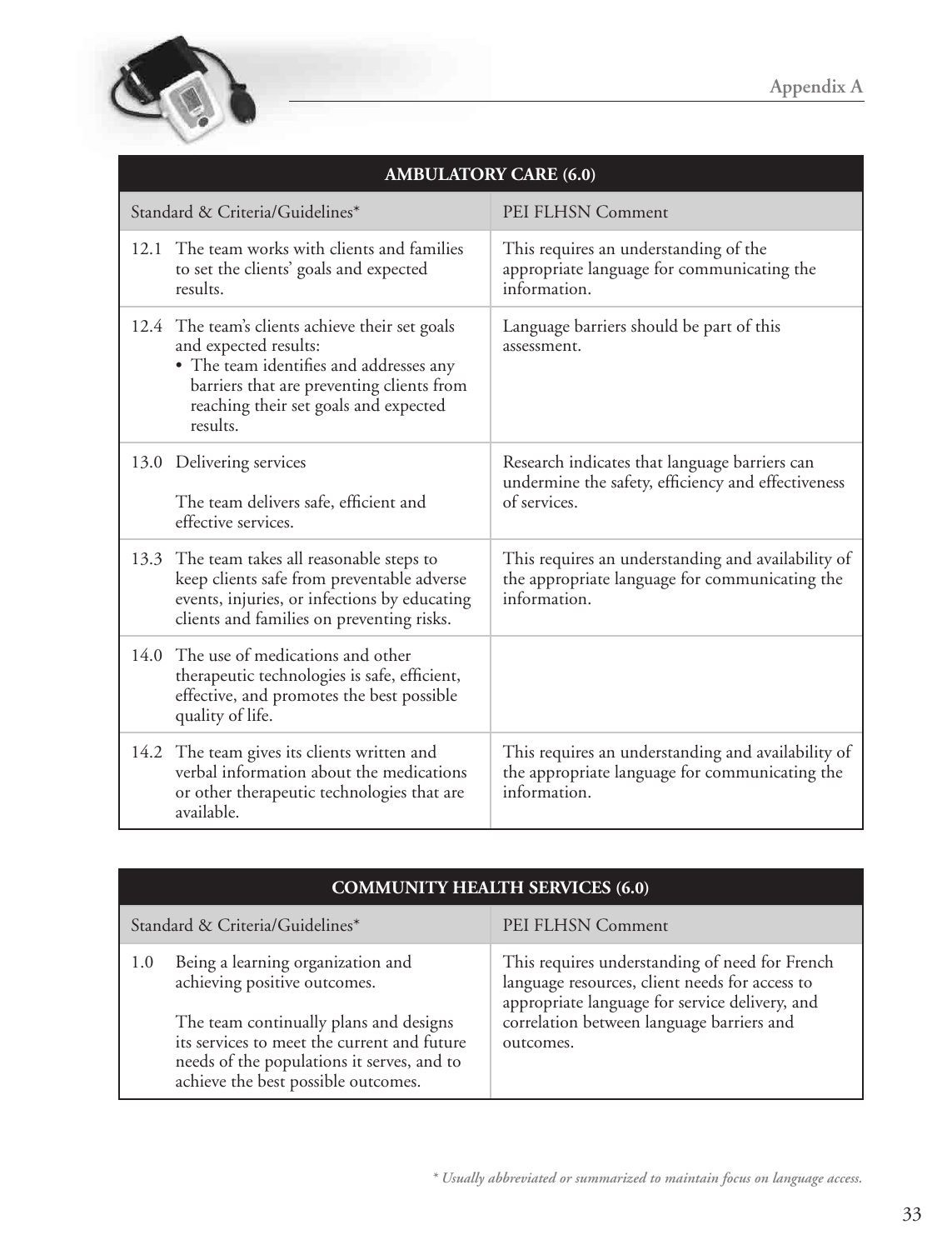| AMBULATORY CARE (6.0) | |
|---|---|
| Standard & Criteria/Guidelines* | PEI FLHSN Comment |
| 12.1 The team works with clients and families to set the clients' goals and expected results. | This requires an understanding of the appropriate language for communicating the information. |
| 12.4 The team's clients achieve their set goals and expected results:<br>• The team identifies and addresses any barriers that are preventing clients from reaching their set goals and expected results. | Language barriers should be part of this assessment. |
| 13.0 Delivering services<br><br>The team delivers safe, efficient and effective services. | Research indicates that language barriers can undermine the safety, efficiency and effectiveness of services. |
| 13.3 The team takes all reasonable steps to keep clients safe from preventable adverse events, injuries, or infections by educating clients and families on preventing risks. | This requires an understanding and availability of the appropriate language for communicating the information. |
| 14.0 The use of medications and other therapeutic technologies is safe, efficient, effective, and promotes the best possible quality of life. | |
| 14.2 The team gives its clients written and verbal information about the medications or other therapeutic technologies that are available. | This requires an understanding and availability of the appropriate language for communicating the information. |

| COMMUNITY HEALTH SERVICES (6.0) | |
|---|---|
| Standard & Criteria/Guidelines* | PEI FLHSN Comment |
| 1.0 Being a learning organization and achieving positive outcomes.<br><br>The team continually plans and designs its services to meet the current and future needs of the populations it serves, and to achieve the best possible outcomes. | This requires understanding of need for French language resources, client needs for access to appropriate language for service delivery, and correlation between language barriers and outcomes. |

*\* Usually abbreviated or summarized to maintain focus on language access.*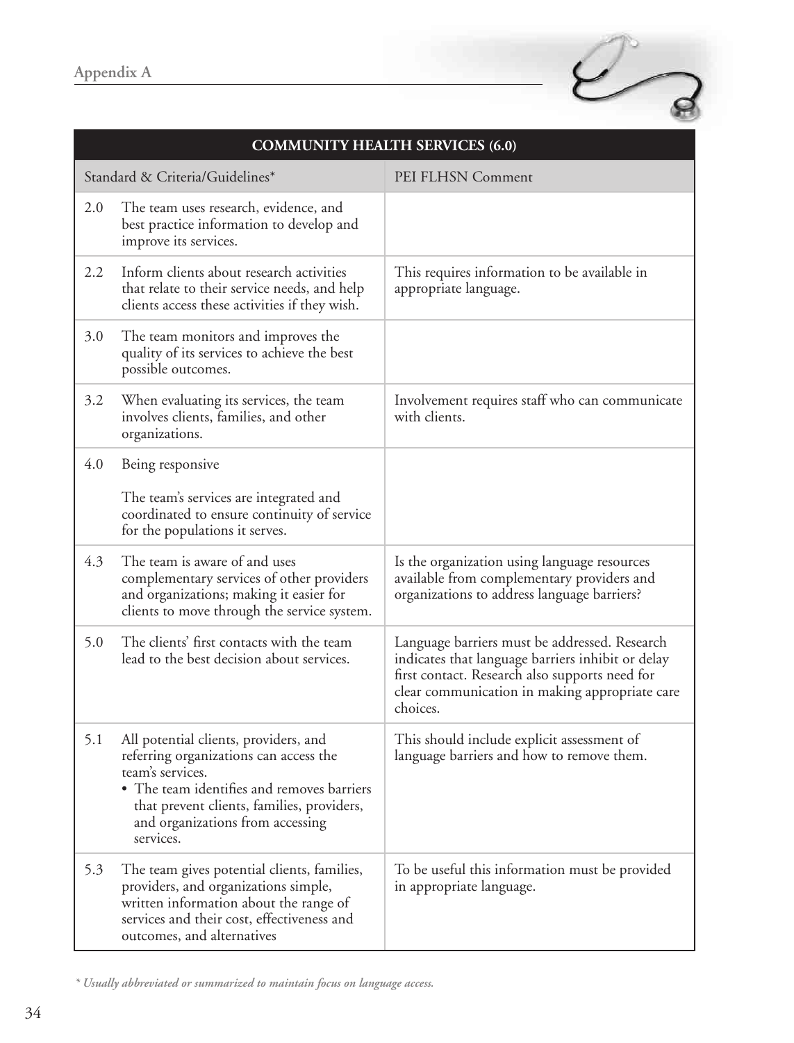| COMMUNITY HEALTH SERVICES (6.0) | | |
|---|---|---|
| Standard & Criteria/Guidelines* | | PEI FLHSN Comment |
| 2.0 | The team uses research, evidence, and best practice information to develop and improve its services. | |
| 2.2 | Inform clients about research activities that relate to their service needs, and help clients access these activities if they wish. | This requires information to be available in appropriate language. |
| 3.0 | The team monitors and improves the quality of its services to achieve the best possible outcomes. | |
| 3.2 | When evaluating its services, the team involves clients, families, and other organizations. | Involvement requires staff who can communicate with clients. |
| 4.0 | Being responsive<br><br>The team's services are integrated and coordinated to ensure continuity of service for the populations it serves. | |
| 4.3 | The team is aware of and uses complementary services of other providers and organizations; making it easier for clients to move through the service system. | Is the organization using language resources available from complementary providers and organizations to address language barriers? |
| 5.0 | The clients' first contacts with the team lead to the best decision about services. | Language barriers must be addressed. Research indicates that language barriers inhibit or delay first contact. Research also supports need for clear communication in making appropriate care choices. |
| 5.1 | All potential clients, providers, and referring organizations can access the team's services.<br>• The team identifies and removes barriers that prevent clients, families, providers, and organizations from accessing services. | This should include explicit assessment of language barriers and how to remove them. |
| 5.3 | The team gives potential clients, families, providers, and organizations simple, written information about the range of services and their cost, effectiveness and outcomes, and alternatives | To be useful this information must be provided in appropriate language. |

*\* Usually abbreviated or summarized to maintain focus on language access.*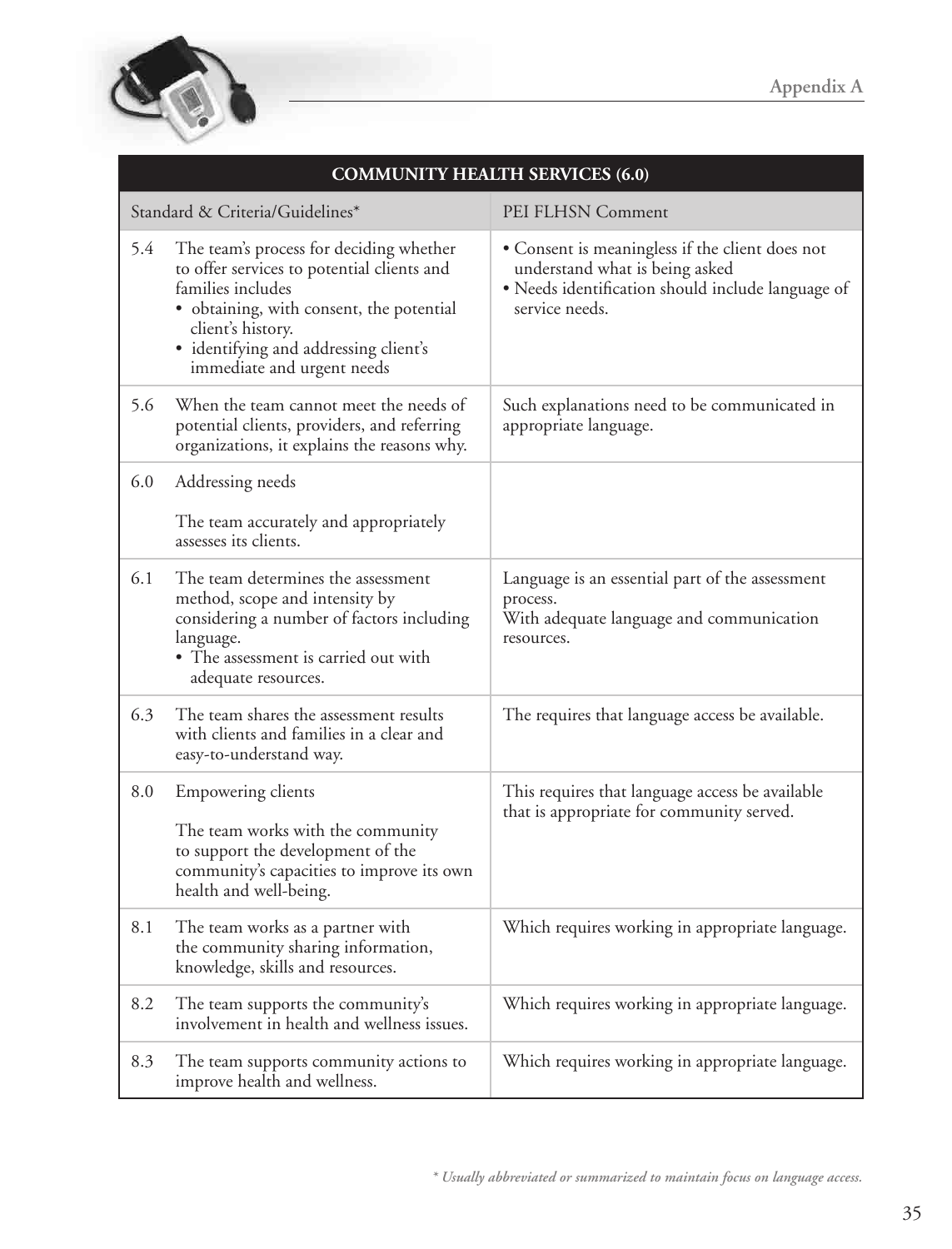| COMMUNITY HEALTH SERVICES (6.0) | | |
|---|---|---|
| Standard & Criteria/Guidelines* | | PEI FLHSN Comment |
| 5.4 | The team's process for deciding whether to offer services to potential clients and families includes<br>• obtaining, with consent, the potential client's history.<br>• identifying and addressing client's immediate and urgent needs | • Consent is meaningless if the client does not understand what is being asked<br>• Needs identification should include language of service needs. |
| 5.6 | When the team cannot meet the needs of potential clients, providers, and referring organizations, it explains the reasons why. | Such explanations need to be communicated in appropriate language. |
| 6.0 | Addressing needs<br><br>The team accurately and appropriately assesses its clients. | |
| 6.1 | The team determines the assessment method, scope and intensity by considering a number of factors including language.<br>• The assessment is carried out with adequate resources. | Language is an essential part of the assessment process.<br>With adequate language and communication resources. |
| 6.3 | The team shares the assessment results with clients and families in a clear and easy-to-understand way. | The requires that language access be available. |
| 8.0 | Empowering clients<br><br>The team works with the community to support the development of the community's capacities to improve its own health and well-being. | This requires that language access be available that is appropriate for community served. |
| 8.1 | The team works as a partner with the community sharing information, knowledge, skills and resources. | Which requires working in appropriate language. |
| 8.2 | The team supports the community's involvement in health and wellness issues. | Which requires working in appropriate language. |
| 8.3 | The team supports community actions to improve health and wellness. | Which requires working in appropriate language. |

*\* Usually abbreviated or summarized to maintain focus on language access.*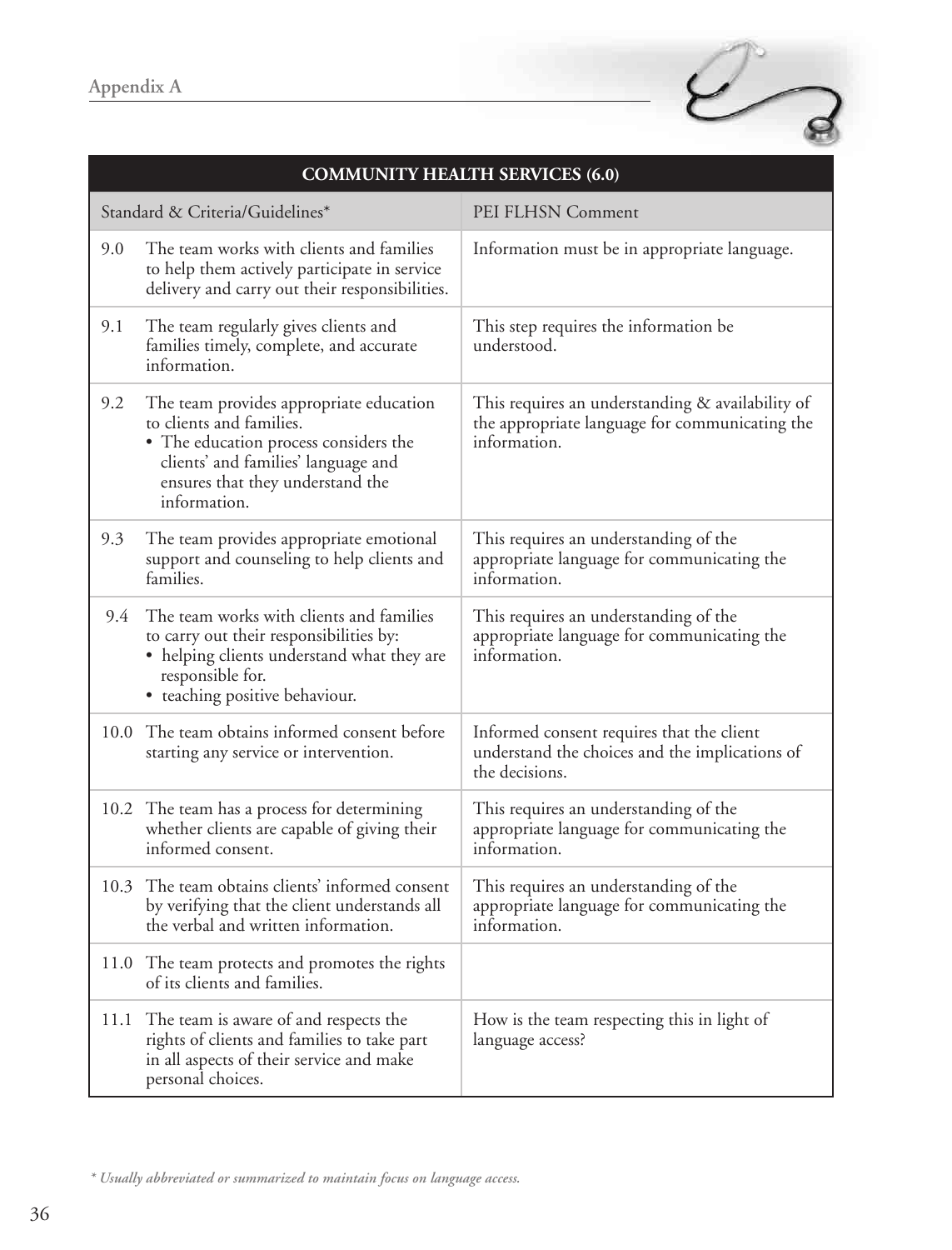| COMMUNITY HEALTH SERVICES (6.0) | |
|---|---|
| Standard & Criteria/Guidelines* | PEI FLHSN Comment |
| 9.0 The team works with clients and families to help them actively participate in service delivery and carry out their responsibilities. | Information must be in appropriate language. |
| 9.1 The team regularly gives clients and families timely, complete, and accurate information. | This step requires the information be understood. |
| 9.2 The team provides appropriate education to clients and families. • The education process considers the clients' and families' language and ensures that they understand the information. | This requires an understanding & availability of the appropriate language for communicating the information. |
| 9.3 The team provides appropriate emotional support and counseling to help clients and families. | This requires an understanding of the appropriate language for communicating the information. |
| 9.4 The team works with clients and families to carry out their responsibilities by: • helping clients understand what they are responsible for. • teaching positive behaviour. | This requires an understanding of the appropriate language for communicating the information. |
| 10.0 The team obtains informed consent before starting any service or intervention. | Informed consent requires that the client understand the choices and the implications of the decisions. |
| 10.2 The team has a process for determining whether clients are capable of giving their informed consent. | This requires an understanding of the appropriate language for communicating the information. |
| 10.3 The team obtains clients' informed consent by verifying that the client understands all the verbal and written information. | This requires an understanding of the appropriate language for communicating the information. |
| 11.0 The team protects and promotes the rights of its clients and families. | |
| 11.1 The team is aware of and respects the rights of clients and families to take part in all aspects of their service and make personal choices. | How is the team respecting this in light of language access? |

*\* Usually abbreviated or summarized to maintain focus on language access.*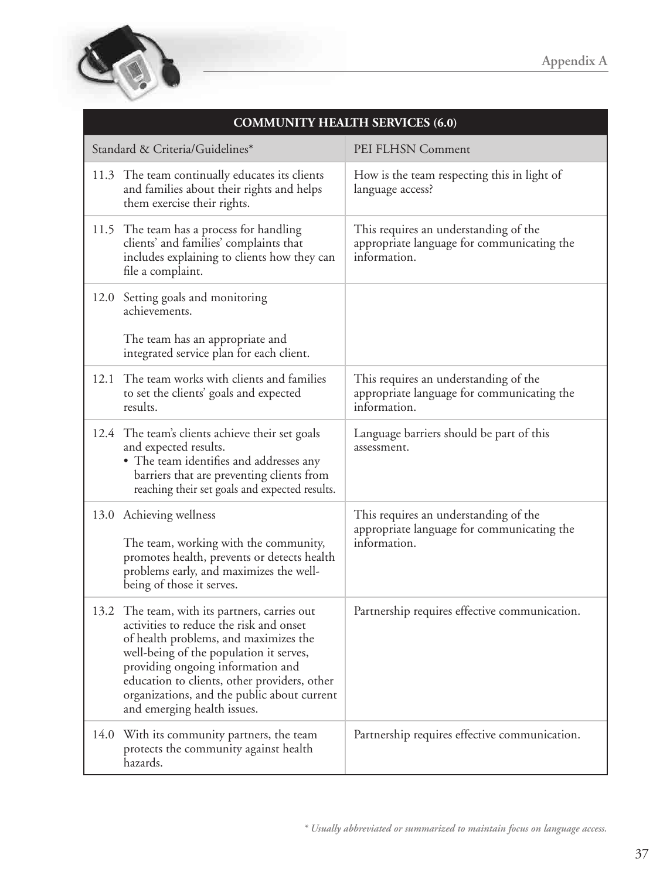| COMMUNITY HEALTH SERVICES (6.0) | |
|---|---|
| Standard & Criteria/Guidelines* | PEI FLHSN Comment |
| 11.3 The team continually educates its clients and families about their rights and helps them exercise their rights. | How is the team respecting this in light of language access? |
| 11.5 The team has a process for handling clients' and families' complaints that includes explaining to clients how they can file a complaint. | This requires an understanding of the appropriate language for communicating the information. |
| 12.0 Setting goals and monitoring achievements.<br><br>The team has an appropriate and integrated service plan for each client. | |
| 12.1 The team works with clients and families to set the clients' goals and expected results. | This requires an understanding of the appropriate language for communicating the information. |
| 12.4 The team's clients achieve their set goals and expected results.<br>• The team identifies and addresses any barriers that are preventing clients from reaching their set goals and expected results. | Language barriers should be part of this assessment. |
| 13.0 Achieving wellness<br><br>The team, working with the community, promotes health, prevents or detects health problems early, and maximizes the well-being of those it serves. | This requires an understanding of the appropriate language for communicating the information. |
| 13.2 The team, with its partners, carries out activities to reduce the risk and onset of health problems, and maximizes the well-being of the population it serves, providing ongoing information and education to clients, other providers, other organizations, and the public about current and emerging health issues. | Partnership requires effective communication. |
| 14.0 With its community partners, the team protects the community against health hazards. | Partnership requires effective communication. |

*\* Usually abbreviated or summarized to maintain focus on language access.*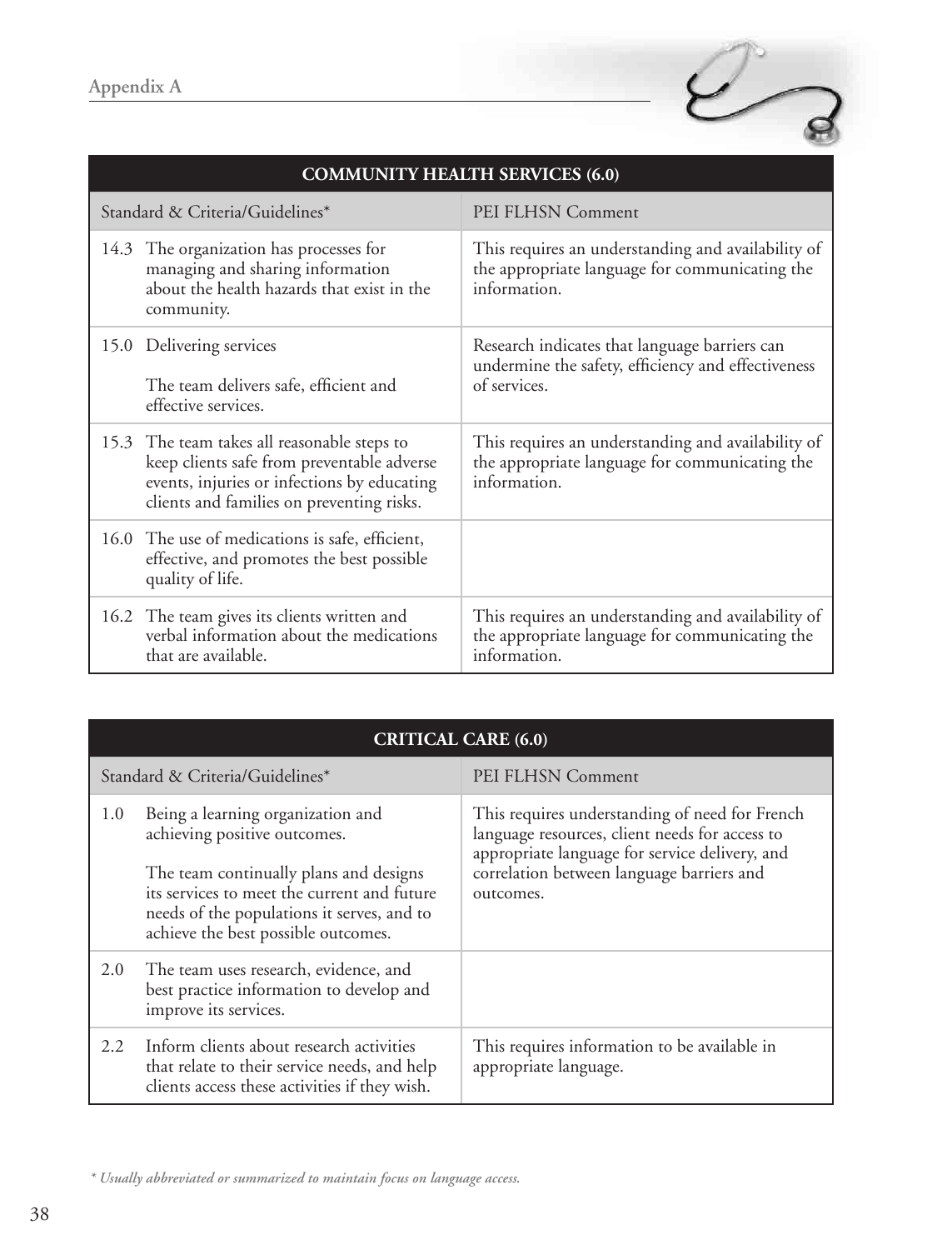| COMMUNITY HEALTH SERVICES (6.0) | |
|---|---|
| Standard & Criteria/Guidelines* | PEI FLHSN Comment |
| 14.3 The organization has processes for managing and sharing information about the health hazards that exist in the community. | This requires an understanding and availability of the appropriate language for communicating the information. |
| 15.0 Delivering services<br><br>The team delivers safe, efficient and effective services. | Research indicates that language barriers can undermine the safety, efficiency and effectiveness of services. |
| 15.3 The team takes all reasonable steps to keep clients safe from preventable adverse events, injuries or infections by educating clients and families on preventing risks. | This requires an understanding and availability of the appropriate language for communicating the information. |
| 16.0 The use of medications is safe, efficient, effective, and promotes the best possible quality of life. | |
| 16.2 The team gives its clients written and verbal information about the medications that are available. | This requires an understanding and availability of the appropriate language for communicating the information. |

| CRITICAL CARE (6.0) | |
|---|---|
| Standard & Criteria/Guidelines* | PEI FLHSN Comment |
| 1.0 Being a learning organization and achieving positive outcomes.<br><br>The team continually plans and designs its services to meet the current and future needs of the populations it serves, and to achieve the best possible outcomes. | This requires understanding of need for French language resources, client needs for access to appropriate language for service delivery, and correlation between language barriers and outcomes. |
| 2.0 The team uses research, evidence, and best practice information to develop and improve its services. | |
| 2.2 Inform clients about research activities that relate to their service needs, and help clients access these activities if they wish. | This requires information to be available in appropriate language. |

*\* Usually abbreviated or summarized to maintain focus on language access.*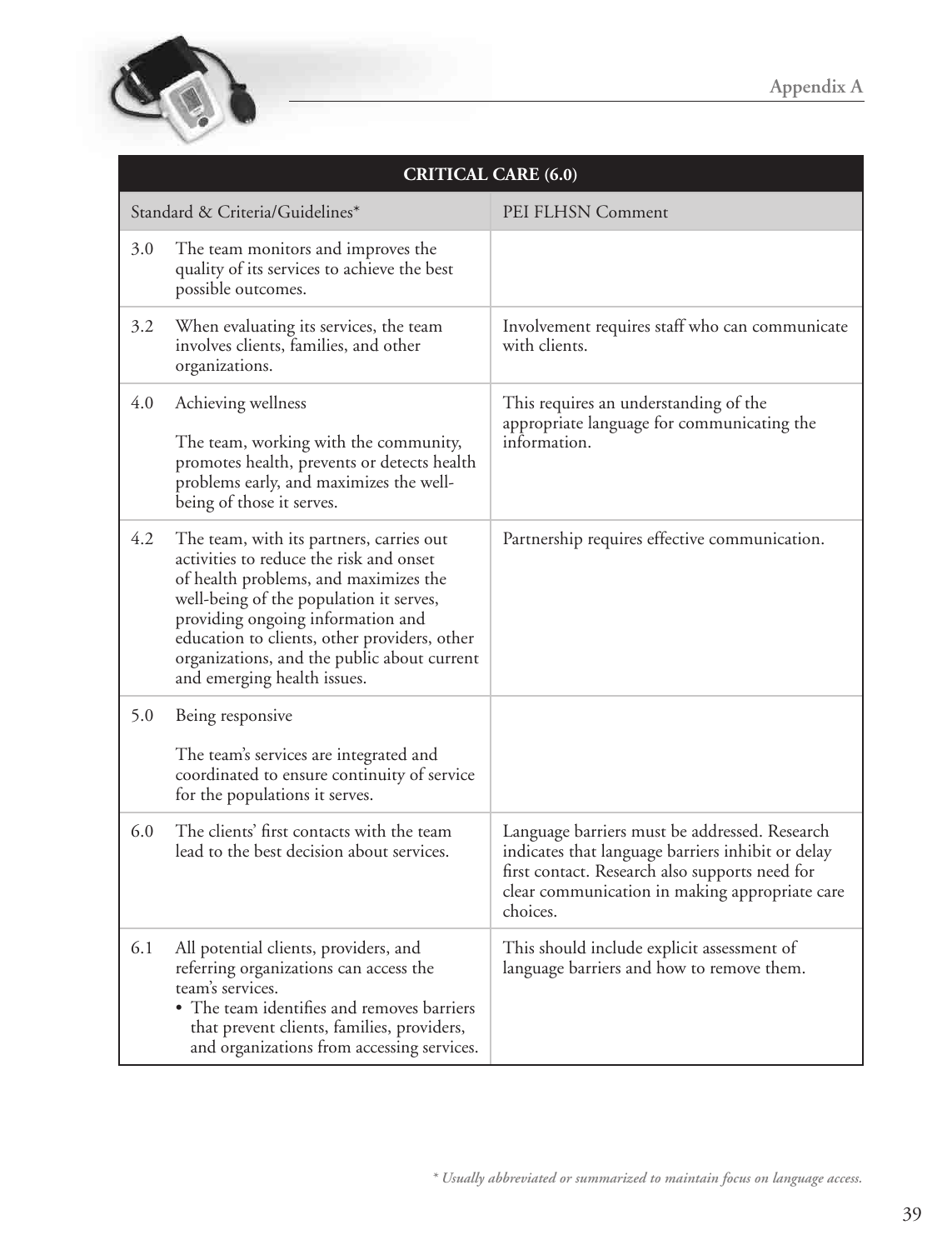| CRITICAL CARE (6.0) | | |
|---|---|---|
| Standard & Criteria/Guidelines* | | PEI FLHSN Comment |
| 3.0 | The team monitors and improves the quality of its services to achieve the best possible outcomes. | |
| 3.2 | When evaluating its services, the team involves clients, families, and other organizations. | Involvement requires staff who can communicate with clients. |
| 4.0 | Achieving wellness<br><br>The team, working with the community, promotes health, prevents or detects health problems early, and maximizes the well-being of those it serves. | This requires an understanding of the appropriate language for communicating the information. |
| 4.2 | The team, with its partners, carries out activities to reduce the risk and onset of health problems, and maximizes the well-being of the population it serves, providing ongoing information and education to clients, other providers, other organizations, and the public about current and emerging health issues. | Partnership requires effective communication. |
| 5.0 | Being responsive<br><br>The team's services are integrated and coordinated to ensure continuity of service for the populations it serves. | |
| 6.0 | The clients' first contacts with the team lead to the best decision about services. | Language barriers must be addressed. Research indicates that language barriers inhibit or delay first contact. Research also supports need for clear communication in making appropriate care choices. |
| 6.1 | All potential clients, providers, and referring organizations can access the team's services.<br>• The team identifies and removes barriers that prevent clients, families, providers, and organizations from accessing services. | This should include explicit assessment of language barriers and how to remove them. |

*\* Usually abbreviated or summarized to maintain focus on language access.*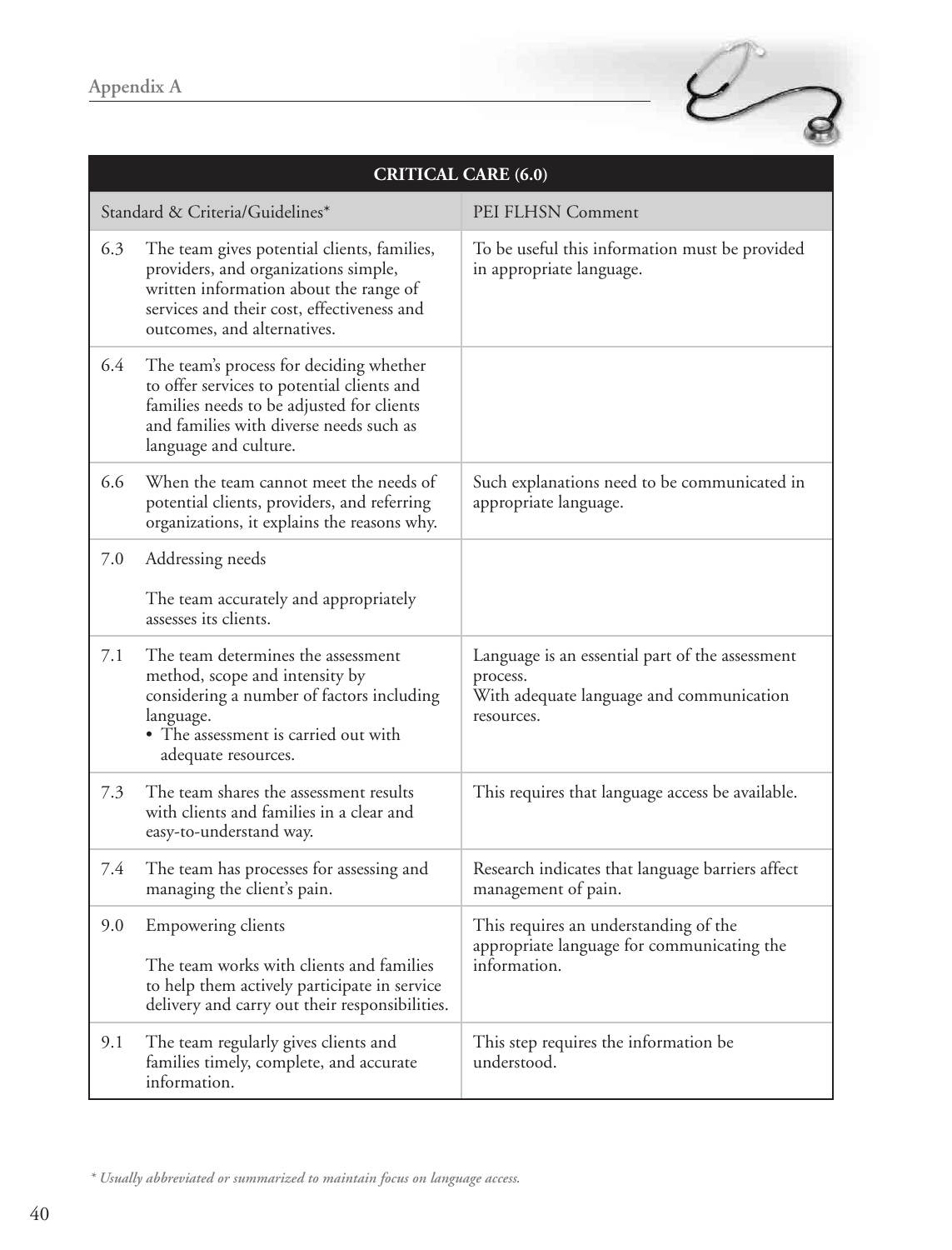| CRITICAL CARE (6.0) | | |
|---|---|---|
| Standard & Criteria/Guidelines* | | PEI FLHSN Comment |
| 6.3 | The team gives potential clients, families, providers, and organizations simple, written information about the range of services and their cost, effectiveness and outcomes, and alternatives. | To be useful this information must be provided in appropriate language. |
| 6.4 | The team's process for deciding whether to offer services to potential clients and families needs to be adjusted for clients and families with diverse needs such as language and culture. | |
| 6.6 | When the team cannot meet the needs of potential clients, providers, and referring organizations, it explains the reasons why. | Such explanations need to be communicated in appropriate language. |
| 7.0 | Addressing needs<br><br>The team accurately and appropriately assesses its clients. | |
| 7.1 | The team determines the assessment method, scope and intensity by considering a number of factors including language.<br>• The assessment is carried out with adequate resources. | Language is an essential part of the assessment process.<br>With adequate language and communication resources. |
| 7.3 | The team shares the assessment results with clients and families in a clear and easy-to-understand way. | This requires that language access be available. |
| 7.4 | The team has processes for assessing and managing the client's pain. | Research indicates that language barriers affect management of pain. |
| 9.0 | Empowering clients<br><br>The team works with clients and families to help them actively participate in service delivery and carry out their responsibilities. | This requires an understanding of the appropriate language for communicating the information. |
| 9.1 | The team regularly gives clients and families timely, complete, and accurate information. | This step requires the information be understood. |

*\* Usually abbreviated or summarized to maintain focus on language access.*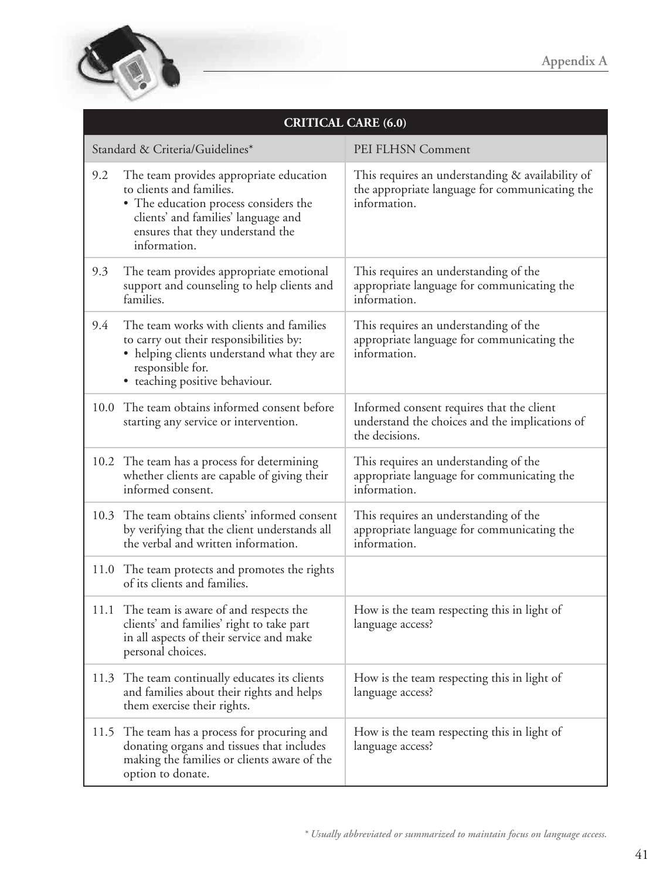| CRITICAL CARE (6.0) | |
|---|---|
| Standard & Criteria/Guidelines* | PEI FLHSN Comment |
| 9.2 The team provides appropriate education to clients and families.<br>• The education process considers the clients' and families' language and ensures that they understand the information. | This requires an understanding & availability of the appropriate language for communicating the information. |
| 9.3 The team provides appropriate emotional support and counseling to help clients and families. | This requires an understanding of the appropriate language for communicating the information. |
| 9.4 The team works with clients and families to carry out their responsibilities by:<br>• helping clients understand what they are responsible for.<br>• teaching positive behaviour. | This requires an understanding of the appropriate language for communicating the information. |
| 10.0 The team obtains informed consent before starting any service or intervention. | Informed consent requires that the client understand the choices and the implications of the decisions. |
| 10.2 The team has a process for determining whether clients are capable of giving their informed consent. | This requires an understanding of the appropriate language for communicating the information. |
| 10.3 The team obtains clients' informed consent by verifying that the client understands all the verbal and written information. | This requires an understanding of the appropriate language for communicating the information. |
| 11.0 The team protects and promotes the rights of its clients and families. | |
| 11.1 The team is aware of and respects the clients' and families' right to take part in all aspects of their service and make personal choices. | How is the team respecting this in light of language access? |
| 11.3 The team continually educates its clients and families about their rights and helps them exercise their rights. | How is the team respecting this in light of language access? |
| 11.5 The team has a process for procuring and donating organs and tissues that includes making the families or clients aware of the option to donate. | How is the team respecting this in light of language access? |

*\* Usually abbreviated or summarized to maintain focus on language access.*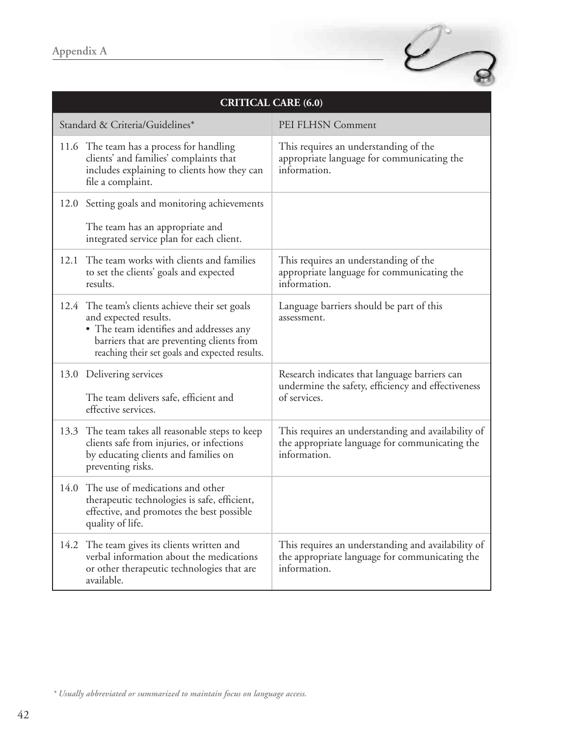| CRITICAL CARE (6.0) | |
|---|---|
| Standard & Criteria/Guidelines* | PEI FLHSN Comment |
| 11.6 The team has a process for handling clients' and families' complaints that includes explaining to clients how they can file a complaint. | This requires an understanding of the appropriate language for communicating the information. |
| 12.0 Setting goals and monitoring achievements<br><br>The team has an appropriate and integrated service plan for each client. | |
| 12.1 The team works with clients and families to set the clients' goals and expected results. | This requires an understanding of the appropriate language for communicating the information. |
| 12.4 The team's clients achieve their set goals and expected results.<br>• The team identifies and addresses any barriers that are preventing clients from reaching their set goals and expected results. | Language barriers should be part of this assessment. |
| 13.0 Delivering services<br><br>The team delivers safe, efficient and effective services. | Research indicates that language barriers can undermine the safety, efficiency and effectiveness of services. |
| 13.3 The team takes all reasonable steps to keep clients safe from injuries, or infections by educating clients and families on preventing risks. | This requires an understanding and availability of the appropriate language for communicating the information. |
| 14.0 The use of medications and other therapeutic technologies is safe, efficient, effective, and promotes the best possible quality of life. | |
| 14.2 The team gives its clients written and verbal information about the medications or other therapeutic technologies that are available. | This requires an understanding and availability of the appropriate language for communicating the information. |

*\* Usually abbreviated or summarized to maintain focus on language access.*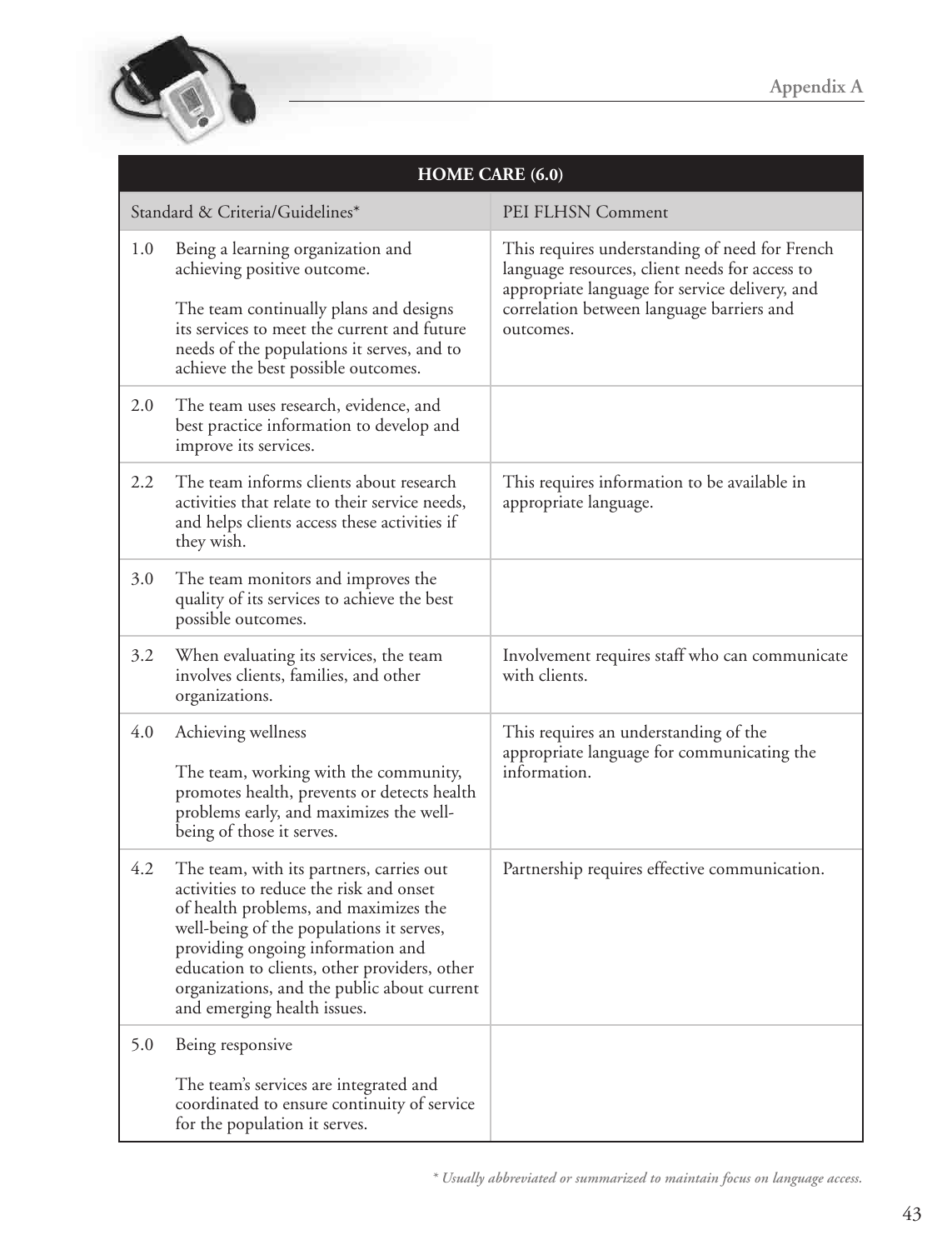| HOME CARE (6.0) | |
|---|---|
| Standard & Criteria/Guidelines* | PEI FLHSN Comment |
| 1.0 Being a learning organization and achieving positive outcome.<br><br>The team continually plans and designs its services to meet the current and future needs of the populations it serves, and to achieve the best possible outcomes. | This requires understanding of need for French language resources, client needs for access to appropriate language for service delivery, and correlation between language barriers and outcomes. |
| 2.0 The team uses research, evidence, and best practice information to develop and improve its services. | |
| 2.2 The team informs clients about research activities that relate to their service needs, and helps clients access these activities if they wish. | This requires information to be available in appropriate language. |
| 3.0 The team monitors and improves the quality of its services to achieve the best possible outcomes. | |
| 3.2 When evaluating its services, the team involves clients, families, and other organizations. | Involvement requires staff who can communicate with clients. |
| 4.0 Achieving wellness<br><br>The team, working with the community, promotes health, prevents or detects health problems early, and maximizes the well-being of those it serves. | This requires an understanding of the appropriate language for communicating the information. |
| 4.2 The team, with its partners, carries out activities to reduce the risk and onset of health problems, and maximizes the well-being of the populations it serves, providing ongoing information and education to clients, other providers, other organizations, and the public about current and emerging health issues. | Partnership requires effective communication. |
| 5.0 Being responsive<br><br>The team's services are integrated and coordinated to ensure continuity of service for the population it serves. | |

*\* Usually abbreviated or summarized to maintain focus on language access.*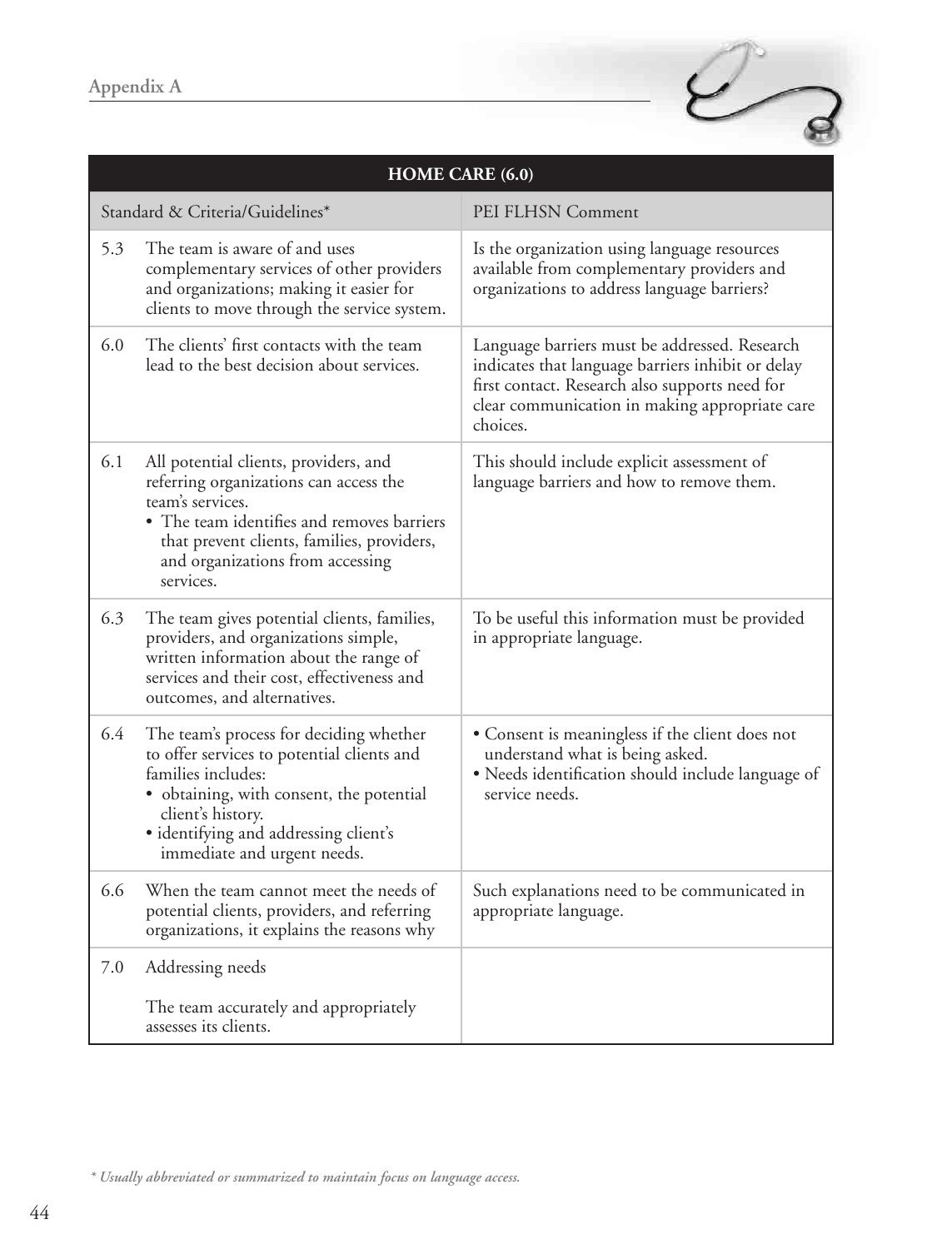| HOME CARE (6.0) | |
|---|---|
| Standard & Criteria/Guidelines* | PEI FLHSN Comment |
| 5.3 The team is aware of and uses complementary services of other providers and organizations; making it easier for clients to move through the service system. | Is the organization using language resources available from complementary providers and organizations to address language barriers? |
| 6.0 The clients' first contacts with the team lead to the best decision about services. | Language barriers must be addressed. Research indicates that language barriers inhibit or delay first contact. Research also supports need for clear communication in making appropriate care choices. |
| 6.1 All potential clients, providers, and referring organizations can access the team's services. • The team identifies and removes barriers that prevent clients, families, providers, and organizations from accessing services. | This should include explicit assessment of language barriers and how to remove them. |
| 6.3 The team gives potential clients, families, providers, and organizations simple, written information about the range of services and their cost, effectiveness and outcomes, and alternatives. | To be useful this information must be provided in appropriate language. |
| 6.4 The team's process for deciding whether to offer services to potential clients and families includes: • obtaining, with consent, the potential client's history. • identifying and addressing client's immediate and urgent needs. | • Consent is meaningless if the client does not understand what is being asked. • Needs identification should include language of service needs. |
| 6.6 When the team cannot meet the needs of potential clients, providers, and referring organizations, it explains the reasons why | Such explanations need to be communicated in appropriate language. |
| 7.0 Addressing needs<br><br>The team accurately and appropriately assesses its clients. | |

*\* Usually abbreviated or summarized to maintain focus on language access.*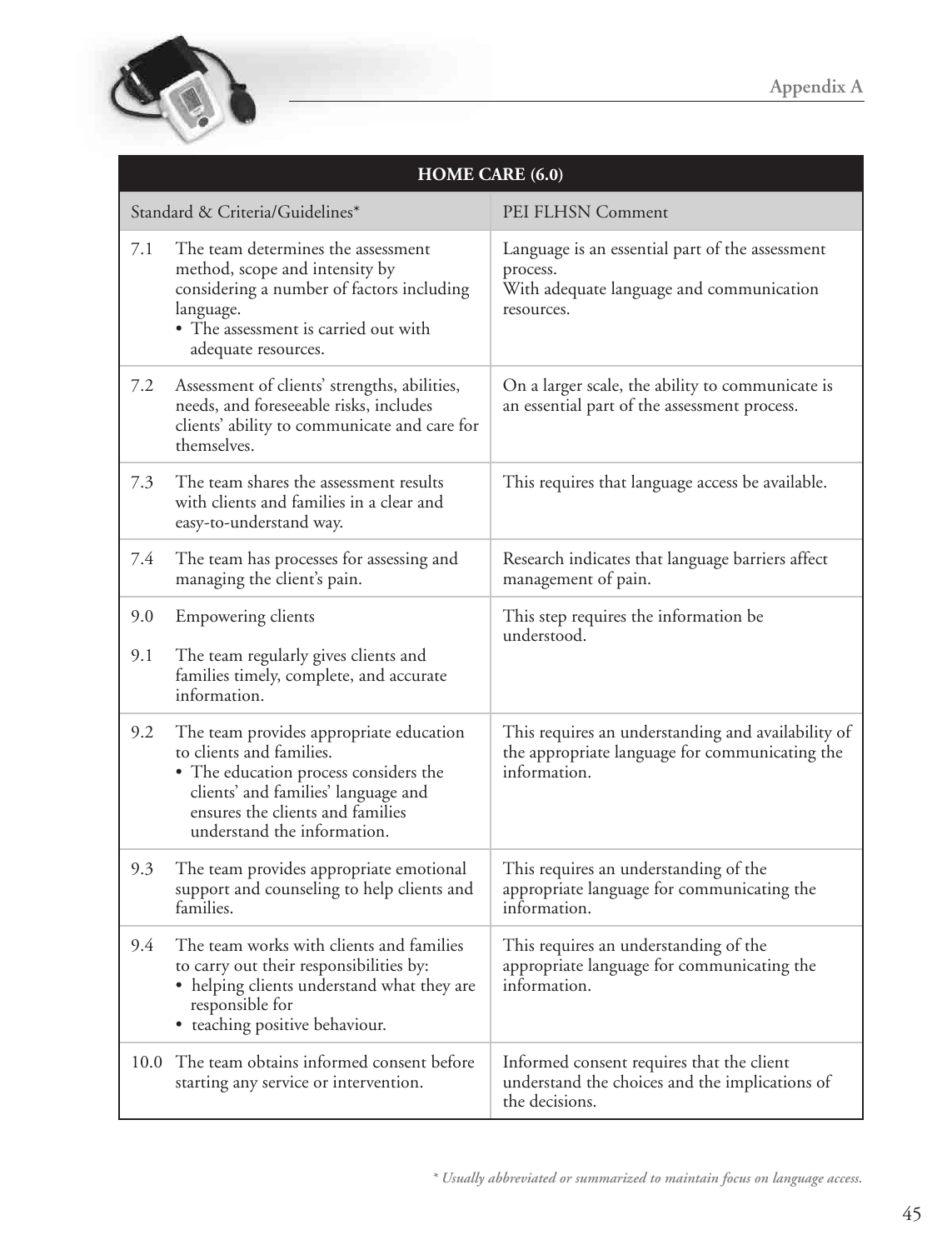| HOME CARE (6.0) | |
|---|---|
| Standard & Criteria/Guidelines* | PEI FLHSN Comment |
| 7.1 The team determines the assessment method, scope and intensity by considering a number of factors including language.<br>• The assessment is carried out with adequate resources. | Language is an essential part of the assessment process.<br>With adequate language and communication resources. |
| 7.2 Assessment of clients' strengths, abilities, needs, and foreseeable risks, includes clients' ability to communicate and care for themselves. | On a larger scale, the ability to communicate is an essential part of the assessment process. |
| 7.3 The team shares the assessment results with clients and families in a clear and easy-to-understand way. | This requires that language access be available. |
| 7.4 The team has processes for assessing and managing the client's pain. | Research indicates that language barriers affect management of pain. |
| 9.0 Empowering clients<br>9.1 The team regularly gives clients and families timely, complete, and accurate information. | This step requires the information be understood. |
| 9.2 The team provides appropriate education to clients and families.<br>• The education process considers the clients' and families' language and ensures the clients and families understand the information. | This requires an understanding and availability of the appropriate language for communicating the information. |
| 9.3 The team provides appropriate emotional support and counseling to help clients and families. | This requires an understanding of the appropriate language for communicating the information. |
| 9.4 The team works with clients and families to carry out their responsibilities by:<br>• helping clients understand what they are responsible for<br>• teaching positive behaviour. | This requires an understanding of the appropriate language for communicating the information. |
| 10.0 The team obtains informed consent before starting any service or intervention. | Informed consent requires that the client understand the choices and the implications of the decisions. |

*\* Usually abbreviated or summarized to maintain focus on language access.*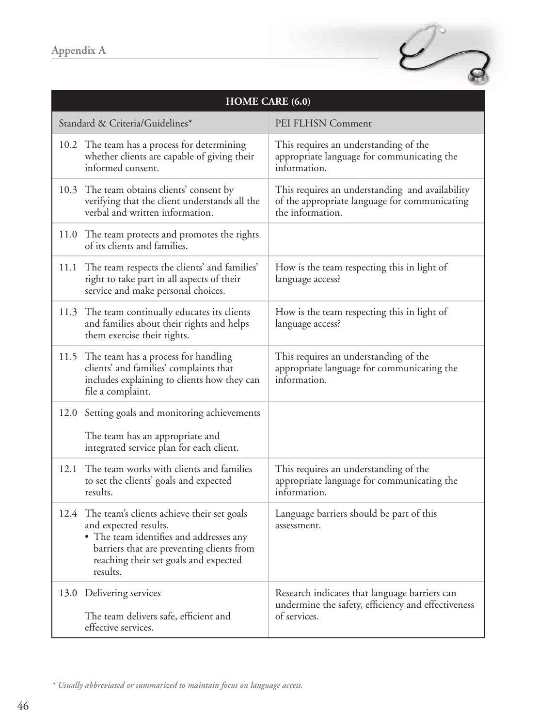| HOME CARE (6.0) | |
|---|---|
| Standard & Criteria/Guidelines* | PEI FLHSN Comment |
| 10.2 The team has a process for determining whether clients are capable of giving their informed consent. | This requires an understanding of the appropriate language for communicating the information. |
| 10.3 The team obtains clients' consent by verifying that the client understands all the verbal and written information. | This requires an understanding and availability of the appropriate language for communicating the information. |
| 11.0 The team protects and promotes the rights of its clients and families. | |
| 11.1 The team respects the clients' and families' right to take part in all aspects of their service and make personal choices. | How is the team respecting this in light of language access? |
| 11.3 The team continually educates its clients and families about their rights and helps them exercise their rights. | How is the team respecting this in light of language access? |
| 11.5 The team has a process for handling clients' and families' complaints that includes explaining to clients how they can file a complaint. | This requires an understanding of the appropriate language for communicating the information. |
| 12.0 Setting goals and monitoring achievements<br><br>The team has an appropriate and integrated service plan for each client. | |
| 12.1 The team works with clients and families to set the clients' goals and expected results. | This requires an understanding of the appropriate language for communicating the information. |
| 12.4 The team's clients achieve their set goals and expected results.<br>• The team identifies and addresses any barriers that are preventing clients from reaching their set goals and expected results. | Language barriers should be part of this assessment. |
| 13.0 Delivering services<br><br>The team delivers safe, efficient and effective services. | Research indicates that language barriers can undermine the safety, efficiency and effectiveness of services. |

*\* Usually abbreviated or summarized to maintain focus on language access.*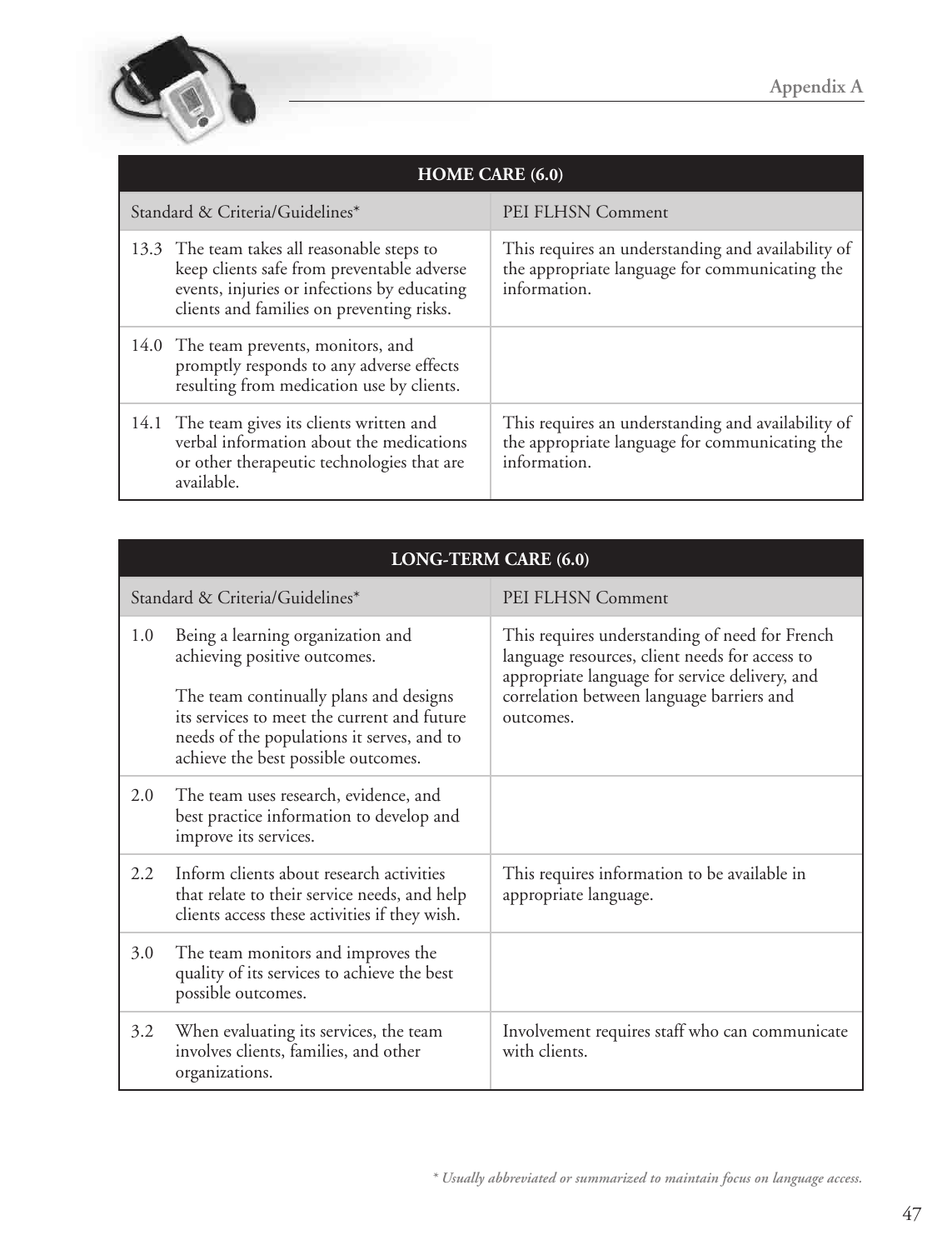| HOME CARE (6.0) | |
|---|---|
| Standard & Criteria/Guidelines* | PEI FLHSN Comment |
| 13.3 The team takes all reasonable steps to keep clients safe from preventable adverse events, injuries or infections by educating clients and families on preventing risks. | This requires an understanding and availability of the appropriate language for communicating the information. |
| 14.0 The team prevents, monitors, and promptly responds to any adverse effects resulting from medication use by clients. | |
| 14.1 The team gives its clients written and verbal information about the medications or other therapeutic technologies that are available. | This requires an understanding and availability of the appropriate language for communicating the information. |

| LONG-TERM CARE (6.0) | |
|---|---|
| Standard & Criteria/Guidelines* | PEI FLHSN Comment |
| 1.0 Being a learning organization and achieving positive outcomes.<br><br>The team continually plans and designs its services to meet the current and future needs of the populations it serves, and to achieve the best possible outcomes. | This requires understanding of need for French language resources, client needs for access to appropriate language for service delivery, and correlation between language barriers and outcomes. |
| 2.0 The team uses research, evidence, and best practice information to develop and improve its services. | |
| 2.2 Inform clients about research activities that relate to their service needs, and help clients access these activities if they wish. | This requires information to be available in appropriate language. |
| 3.0 The team monitors and improves the quality of its services to achieve the best possible outcomes. | |
| 3.2 When evaluating its services, the team involves clients, families, and other organizations. | Involvement requires staff who can communicate with clients. |

*\* Usually abbreviated or summarized to maintain focus on language access.*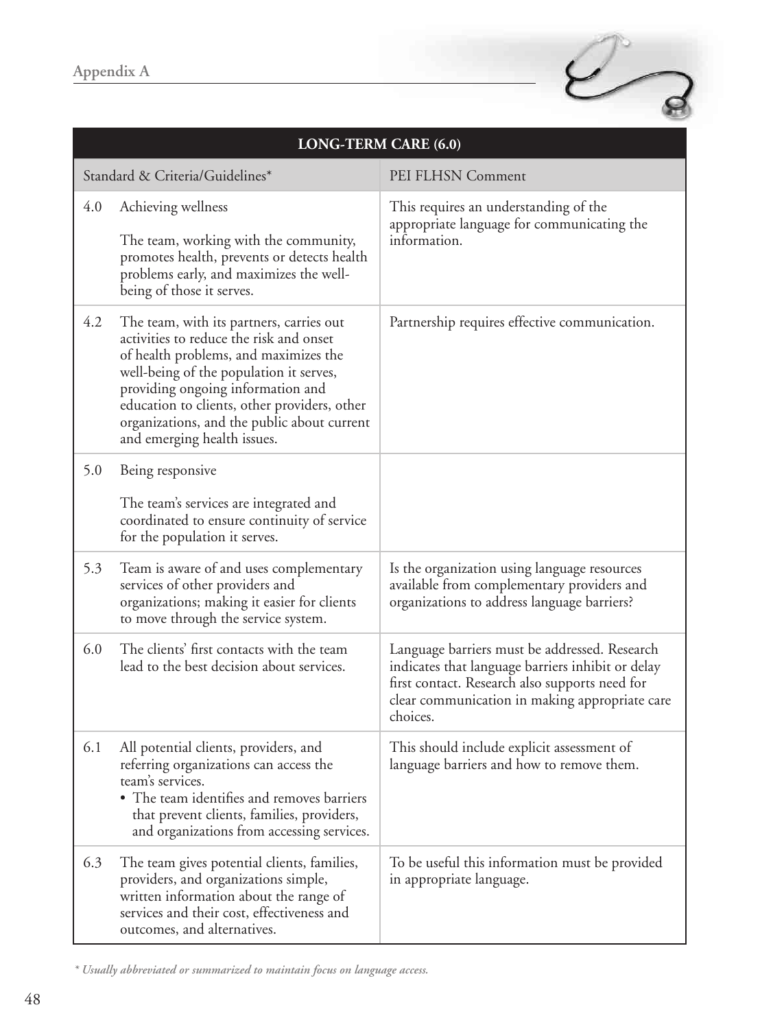| LONG-TERM CARE (6.0) | | |
|---|---|---|
| Standard & Criteria/Guidelines* | | PEI FLHSN Comment |
| 4.0 | Achieving wellness<br><br>The team, working with the community, promotes health, prevents or detects health problems early, and maximizes the well-being of those it serves. | This requires an understanding of the appropriate language for communicating the information. |
| 4.2 | The team, with its partners, carries out activities to reduce the risk and onset of health problems, and maximizes the well-being of the population it serves, providing ongoing information and education to clients, other providers, other organizations, and the public about current and emerging health issues. | Partnership requires effective communication. |
| 5.0 | Being responsive<br><br>The team's services are integrated and coordinated to ensure continuity of service for the population it serves. | |
| 5.3 | Team is aware of and uses complementary services of other providers and organizations; making it easier for clients to move through the service system. | Is the organization using language resources available from complementary providers and organizations to address language barriers? |
| 6.0 | The clients' first contacts with the team lead to the best decision about services. | Language barriers must be addressed. Research indicates that language barriers inhibit or delay first contact. Research also supports need for clear communication in making appropriate care choices. |
| 6.1 | All potential clients, providers, and referring organizations can access the team's services.<br>• The team identifies and removes barriers that prevent clients, families, providers, and organizations from accessing services. | This should include explicit assessment of language barriers and how to remove them. |
| 6.3 | The team gives potential clients, families, providers, and organizations simple, written information about the range of services and their cost, effectiveness and outcomes, and alternatives. | To be useful this information must be provided in appropriate language. |

*\* Usually abbreviated or summarized to maintain focus on language access.*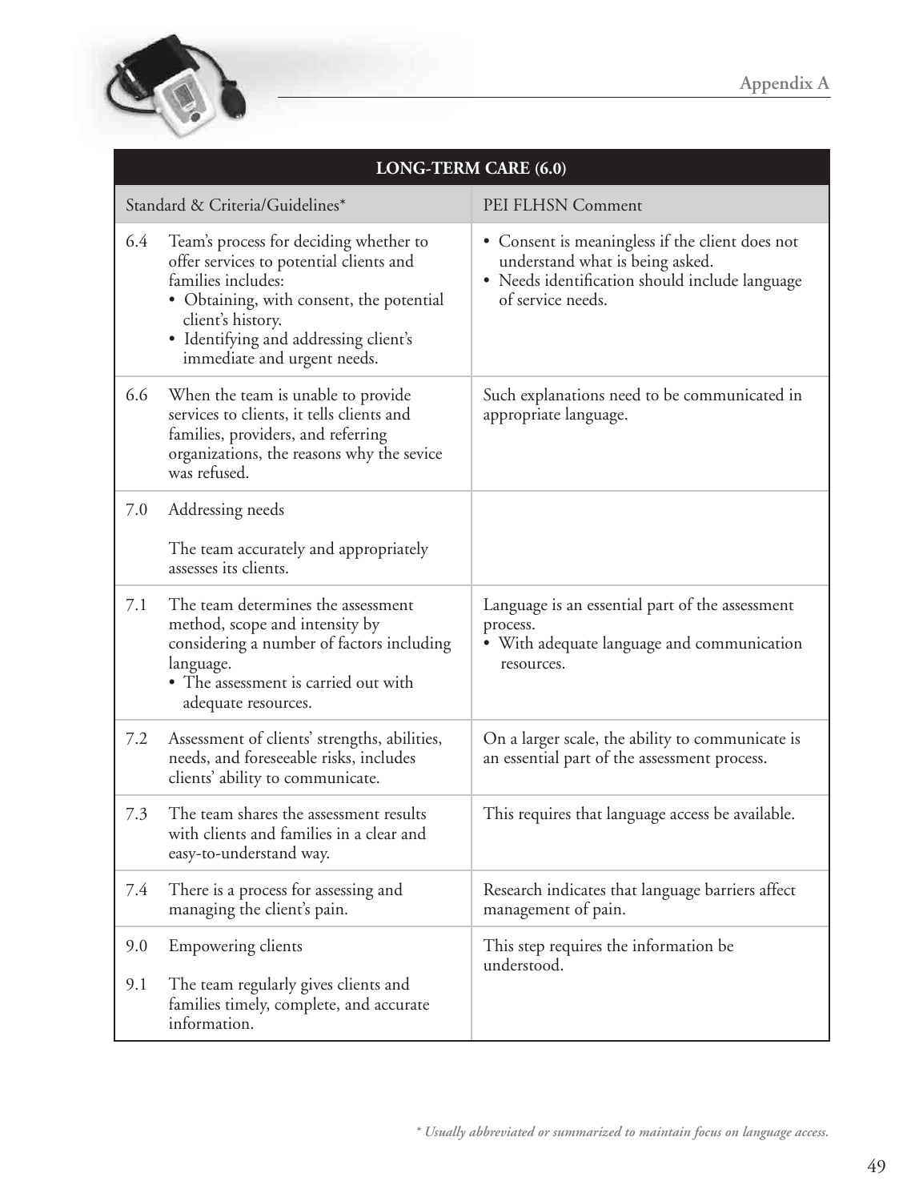| LONG-TERM CARE (6.0) | |
|---|---|
| Standard & Criteria/Guidelines* | PEI FLHSN Comment |
| 6.4 Team's process for deciding whether to offer services to potential clients and families includes:<br>• Obtaining, with consent, the potential client's history.<br>• Identifying and addressing client's immediate and urgent needs. | • Consent is meaningless if the client does not understand what is being asked.<br>• Needs identification should include language of service needs. |
| 6.6 When the team is unable to provide services to clients, it tells clients and families, providers, and referring organizations, the reasons why the sevice was refused. | Such explanations need to be communicated in appropriate language. |
| 7.0 Addressing needs<br><br>The team accurately and appropriately assesses its clients. | |
| 7.1 The team determines the assessment method, scope and intensity by considering a number of factors including language.<br>• The assessment is carried out with adequate resources. | Language is an essential part of the assessment process.<br>• With adequate language and communication resources. |
| 7.2 Assessment of clients' strengths, abilities, needs, and foreseeable risks, includes clients' ability to communicate. | On a larger scale, the ability to communicate is an essential part of the assessment process. |
| 7.3 The team shares the assessment results with clients and families in a clear and easy-to-understand way. | This requires that language access be available. |
| 7.4 There is a process for assessing and managing the client's pain. | Research indicates that language barriers affect management of pain. |
| 9.0 Empowering clients<br><br>9.1 The team regularly gives clients and families timely, complete, and accurate information. | This step requires the information be understood. |

*\* Usually abbreviated or summarized to maintain focus on language access.*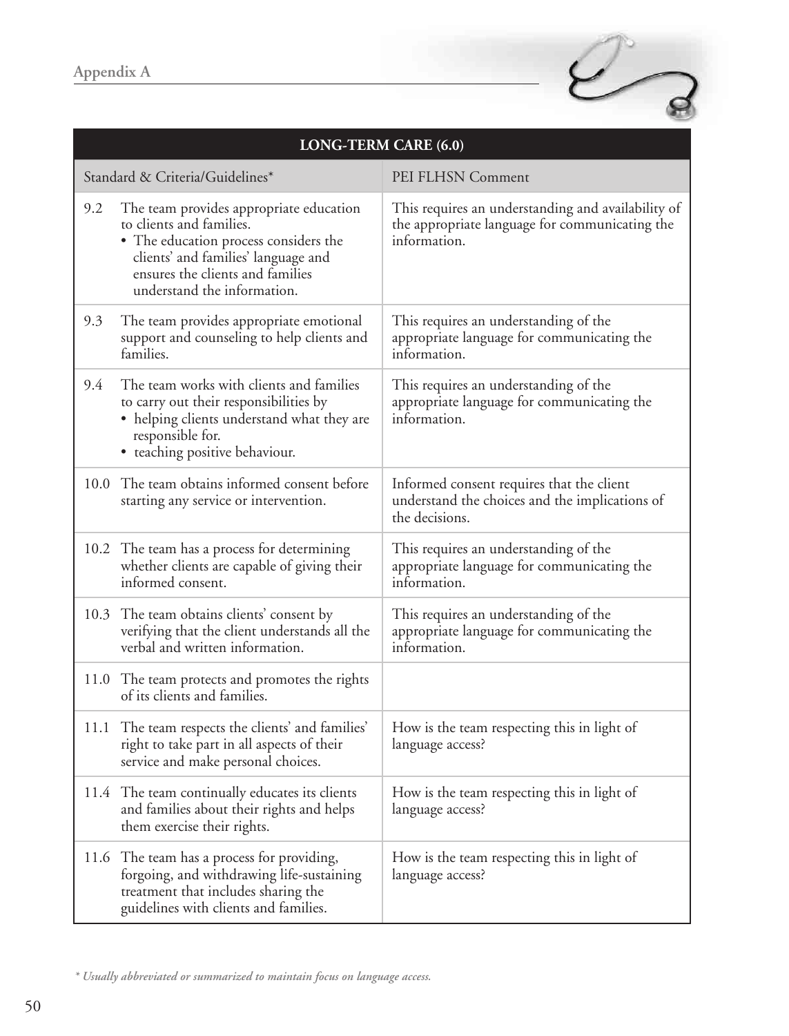| LONG-TERM CARE (6.0) | |
|---|---|
| Standard & Criteria/Guidelines* | PEI FLHSN Comment |
| 9.2 The team provides appropriate education to clients and families.<br>• The education process considers the clients' and families' language and ensures the clients and families understand the information. | This requires an understanding and availability of the appropriate language for communicating the information. |
| 9.3 The team provides appropriate emotional support and counseling to help clients and families. | This requires an understanding of the appropriate language for communicating the information. |
| 9.4 The team works with clients and families to carry out their responsibilities by<br>• helping clients understand what they are responsible for.<br>• teaching positive behaviour. | This requires an understanding of the appropriate language for communicating the information. |
| 10.0 The team obtains informed consent before starting any service or intervention. | Informed consent requires that the client understand the choices and the implications of the decisions. |
| 10.2 The team has a process for determining whether clients are capable of giving their informed consent. | This requires an understanding of the appropriate language for communicating the information. |
| 10.3 The team obtains clients' consent by verifying that the client understands all the verbal and written information. | This requires an understanding of the appropriate language for communicating the information. |
| 11.0 The team protects and promotes the rights of its clients and families. | |
| 11.1 The team respects the clients' and families' right to take part in all aspects of their service and make personal choices. | How is the team respecting this in light of language access? |
| 11.4 The team continually educates its clients and families about their rights and helps them exercise their rights. | How is the team respecting this in light of language access? |
| 11.6 The team has a process for providing, forgoing, and withdrawing life-sustaining treatment that includes sharing the guidelines with clients and families. | How is the team respecting this in light of language access? |

*\* Usually abbreviated or summarized to maintain focus on language access.*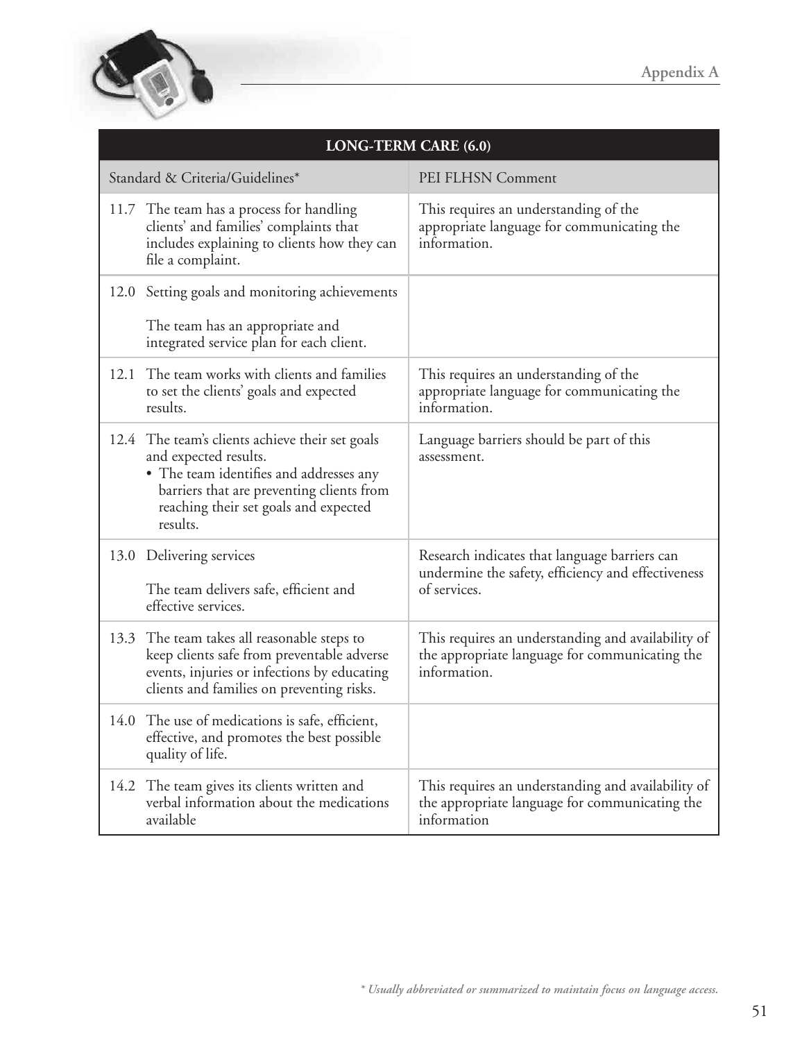| LONG-TERM CARE (6.0) | |
|---|---|
| Standard & Criteria/Guidelines* | PEI FLHSN Comment |
| 11.7 The team has a process for handling clients' and families' complaints that includes explaining to clients how they can file a complaint. | This requires an understanding of the appropriate language for communicating the information. |
| 12.0 Setting goals and monitoring achievements<br><br>The team has an appropriate and integrated service plan for each client. | |
| 12.1 The team works with clients and families to set the clients' goals and expected results. | This requires an understanding of the appropriate language for communicating the information. |
| 12.4 The team's clients achieve their set goals and expected results.<br>• The team identifies and addresses any barriers that are preventing clients from reaching their set goals and expected results. | Language barriers should be part of this assessment. |
| 13.0 Delivering services<br><br>The team delivers safe, efficient and effective services. | Research indicates that language barriers can undermine the safety, efficiency and effectiveness of services. |
| 13.3 The team takes all reasonable steps to keep clients safe from preventable adverse events, injuries or infections by educating clients and families on preventing risks. | This requires an understanding and availability of the appropriate language for communicating the information. |
| 14.0 The use of medications is safe, efficient, effective, and promotes the best possible quality of life. | |
| 14.2 The team gives its clients written and verbal information about the medications available | This requires an understanding and availability of the appropriate language for communicating the information |

*\* Usually abbreviated or summarized to maintain focus on language access.*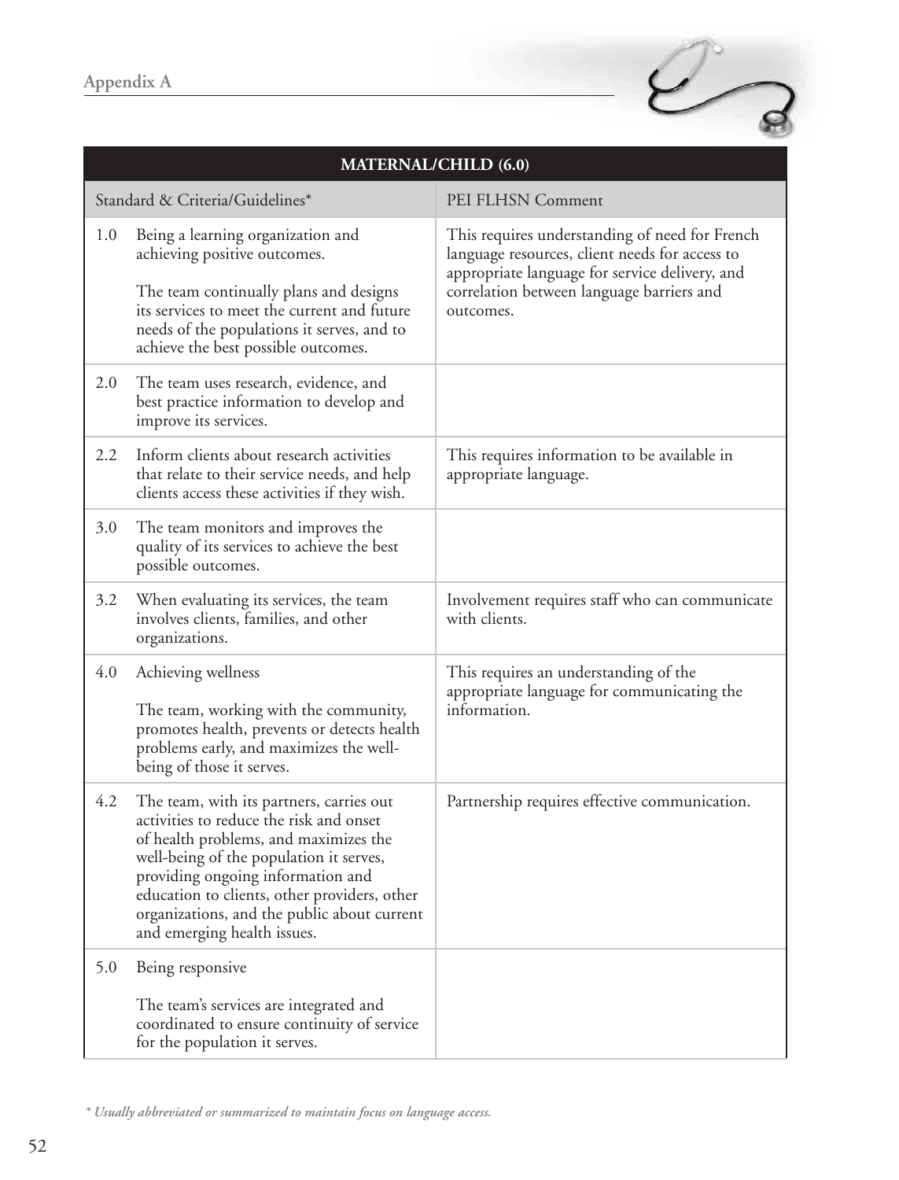| MATERNAL/CHILD (6.0) | |
|---|---|
| Standard & Criteria/Guidelines* | PEI FLHSN Comment |
| 1.0 Being a learning organization and achieving positive outcomes.<br><br>The team continually plans and designs its services to meet the current and future needs of the populations it serves, and to achieve the best possible outcomes. | This requires understanding of need for French language resources, client needs for access to appropriate language for service delivery, and correlation between language barriers and outcomes. |
| 2.0 The team uses research, evidence, and best practice information to develop and improve its services. | |
| 2.2 Inform clients about research activities that relate to their service needs, and help clients access these activities if they wish. | This requires information to be available in appropriate language. |
| 3.0 The team monitors and improves the quality of its services to achieve the best possible outcomes. | |
| 3.2 When evaluating its services, the team involves clients, families, and other organizations. | Involvement requires staff who can communicate with clients. |
| 4.0 Achieving wellness<br><br>The team, working with the community, promotes health, prevents or detects health problems early, and maximizes the well-being of those it serves. | This requires an understanding of the appropriate language for communicating the information. |
| 4.2 The team, with its partners, carries out activities to reduce the risk and onset of health problems, and maximizes the well-being of the population it serves, providing ongoing information and education to clients, other providers, other organizations, and the public about current and emerging health issues. | Partnership requires effective communication. |
| 5.0 Being responsive<br><br>The team's services are integrated and coordinated to ensure continuity of service for the population it serves. | |

*\* Usually abbreviated or summarized to maintain focus on language access.*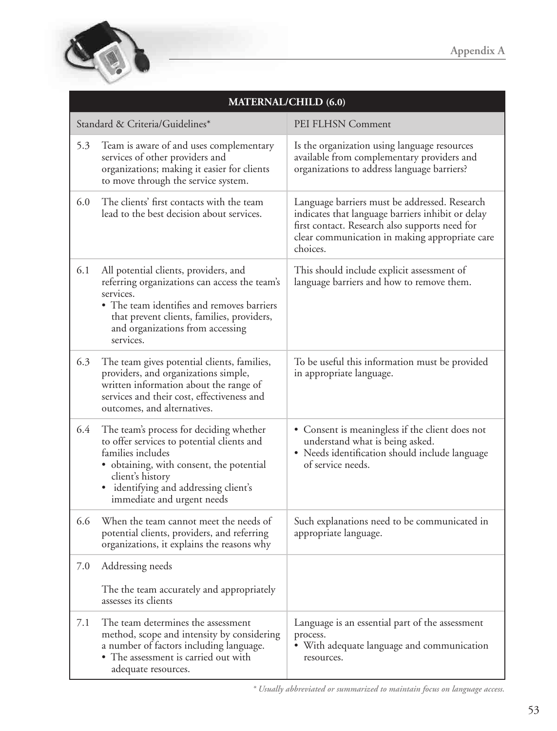| MATERNAL/CHILD (6.0) | |
|---|---|
| Standard & Criteria/Guidelines* | PEI FLHSN Comment |
| 5.3 Team is aware of and uses complementary services of other providers and organizations; making it easier for clients to move through the service system. | Is the organization using language resources available from complementary providers and organizations to address language barriers? |
| 6.0 The clients' first contacts with the team lead to the best decision about services. | Language barriers must be addressed. Research indicates that language barriers inhibit or delay first contact. Research also supports need for clear communication in making appropriate care choices. |
| 6.1 All potential clients, providers, and referring organizations can access the team's services.<br>• The team identifies and removes barriers that prevent clients, families, providers, and organizations from accessing services. | This should include explicit assessment of language barriers and how to remove them. |
| 6.3 The team gives potential clients, families, providers, and organizations simple, written information about the range of services and their cost, effectiveness and outcomes, and alternatives. | To be useful this information must be provided in appropriate language. |
| 6.4 The team's process for deciding whether to offer services to potential clients and families includes<br>• obtaining, with consent, the potential client's history<br>• identifying and addressing client's immediate and urgent needs | • Consent is meaningless if the client does not understand what is being asked.<br>• Needs identification should include language of service needs. |
| 6.6 When the team cannot meet the needs of potential clients, providers, and referring organizations, it explains the reasons why | Such explanations need to be communicated in appropriate language. |
| 7.0 Addressing needs<br><br>The the team accurately and appropriately assesses its clients | |
| 7.1 The team determines the assessment method, scope and intensity by considering a number of factors including language.<br>• The assessment is carried out with adequate resources. | Language is an essential part of the assessment process.<br>• With adequate language and communication resources. |

*\* Usually abbreviated or summarized to maintain focus on language access.*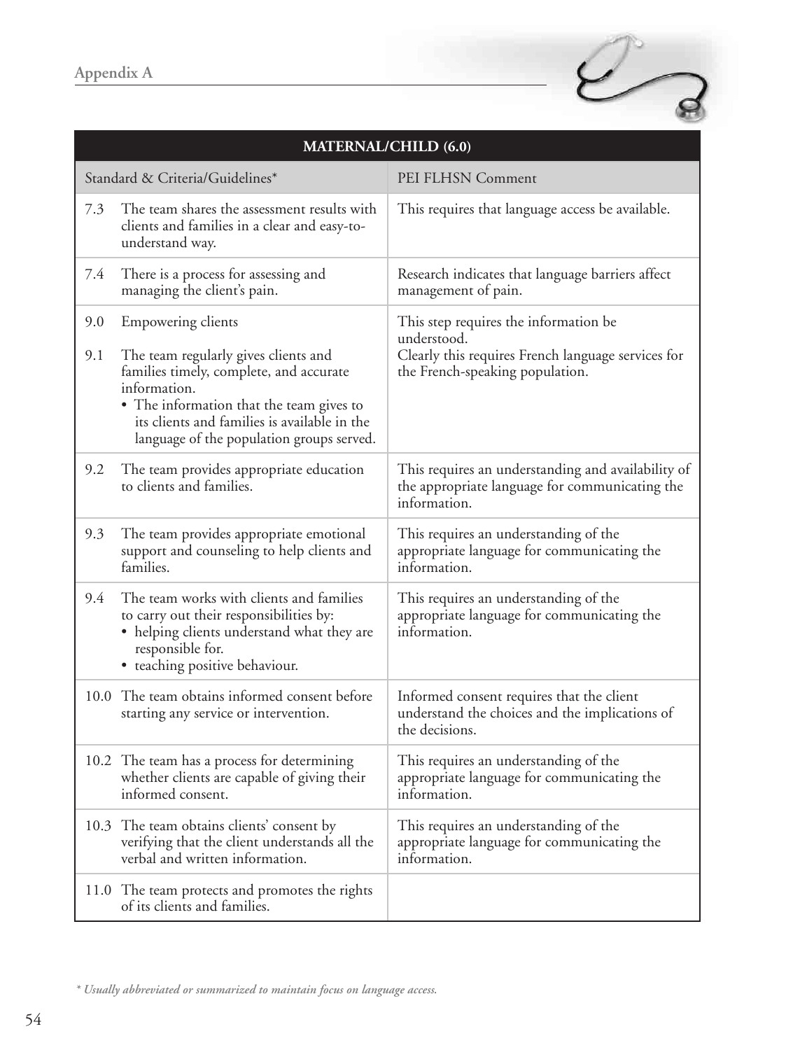| MATERNAL/CHILD (6.0) | |
|---|---|
| Standard & Criteria/Guidelines* | PEI FLHSN Comment |
| 7.3 The team shares the assessment results with clients and families in a clear and easy-to-understand way. | This requires that language access be available. |
| 7.4 There is a process for assessing and managing the client's pain. | Research indicates that language barriers affect management of pain. |
| 9.0 Empowering clients<br><br>9.1 The team regularly gives clients and families timely, complete, and accurate information.<br>• The information that the team gives to its clients and families is available in the language of the population groups served. | This step requires the information be understood.<br>Clearly this requires French language services for the French-speaking population. |
| 9.2 The team provides appropriate education to clients and families. | This requires an understanding and availability of the appropriate language for communicating the information. |
| 9.3 The team provides appropriate emotional support and counseling to help clients and families. | This requires an understanding of the appropriate language for communicating the information. |
| 9.4 The team works with clients and families to carry out their responsibilities by:<br>• helping clients understand what they are responsible for.<br>• teaching positive behaviour. | This requires an understanding of the appropriate language for communicating the information. |
| 10.0 The team obtains informed consent before starting any service or intervention. | Informed consent requires that the client understand the choices and the implications of the decisions. |
| 10.2 The team has a process for determining whether clients are capable of giving their informed consent. | This requires an understanding of the appropriate language for communicating the information. |
| 10.3 The team obtains clients' consent by verifying that the client understands all the verbal and written information. | This requires an understanding of the appropriate language for communicating the information. |
| 11.0 The team protects and promotes the rights of its clients and families. | |

*\* Usually abbreviated or summarized to maintain focus on language access.*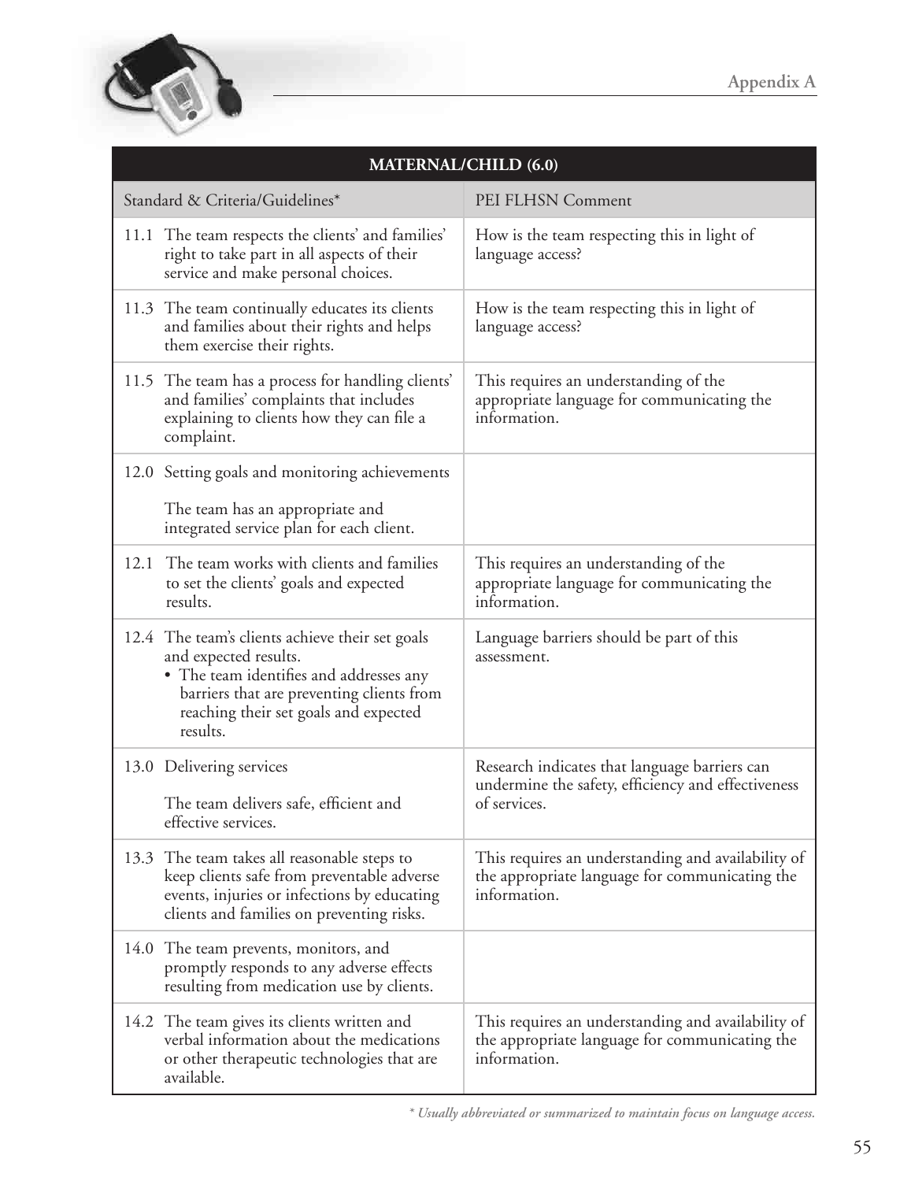| MATERNAL/CHILD (6.0) | |
|---|---|
| Standard & Criteria/Guidelines* | PEI FLHSN Comment |
| 11.1 The team respects the clients' and families' right to take part in all aspects of their service and make personal choices. | How is the team respecting this in light of language access? |
| 11.3 The team continually educates its clients and families about their rights and helps them exercise their rights. | How is the team respecting this in light of language access? |
| 11.5 The team has a process for handling clients' and families' complaints that includes explaining to clients how they can file a complaint. | This requires an understanding of the appropriate language for communicating the information. |
| 12.0 Setting goals and monitoring achievements<br><br>The team has an appropriate and integrated service plan for each client. | |
| 12.1 The team works with clients and families to set the clients' goals and expected results. | This requires an understanding of the appropriate language for communicating the information. |
| 12.4 The team's clients achieve their set goals and expected results.<br>• The team identifies and addresses any barriers that are preventing clients from reaching their set goals and expected results. | Language barriers should be part of this assessment. |
| 13.0 Delivering services<br><br>The team delivers safe, efficient and effective services. | Research indicates that language barriers can undermine the safety, efficiency and effectiveness of services. |
| 13.3 The team takes all reasonable steps to keep clients safe from preventable adverse events, injuries or infections by educating clients and families on preventing risks. | This requires an understanding and availability of the appropriate language for communicating the information. |
| 14.0 The team prevents, monitors, and promptly responds to any adverse effects resulting from medication use by clients. | |
| 14.2 The team gives its clients written and verbal information about the medications or other therapeutic technologies that are available. | This requires an understanding and availability of the appropriate language for communicating the information. |

*\* Usually abbreviated or summarized to maintain focus on language access.*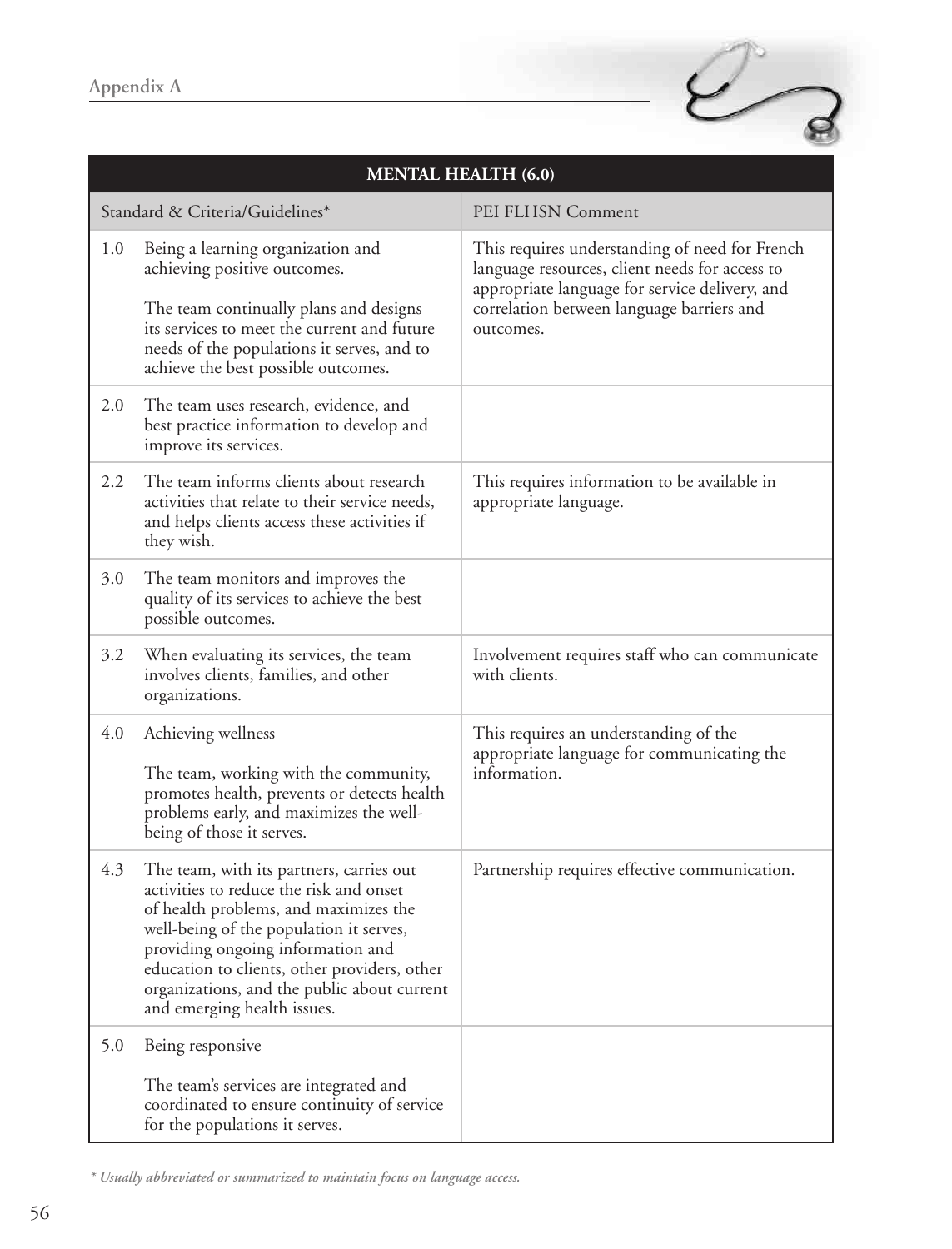| MENTAL HEALTH (6.0) | | |
|---|---|---|
| Standard & Criteria/Guidelines* | | PEI FLHSN Comment |
| 1.0 | Being a learning organization and achieving positive outcomes.<br><br>The team continually plans and designs its services to meet the current and future needs of the populations it serves, and to achieve the best possible outcomes. | This requires understanding of need for French language resources, client needs for access to appropriate language for service delivery, and correlation between language barriers and outcomes. |
| 2.0 | The team uses research, evidence, and best practice information to develop and improve its services. | |
| 2.2 | The team informs clients about research activities that relate to their service needs, and helps clients access these activities if they wish. | This requires information to be available in appropriate language. |
| 3.0 | The team monitors and improves the quality of its services to achieve the best possible outcomes. | |
| 3.2 | When evaluating its services, the team involves clients, families, and other organizations. | Involvement requires staff who can communicate with clients. |
| 4.0 | Achieving wellness<br><br>The team, working with the community, promotes health, prevents or detects health problems early, and maximizes the well-being of those it serves. | This requires an understanding of the appropriate language for communicating the information. |
| 4.3 | The team, with its partners, carries out activities to reduce the risk and onset of health problems, and maximizes the well-being of the population it serves, providing ongoing information and education to clients, other providers, other organizations, and the public about current and emerging health issues. | Partnership requires effective communication. |
| 5.0 | Being responsive<br><br>The team's services are integrated and coordinated to ensure continuity of service for the populations it serves. | |

*\* Usually abbreviated or summarized to maintain focus on language access.*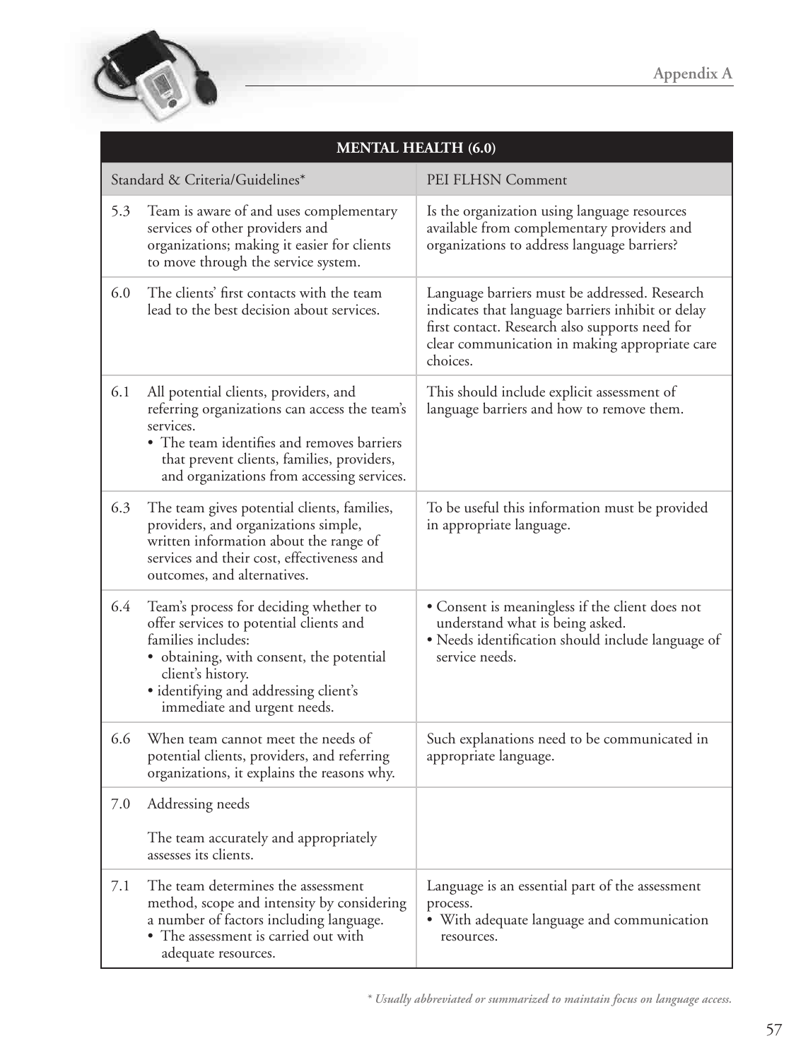| MENTAL HEALTH (6.0) | |
|---|---|
| Standard & Criteria/Guidelines* | PEI FLHSN Comment |
| 5.3 Team is aware of and uses complementary services of other providers and organizations; making it easier for clients to move through the service system. | Is the organization using language resources available from complementary providers and organizations to address language barriers? |
| 6.0 The clients' first contacts with the team lead to the best decision about services. | Language barriers must be addressed. Research indicates that language barriers inhibit or delay first contact. Research also supports need for clear communication in making appropriate care choices. |
| 6.1 All potential clients, providers, and referring organizations can access the team's services. • The team identifies and removes barriers that prevent clients, families, providers, and organizations from accessing services. | This should include explicit assessment of language barriers and how to remove them. |
| 6.3 The team gives potential clients, families, providers, and organizations simple, written information about the range of services and their cost, effectiveness and outcomes, and alternatives. | To be useful this information must be provided in appropriate language. |
| 6.4 Team's process for deciding whether to offer services to potential clients and families includes: • obtaining, with consent, the potential client's history. • identifying and addressing client's immediate and urgent needs. | • Consent is meaningless if the client does not understand what is being asked. • Needs identification should include language of service needs. |
| 6.6 When team cannot meet the needs of potential clients, providers, and referring organizations, it explains the reasons why. | Such explanations need to be communicated in appropriate language. |
| 7.0 Addressing needs<br><br>The team accurately and appropriately assesses its clients. | |
| 7.1 The team determines the assessment method, scope and intensity by considering a number of factors including language. • The assessment is carried out with adequate resources. | Language is an essential part of the assessment process. • With adequate language and communication resources. |

*\* Usually abbreviated or summarized to maintain focus on language access.*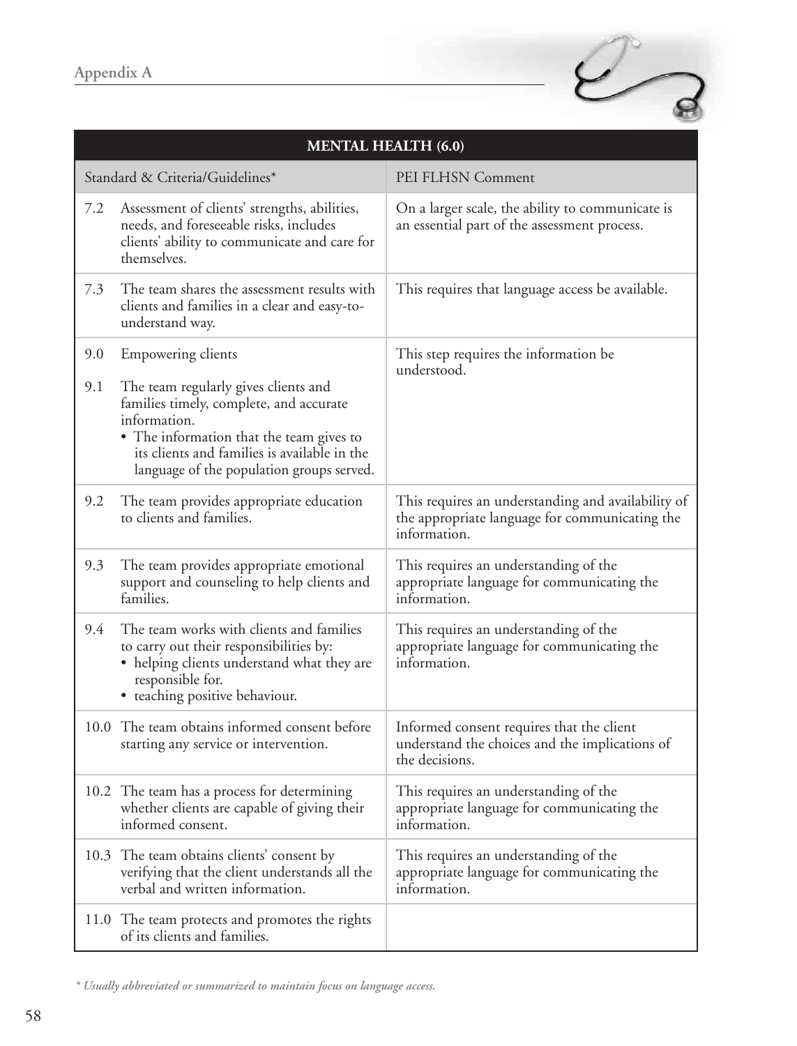| MENTAL HEALTH (6.0) | |
|---|---|
| Standard & Criteria/Guidelines* | PEI FLHSN Comment |
| 7.2 Assessment of clients' strengths, abilities, needs, and foreseeable risks, includes clients' ability to communicate and care for themselves. | On a larger scale, the ability to communicate is an essential part of the assessment process. |
| 7.3 The team shares the assessment results with clients and families in a clear and easy-to-understand way. | This requires that language access be available. |
| 9.0 Empowering clients<br>9.1 The team regularly gives clients and families timely, complete, and accurate information.<br>• The information that the team gives to its clients and families is available in the language of the population groups served. | This step requires the information be understood. |
| 9.2 The team provides appropriate education to clients and families. | This requires an understanding and availability of the appropriate language for communicating the information. |
| 9.3 The team provides appropriate emotional support and counseling to help clients and families. | This requires an understanding of the appropriate language for communicating the information. |
| 9.4 The team works with clients and families to carry out their responsibilities by:<br>• helping clients understand what they are responsible for.<br>• teaching positive behaviour. | This requires an understanding of the appropriate language for communicating the information. |
| 10.0 The team obtains informed consent before starting any service or intervention. | Informed consent requires that the client understand the choices and the implications of the decisions. |
| 10.2 The team has a process for determining whether clients are capable of giving their informed consent. | This requires an understanding of the appropriate language for communicating the information. |
| 10.3 The team obtains clients' consent by verifying that the client understands all the verbal and written information. | This requires an understanding of the appropriate language for communicating the information. |
| 11.0 The team protects and promotes the rights of its clients and families. | |

*\* Usually abbreviated or summarized to maintain focus on language access.*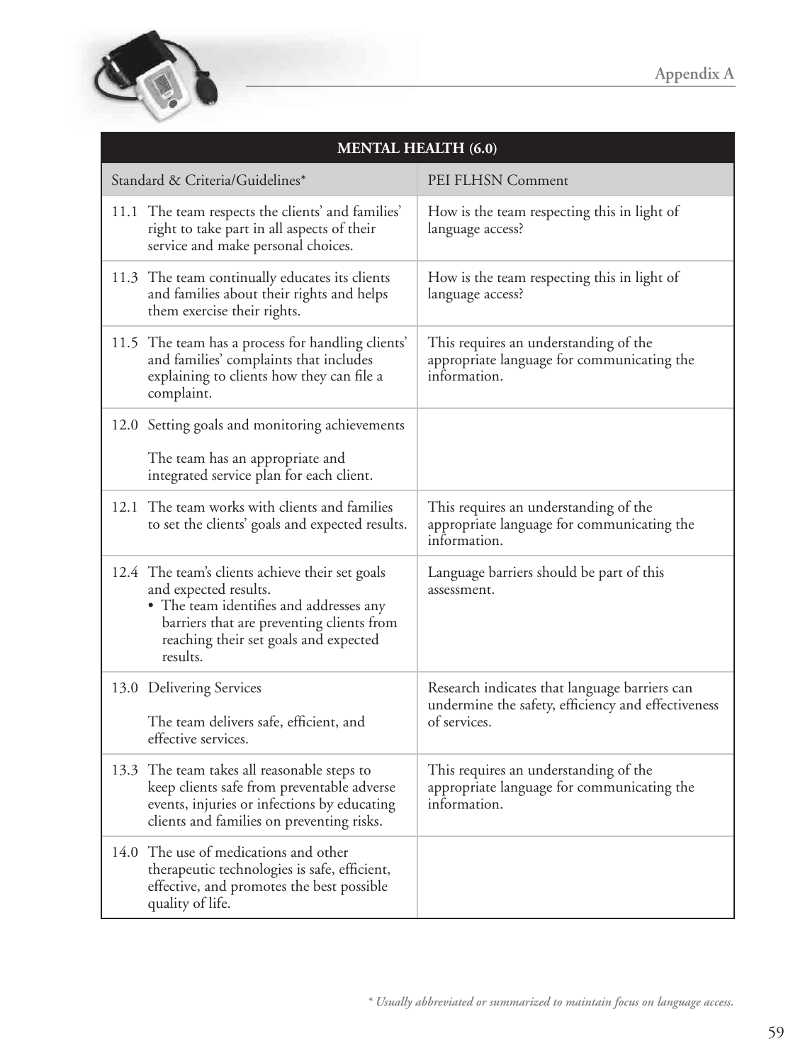| MENTAL HEALTH (6.0) | |
|---|---|
| Standard & Criteria/Guidelines* | PEI FLHSN Comment |
| 11.1 The team respects the clients' and families' right to take part in all aspects of their service and make personal choices. | How is the team respecting this in light of language access? |
| 11.3 The team continually educates its clients and families about their rights and helps them exercise their rights. | How is the team respecting this in light of language access? |
| 11.5 The team has a process for handling clients' and families' complaints that includes explaining to clients how they can file a complaint. | This requires an understanding of the appropriate language for communicating the information. |
| 12.0 Setting goals and monitoring achievements<br><br>The team has an appropriate and integrated service plan for each client. | |
| 12.1 The team works with clients and families to set the clients' goals and expected results. | This requires an understanding of the appropriate language for communicating the information. |
| 12.4 The team's clients achieve their set goals and expected results.<br>• The team identifies and addresses any barriers that are preventing clients from reaching their set goals and expected results. | Language barriers should be part of this assessment. |
| 13.0 Delivering Services<br><br>The team delivers safe, efficient, and effective services. | Research indicates that language barriers can undermine the safety, efficiency and effectiveness of services. |
| 13.3 The team takes all reasonable steps to keep clients safe from preventable adverse events, injuries or infections by educating clients and families on preventing risks. | This requires an understanding of the appropriate language for communicating the information. |
| 14.0 The use of medications and other therapeutic technologies is safe, efficient, effective, and promotes the best possible quality of life. | |

*\* Usually abbreviated or summarized to maintain focus on language access.*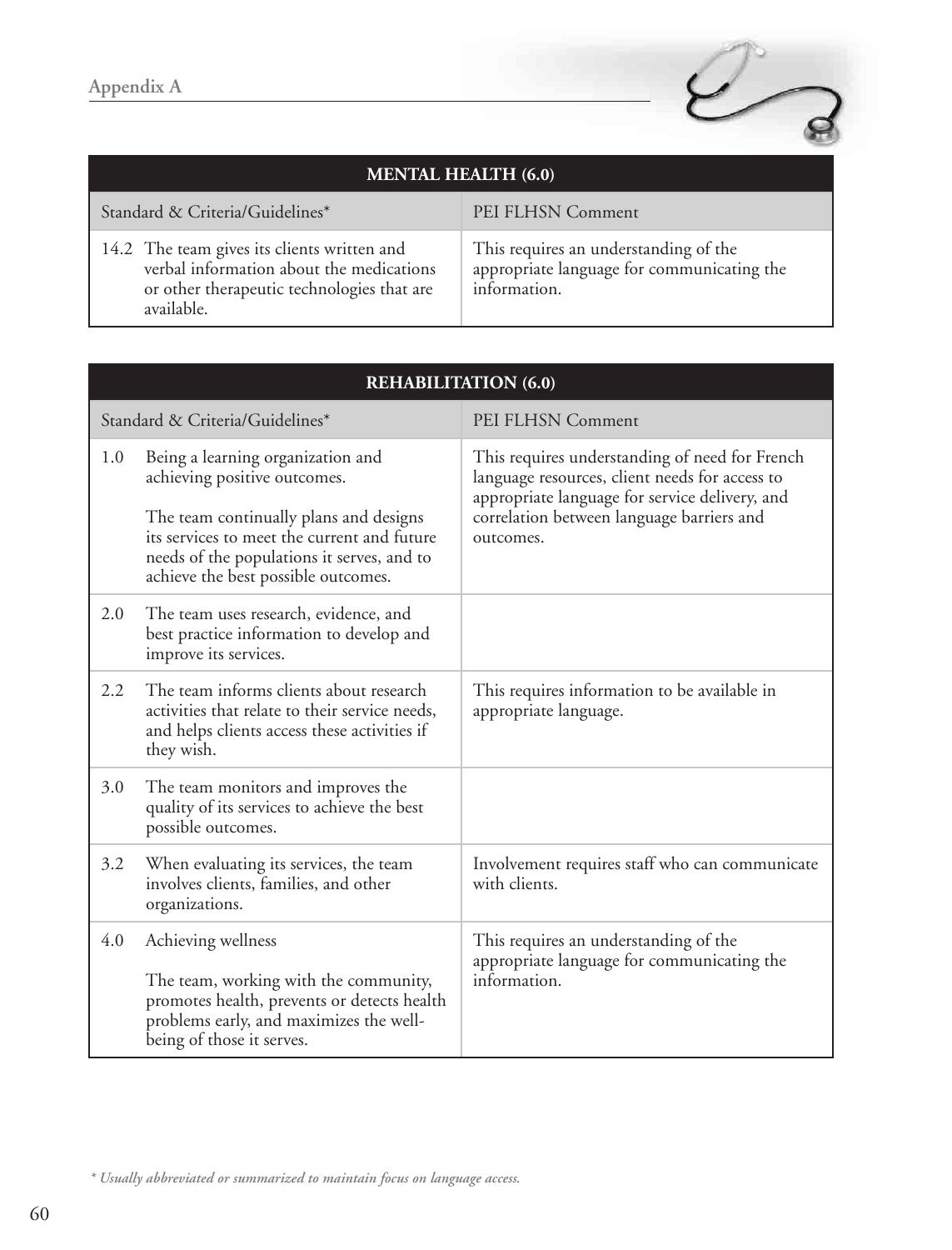| MENTAL HEALTH (6.0) | |
|---|---|
| Standard & Criteria/Guidelines* | PEI FLHSN Comment |
| 14.2 The team gives its clients written and verbal information about the medications or other therapeutic technologies that are available. | This requires an understanding of the appropriate language for communicating the information. |

| REHABILITATION (6.0) | |
|---|---|
| Standard & Criteria/Guidelines* | PEI FLHSN Comment |
| 1.0 Being a learning organization and achieving positive outcomes.<br><br>The team continually plans and designs its services to meet the current and future needs of the populations it serves, and to achieve the best possible outcomes. | This requires understanding of need for French language resources, client needs for access to appropriate language for service delivery, and correlation between language barriers and outcomes. |
| 2.0 The team uses research, evidence, and best practice information to develop and improve its services. | |
| 2.2 The team informs clients about research activities that relate to their service needs, and helps clients access these activities if they wish. | This requires information to be available in appropriate language. |
| 3.0 The team monitors and improves the quality of its services to achieve the best possible outcomes. | |
| 3.2 When evaluating its services, the team involves clients, families, and other organizations. | Involvement requires staff who can communicate with clients. |
| 4.0 Achieving wellness<br><br>The team, working with the community, promotes health, prevents or detects health problems early, and maximizes the well-being of those it serves. | This requires an understanding of the appropriate language for communicating the information. |

*\* Usually abbreviated or summarized to maintain focus on language access.*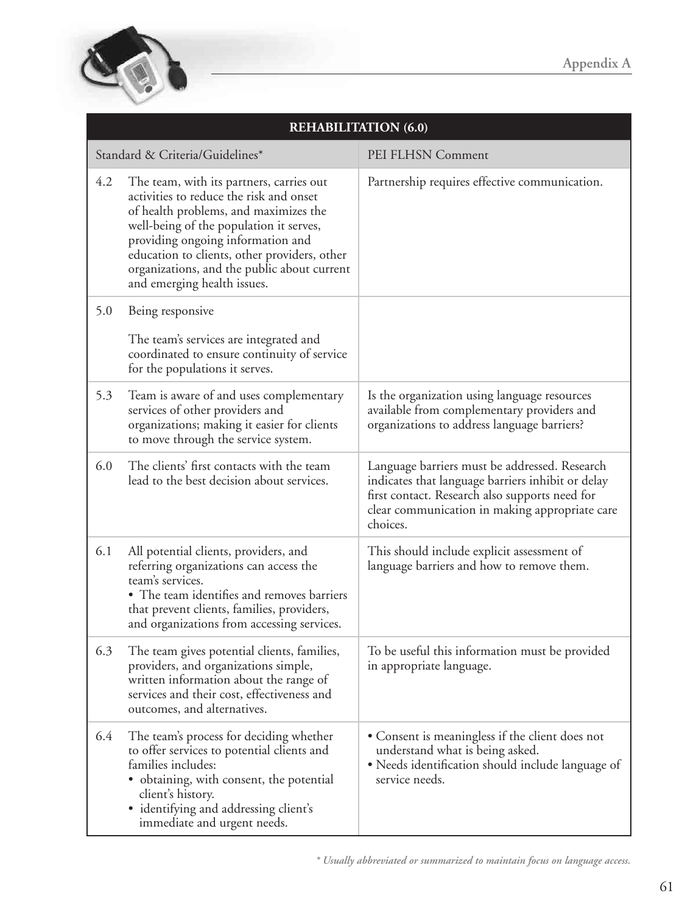| REHABILITATION (6.0) | |
|---|---|
| Standard & Criteria/Guidelines* | PEI FLHSN Comment |
| 4.2 The team, with its partners, carries out activities to reduce the risk and onset of health problems, and maximizes the well-being of the population it serves, providing ongoing information and education to clients, other providers, other organizations, and the public about current and emerging health issues. | Partnership requires effective communication. |
| 5.0 Being responsive<br><br>The team's services are integrated and coordinated to ensure continuity of service for the populations it serves. | |
| 5.3 Team is aware of and uses complementary services of other providers and organizations; making it easier for clients to move through the service system. | Is the organization using language resources available from complementary providers and organizations to address language barriers? |
| 6.0 The clients' first contacts with the team lead to the best decision about services. | Language barriers must be addressed. Research indicates that language barriers inhibit or delay first contact. Research also supports need for clear communication in making appropriate care choices. |
| 6.1 All potential clients, providers, and referring organizations can access the team's services.<br>• The team identifies and removes barriers that prevent clients, families, providers, and organizations from accessing services. | This should include explicit assessment of language barriers and how to remove them. |
| 6.3 The team gives potential clients, families, providers, and organizations simple, written information about the range of services and their cost, effectiveness and outcomes, and alternatives. | To be useful this information must be provided in appropriate language. |
| 6.4 The team's process for deciding whether to offer services to potential clients and families includes:<br>• obtaining, with consent, the potential client's history.<br>• identifying and addressing client's immediate and urgent needs. | • Consent is meaningless if the client does not understand what is being asked.<br>• Needs identification should include language of service needs. |

*\* Usually abbreviated or summarized to maintain focus on language access.*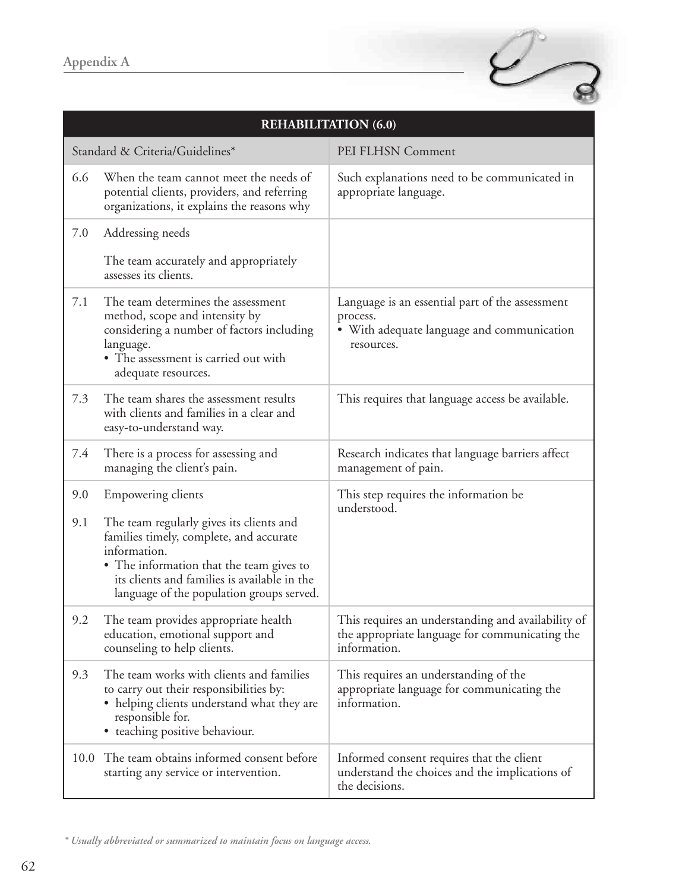| REHABILITATION (6.0) | | |
|---|---|---|
| Standard & Criteria/Guidelines* | | PEI FLHSN Comment |
| 6.6 | When the team cannot meet the needs of potential clients, providers, and referring organizations, it explains the reasons why | Such explanations need to be communicated in appropriate language. |
| 7.0 | Addressing needs<br><br>The team accurately and appropriately assesses its clients. | |
| 7.1 | The team determines the assessment method, scope and intensity by considering a number of factors including language.<br>• The assessment is carried out with adequate resources. | Language is an essential part of the assessment process.<br>• With adequate language and communication resources. |
| 7.3 | The team shares the assessment results with clients and families in a clear and easy-to-understand way. | This requires that language access be available. |
| 7.4 | There is a process for assessing and managing the client's pain. | Research indicates that language barriers affect management of pain. |
| 9.0<br><br>9.1 | Empowering clients<br><br>The team regularly gives its clients and families timely, complete, and accurate information.<br>• The information that the team gives to its clients and families is available in the language of the population groups served. | This step requires the information be understood. |
| 9.2 | The team provides appropriate health education, emotional support and counseling to help clients. | This requires an understanding and availability of the appropriate language for communicating the information. |
| 9.3 | The team works with clients and families to carry out their responsibilities by:<br>• helping clients understand what they are responsible for.<br>• teaching positive behaviour. | This requires an understanding of the appropriate language for communicating the information. |
| 10.0 | The team obtains informed consent before starting any service or intervention. | Informed consent requires that the client understand the choices and the implications of the decisions. |

*\* Usually abbreviated or summarized to maintain focus on language access.*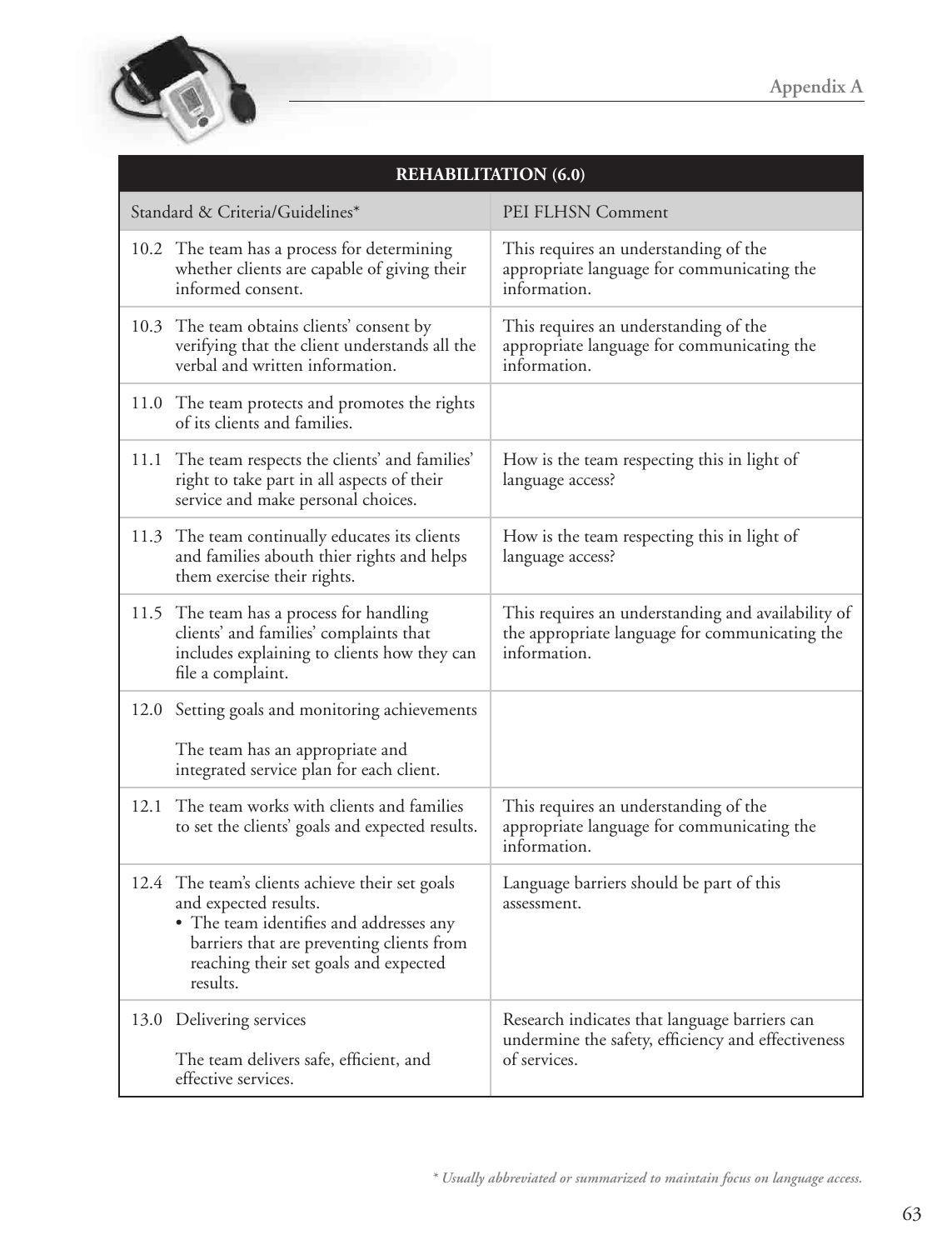| REHABILITATION (6.0) | |
|---|---|
| Standard & Criteria/Guidelines* | PEI FLHSN Comment |
| 10.2 The team has a process for determining whether clients are capable of giving their informed consent. | This requires an understanding of the appropriate language for communicating the information. |
| 10.3 The team obtains clients' consent by verifying that the client understands all the verbal and written information. | This requires an understanding of the appropriate language for communicating the information. |
| 11.0 The team protects and promotes the rights of its clients and families. | |
| 11.1 The team respects the clients' and families' right to take part in all aspects of their service and make personal choices. | How is the team respecting this in light of language access? |
| 11.3 The team continually educates its clients and families abouth thier rights and helps them exercise their rights. | How is the team respecting this in light of language access? |
| 11.5 The team has a process for handling clients' and families' complaints that includes explaining to clients how they can file a complaint. | This requires an understanding and availability of the appropriate language for communicating the information. |
| 12.0 Setting goals and monitoring achievements<br><br>The team has an appropriate and integrated service plan for each client. | |
| 12.1 The team works with clients and families to set the clients' goals and expected results. | This requires an understanding of the appropriate language for communicating the information. |
| 12.4 The team's clients achieve their set goals and expected results.<br>• The team identifies and addresses any barriers that are preventing clients from reaching their set goals and expected results. | Language barriers should be part of this assessment. |
| 13.0 Delivering services<br><br>The team delivers safe, efficient, and effective services. | Research indicates that language barriers can undermine the safety, efficiency and effectiveness of services. |

*\* Usually abbreviated or summarized to maintain focus on language access.*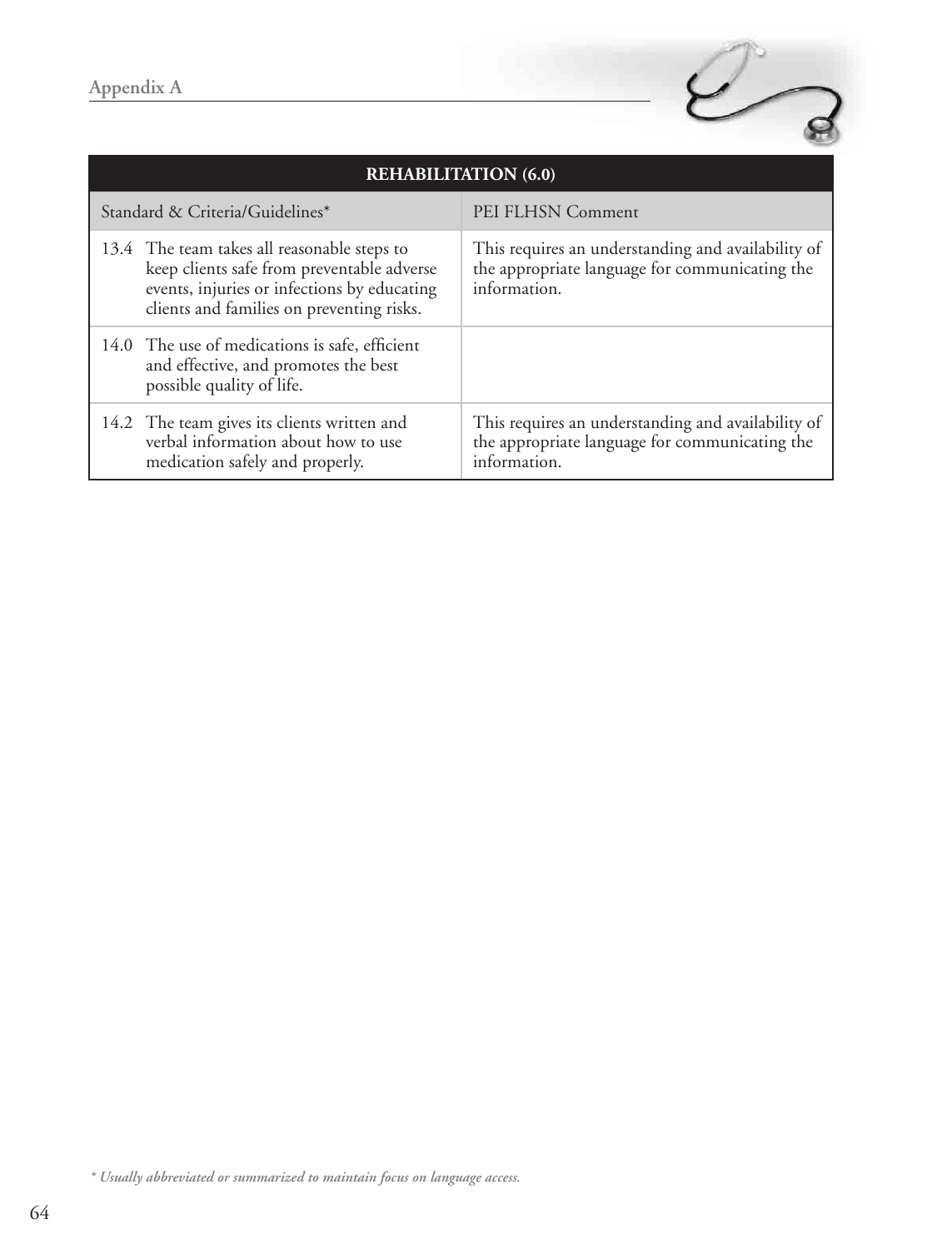| REHABILITATION (6.0) | |
|---|---|
| Standard & Criteria/Guidelines* | PEI FLHSN Comment |
| 13.4 The team takes all reasonable steps to keep clients safe from preventable adverse events, injuries or infections by educating clients and families on preventing risks. | This requires an understanding and availability of the appropriate language for communicating the information. |
| 14.0 The use of medications is safe, efficient and effective, and promotes the best possible quality of life. | |
| 14.2 The team gives its clients written and verbal information about how to use medication safely and properly. | This requires an understanding and availability of the appropriate language for communicating the information. |

*\* Usually abbreviated or summarized to maintain focus on language access.*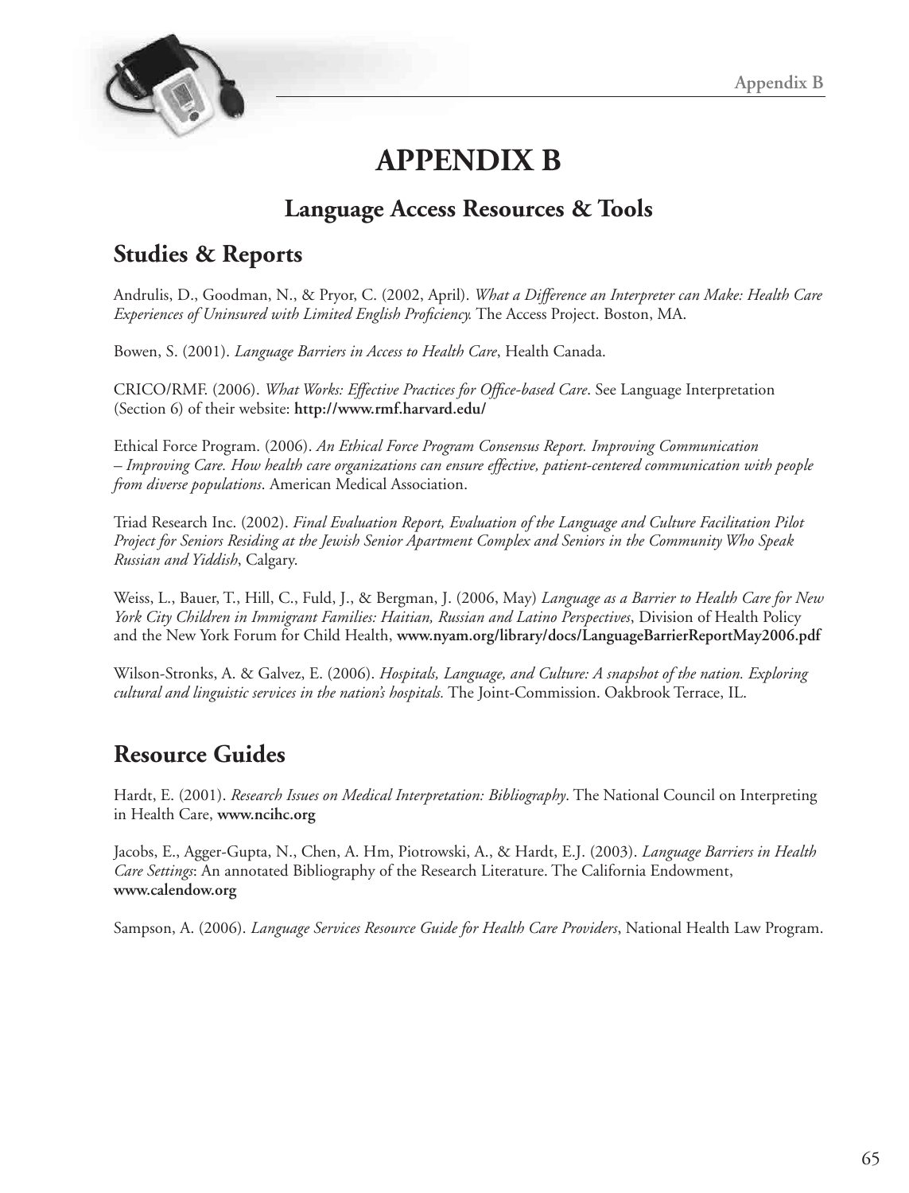# APPENDIX B

## Language Access Resources & Tools

## Studies & Reports

Andrulis, D., Goodman, N., & Pryor, C. (2002, April). *What a Difference an Interpreter can Make: Health Care Experiences of Uninsured with Limited English Proficiency.* The Access Project. Boston, MA.

Bowen, S. (2001). *Language Barriers in Access to Health Care*, Health Canada.

CRICO/RMF. (2006). *What Works: Effective Practices for Office-based Care*. See Language Interpretation (Section 6) of their website: **http://www.rmf.harvard.edu/**

Ethical Force Program. (2006). *An Ethical Force Program Consensus Report. Improving Communication – Improving Care. How health care organizations can ensure effective, patient-centered communication with people from diverse populations*. American Medical Association.

Triad Research Inc. (2002). *Final Evaluation Report, Evaluation of the Language and Culture Facilitation Pilot Project for Seniors Residing at the Jewish Senior Apartment Complex and Seniors in the Community Who Speak Russian and Yiddish*, Calgary.

Weiss, L., Bauer, T., Hill, C., Fuld, J., & Bergman, J. (2006, May) *Language as a Barrier to Health Care for New York City Children in Immigrant Families: Haitian, Russian and Latino Perspectives*, Division of Health Policy and the New York Forum for Child Health, **www.nyam.org/library/docs/LanguageBarrierReportMay2006.pdf**

Wilson-Stronks, A. & Galvez, E. (2006). *Hospitals, Language, and Culture: A snapshot of the nation. Exploring cultural and linguistic services in the nation's hospitals.* The Joint-Commission. Oakbrook Terrace, IL.

## Resource Guides

Hardt, E. (2001). *Research Issues on Medical Interpretation: Bibliography*. The National Council on Interpreting in Health Care, **www.ncihc.org**

Jacobs, E., Agger-Gupta, N., Chen, A. Hm, Piotrowski, A., & Hardt, E.J. (2003). *Language Barriers in Health Care Settings*: An annotated Bibliography of the Research Literature. The California Endowment, **www.calendow.org**

Sampson, A. (2006). *Language Services Resource Guide for Health Care Providers*, National Health Law Program.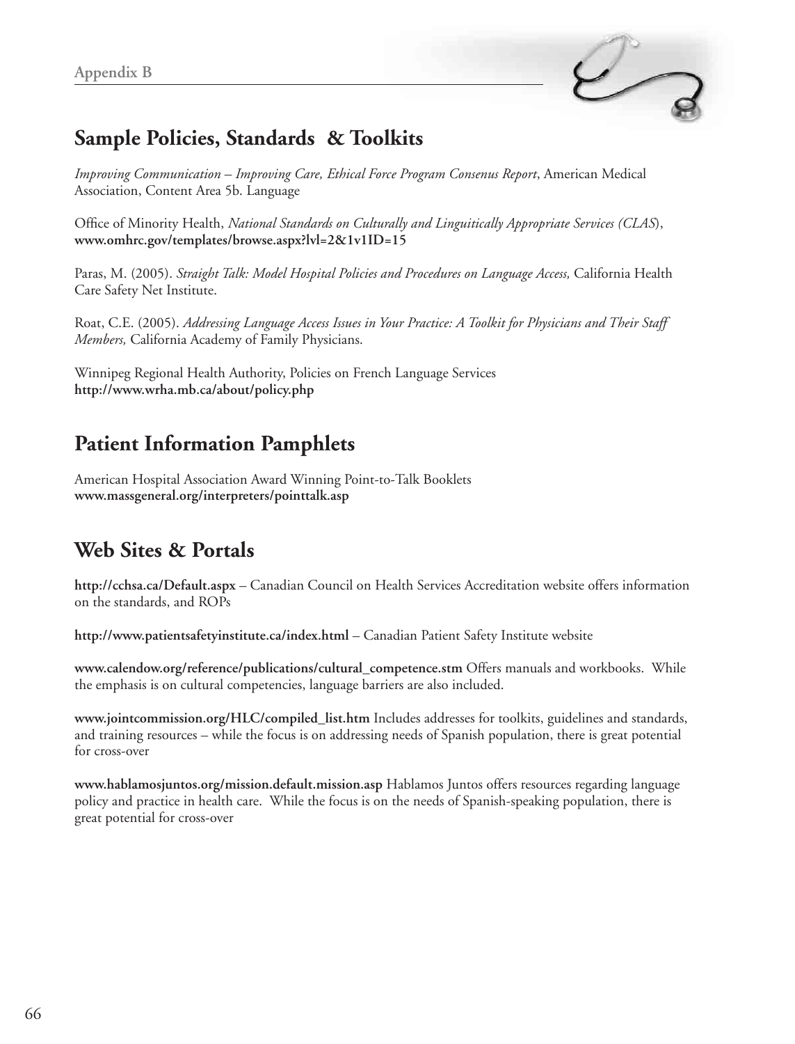## Sample Policies, Standards & Toolkits

*Improving Communication – Improving Care, Ethical Force Program Consensus Report*, American Medical Association, Content Area 5b. Language

Office of Minority Health, *National Standards on Culturally and Linguitically Appropriate Services (CLAS)*, **www.omhrc.gov/templates/browse.aspx?lvl=2&1v1ID=15**

Paras, M. (2005). *Straight Talk: Model Hospital Policies and Procedures on Language Access,* California Health Care Safety Net Institute.

Roat, C.E. (2005). *Addressing Language Access Issues in Your Practice: A Toolkit for Physicians and Their Staff Members,* California Academy of Family Physicians.

Winnipeg Regional Health Authority, Policies on French Language Services
**http://www.wrha.mb.ca/about/policy.php**

## Patient Information Pamphlets

American Hospital Association Award Winning Point-to-Talk Booklets
**www.massgeneral.org/interpreters/pointtalk.asp**

## Web Sites & Portals

**http://cchsa.ca/Default.aspx** – Canadian Council on Health Services Accreditation website offers information on the standards, and ROPs

**http://www.patientsafetyinstitute.ca/index.html** – Canadian Patient Safety Institute website

**www.calendow.org/reference/publications/cultural_competence.stm** Offers manuals and workbooks. While the emphasis is on cultural competencies, language barriers are also included.

**www.jointcommission.org/HLC/compiled_list.htm** Includes addresses for toolkits, guidelines and standards, and training resources – while the focus is on addressing needs of Spanish population, there is great potential for cross-over

**www.hablamosjuntos.org/mission.default.mission.asp** Hablamos Juntos offers resources regarding language policy and practice in health care. While the focus is on the needs of Spanish-speaking population, there is great potential for cross-over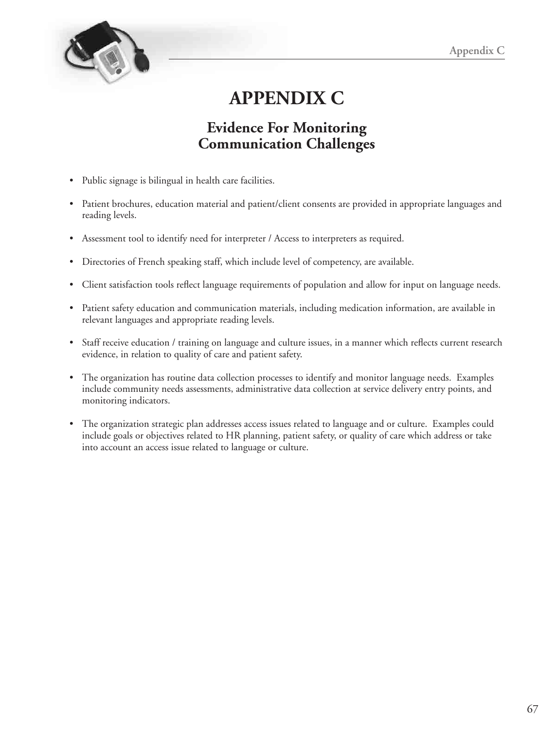# APPENDIX C

## Evidence For Monitoring Communication Challenges

- Public signage is bilingual in health care facilities.
- Patient brochures, education material and patient/client consents are provided in appropriate languages and reading levels.
- Assessment tool to identify need for interpreter / Access to interpreters as required.
- Directories of French speaking staff, which include level of competency, are available.
- Client satisfaction tools reflect language requirements of population and allow for input on language needs.
- Patient safety education and communication materials, including medication information, are available in relevant languages and appropriate reading levels.
- Staff receive education / training on language and culture issues, in a manner which reflects current research evidence, in relation to quality of care and patient safety.
- The organization has routine data collection processes to identify and monitor language needs. Examples include community needs assessments, administrative data collection at service delivery entry points, and monitoring indicators.
- The organization strategic plan addresses access issues related to language and or culture. Examples could include goals or objectives related to HR planning, patient safety, or quality of care which address or take into account an access issue related to language or culture.